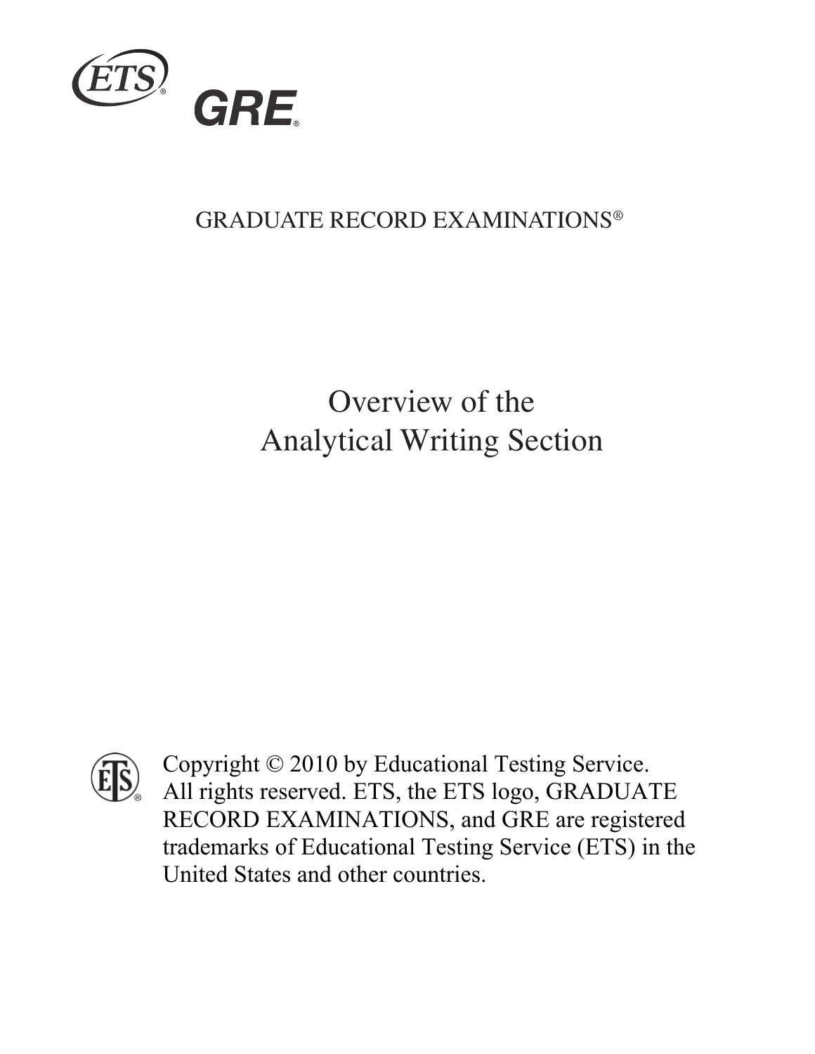ETS

GRE

GRADUATE RECORD EXAMINATIONS®

# Overview of the Analytical Writing Section

Copyright © 2010 by Educational Testing Service. All rights reserved. ETS, the ETS logo, GRADUATE RECORD EXAMINATIONS, and GRE are registered trademarks of Educational Testing Service (ETS) in the United States and other countries.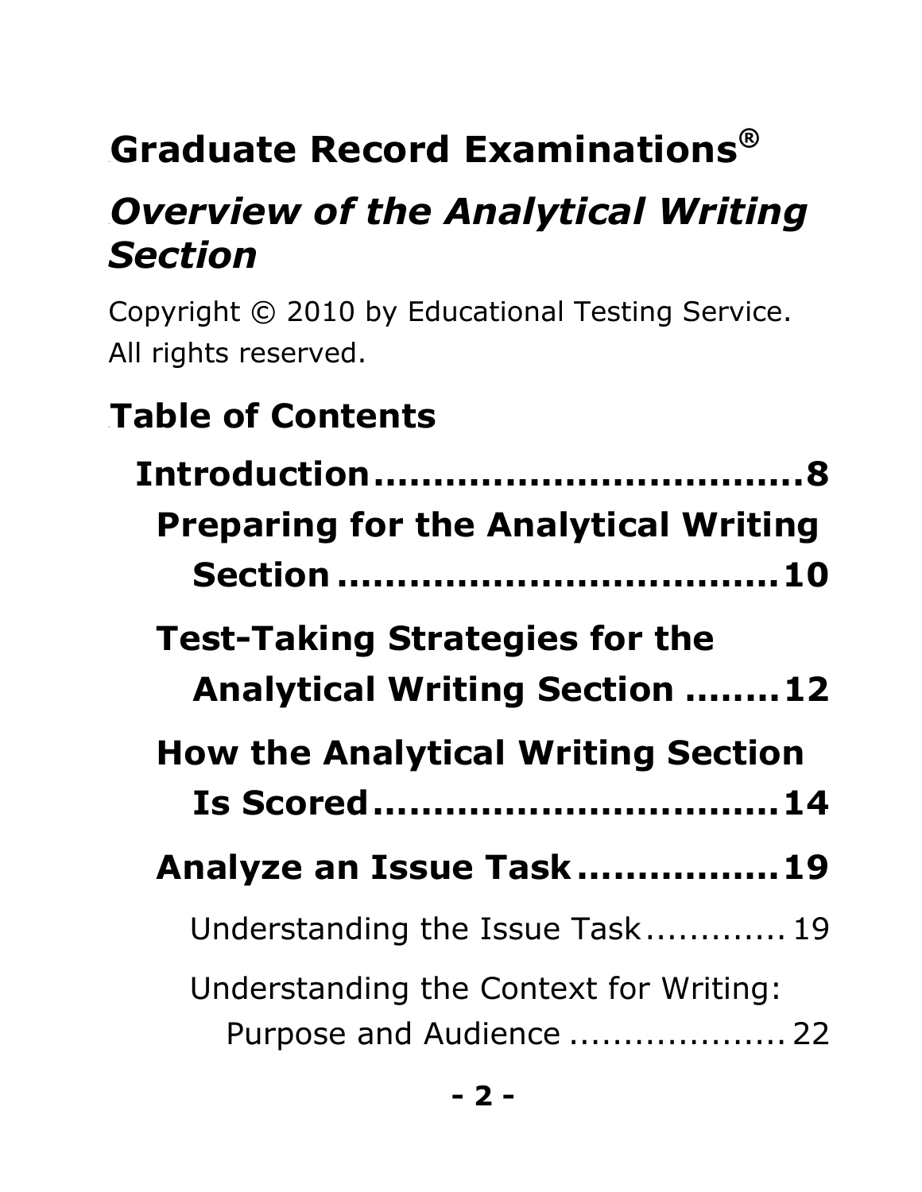# Graduate Record Examinations®

## *Overview of the Analytical Writing Section*

Copyright © 2010 by Educational Testing Service. All rights reserved.

## Table of Contents

**Introduction....................................8**

**Preparing for the Analytical Writing Section.....................................10**

**Test-Taking Strategies for the Analytical Writing Section ........12**

**How the Analytical Writing Section Is Scored.................................14**

**Analyze an Issue Task.................19**

Understanding the Issue Task.............19

Understanding the Context for Writing: Purpose and Audience ....................22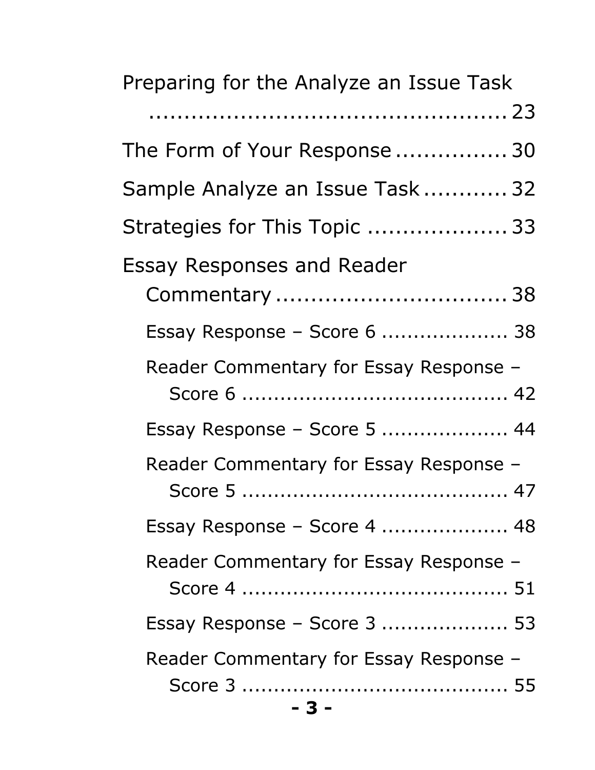Preparing for the Analyze an Issue Task .................................................. 23

The Form of Your Response ................ 30

Sample Analyze an Issue Task ............ 32

Strategies for This Topic .................... 33

Essay Responses and Reader Commentary ................................. 38

- Essay Response – Score 6 .................... 38
- Reader Commentary for Essay Response – Score 6 ......................................... 42
- Essay Response – Score 5 .................... 44
- Reader Commentary for Essay Response – Score 5 ......................................... 47
- Essay Response – Score 4 .................... 48
- Reader Commentary for Essay Response – Score 4 ......................................... 51
- Essay Response – Score 3 .................... 53
- Reader Commentary for Essay Response – Score 3 ......................................... 55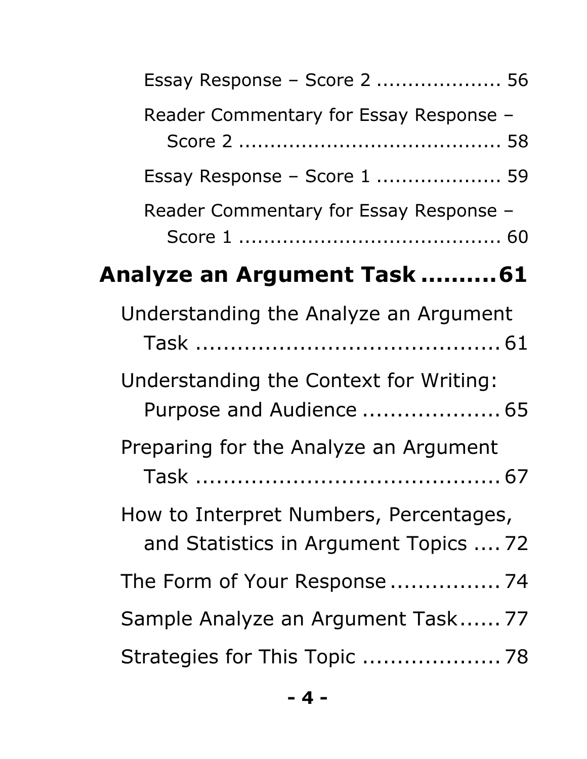Essay Response – Score 2 ................... 56

Reader Commentary for Essay Response – Score 2 ........................................ 58

Essay Response – Score 1 ................... 59

Reader Commentary for Essay Response – Score 1 ........................................ 60

**Analyze an Argument Task ..........61**

Understanding the Analyze an Argument Task ............................................ 61

Understanding the Context for Writing: Purpose and Audience .................... 65

Preparing for the Analyze an Argument Task ............................................ 67

How to Interpret Numbers, Percentages, and Statistics in Argument Topics .... 72

The Form of Your Response ................ 74

Sample Analyze an Argument Task...... 77

Strategies for This Topic .................... 78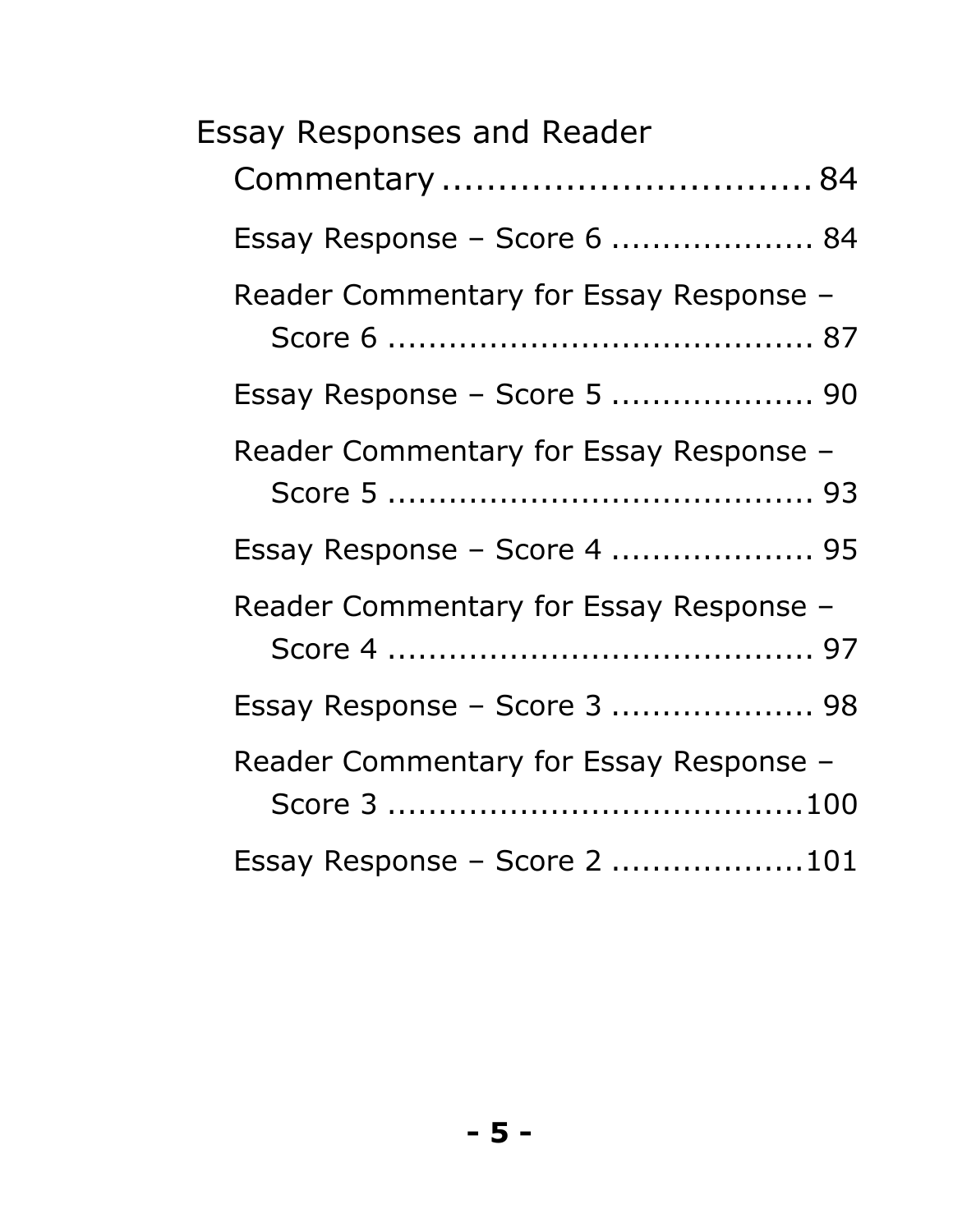Essay Responses and Reader Commentary ................................ 84

- Essay Response – Score 6 .................... 84
- Reader Commentary for Essay Response – Score 6 .......................................... 87
- Essay Response – Score 5 .................... 90
- Reader Commentary for Essay Response – Score 5 .......................................... 93
- Essay Response – Score 4 .................... 95
- Reader Commentary for Essay Response – Score 4 .......................................... 97
- Essay Response – Score 3 .................... 98
- Reader Commentary for Essay Response – Score 3 ........................................100
- Essay Response – Score 2 ..................101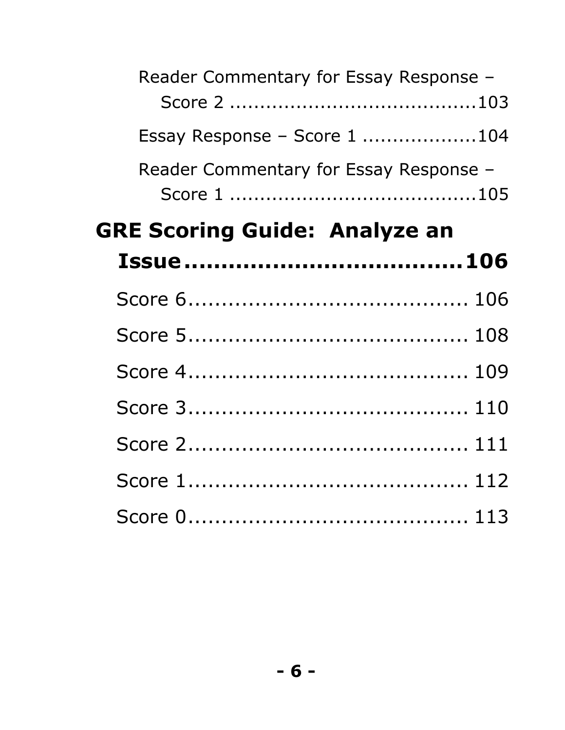Reader Commentary for Essay Response – Score 2 ........................................103

Essay Response – Score 1 ...................104

Reader Commentary for Essay Response – Score 1 ........................................105

**GRE Scoring Guide: Analyze an Issue....................................106**

Score 6.......................................... 106

Score 5.......................................... 108

Score 4.......................................... 109

Score 3.......................................... 110

Score 2.......................................... 111

Score 1.......................................... 112

Score 0.......................................... 113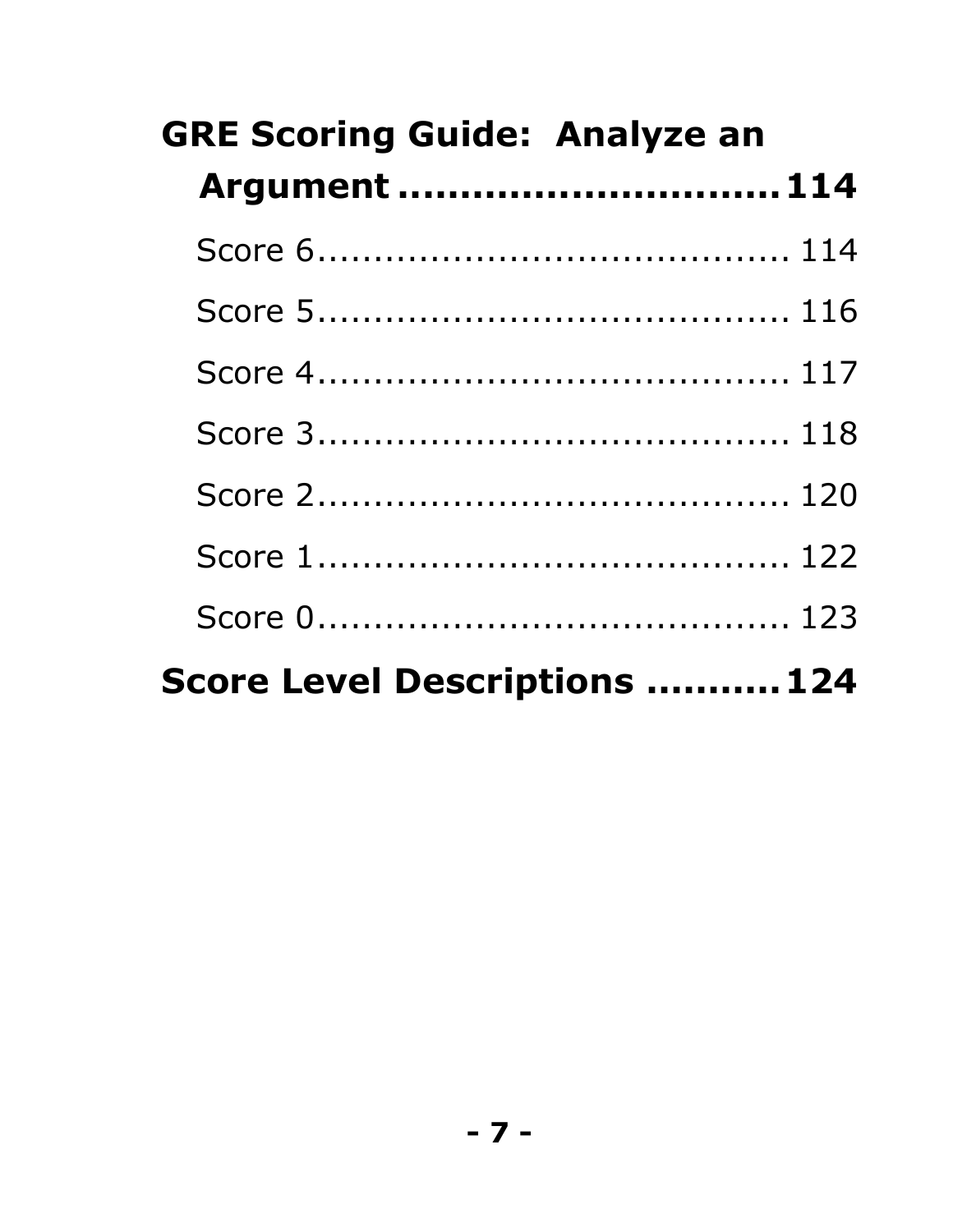**GRE Scoring Guide: Analyze an Argument .............................114**

Score 6........................................ 114

Score 5........................................ 116

Score 4........................................ 117

Score 3........................................ 118

Score 2........................................ 120

Score 1........................................ 122

Score 0........................................ 123

**Score Level Descriptions ..........124**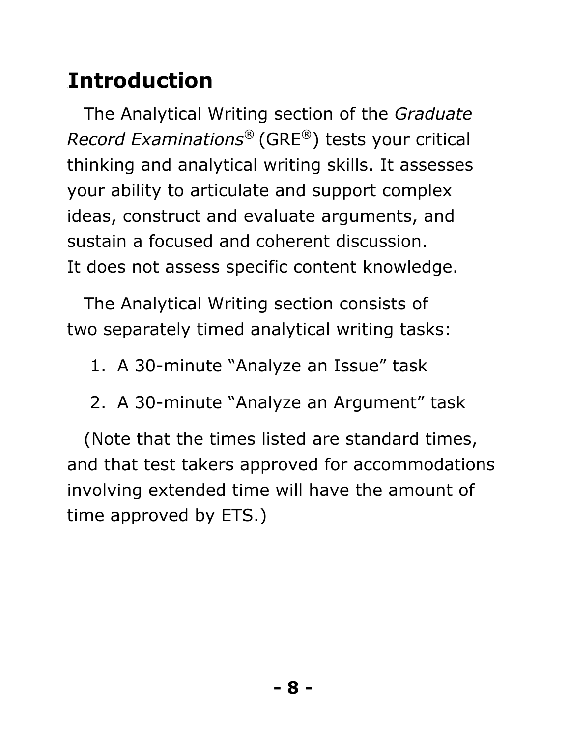# Introduction

The Analytical Writing section of the *Graduate Record Examinations*® (GRE®) tests your critical thinking and analytical writing skills. It assesses your ability to articulate and support complex ideas, construct and evaluate arguments, and sustain a focused and coherent discussion. It does not assess specific content knowledge.

The Analytical Writing section consists of two separately timed analytical writing tasks:

1. A 30-minute “Analyze an Issue” task
2. A 30-minute “Analyze an Argument” task

(Note that the times listed are standard times, and that test takers approved for accommodations involving extended time will have the amount of time approved by ETS.)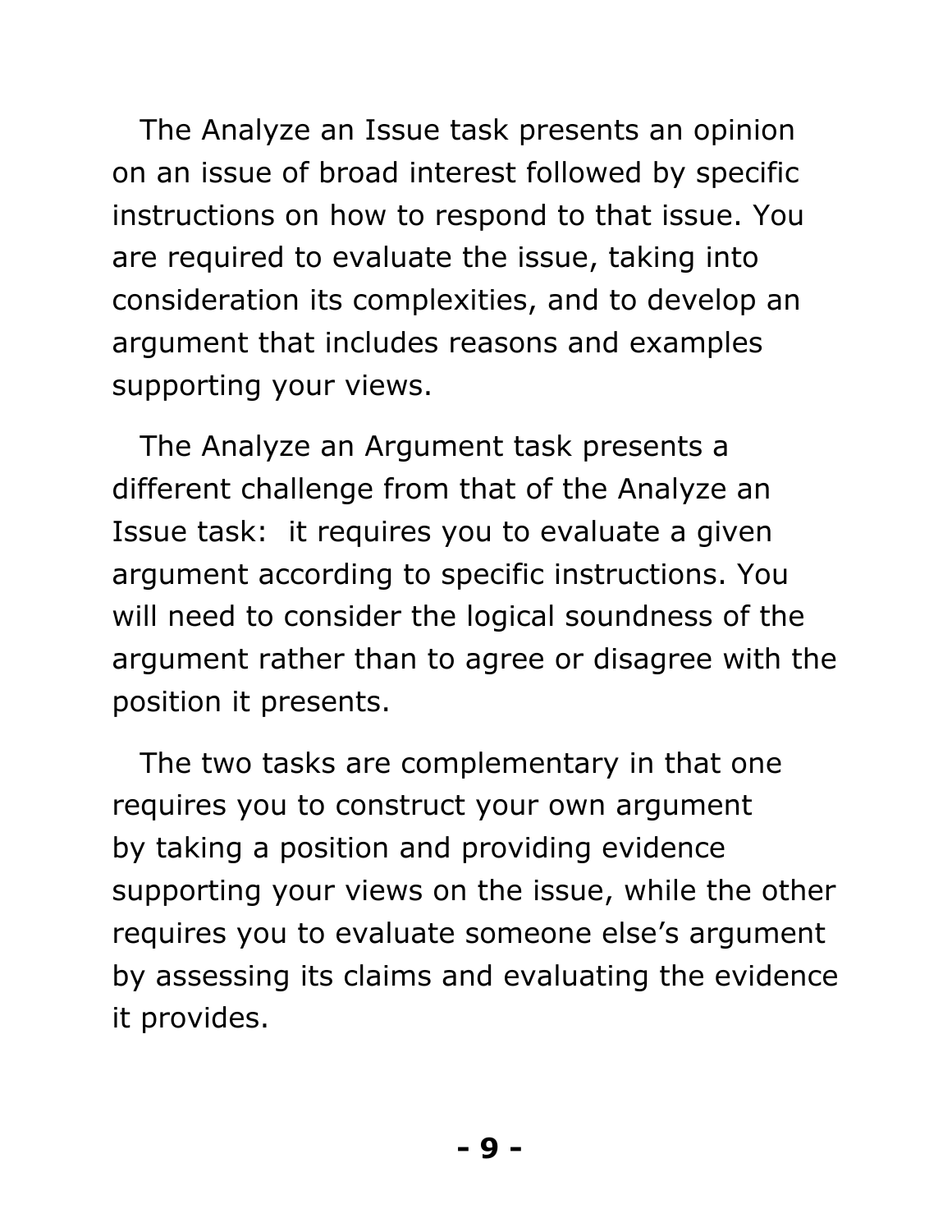The Analyze an Issue task presents an opinion on an issue of broad interest followed by specific instructions on how to respond to that issue. You are required to evaluate the issue, taking into consideration its complexities, and to develop an argument that includes reasons and examples supporting your views.

The Analyze an Argument task presents a different challenge from that of the Analyze an Issue task: it requires you to evaluate a given argument according to specific instructions. You will need to consider the logical soundness of the argument rather than to agree or disagree with the position it presents.

The two tasks are complementary in that one requires you to construct your own argument by taking a position and providing evidence supporting your views on the issue, while the other requires you to evaluate someone else's argument by assessing its claims and evaluating the evidence it provides.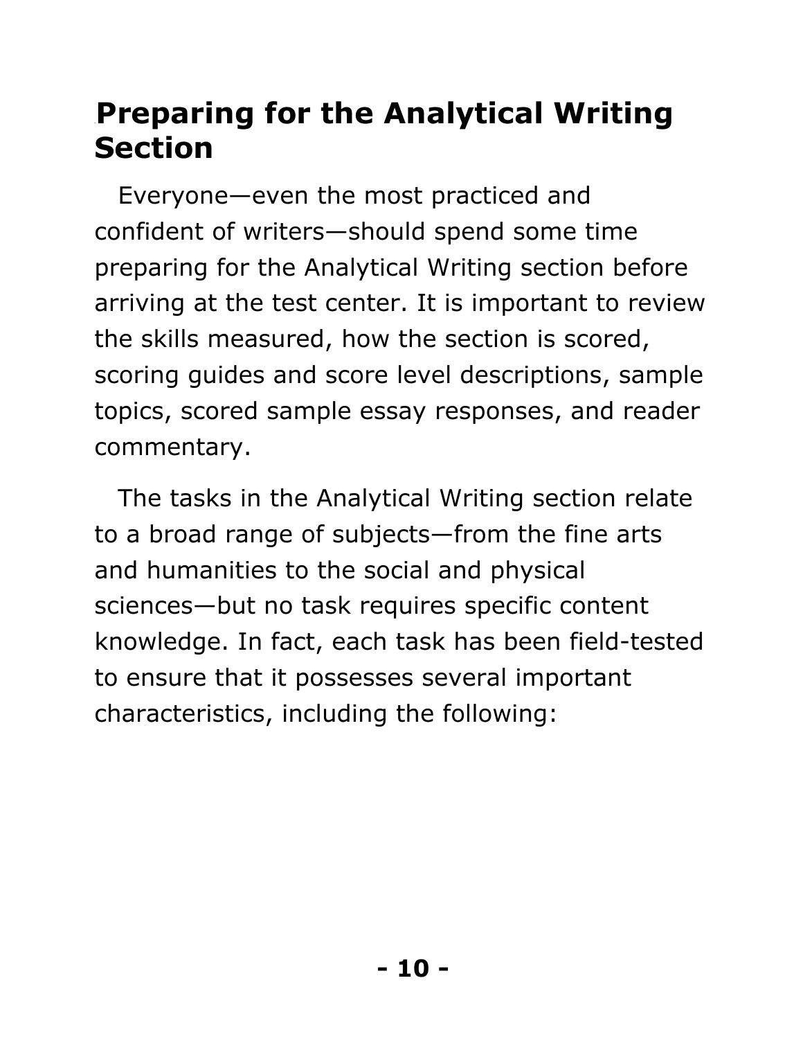## Preparing for the Analytical Writing Section

Everyone—even the most practiced and confident of writers—should spend some time preparing for the Analytical Writing section before arriving at the test center. It is important to review the skills measured, how the section is scored, scoring guides and score level descriptions, sample topics, scored sample essay responses, and reader commentary.

The tasks in the Analytical Writing section relate to a broad range of subjects—from the fine arts and humanities to the social and physical sciences—but no task requires specific content knowledge. In fact, each task has been field-tested to ensure that it possesses several important characteristics, including the following: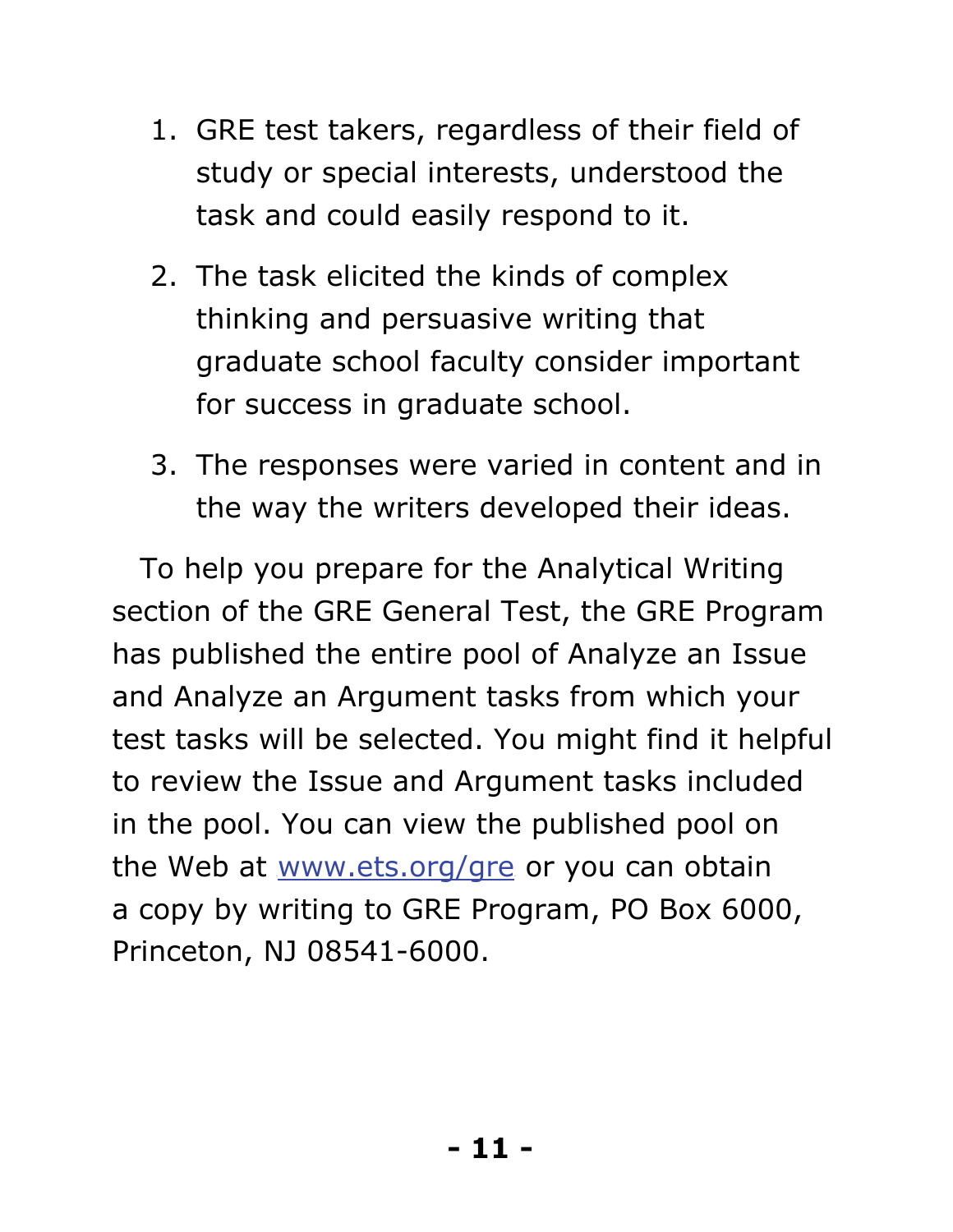1. GRE test takers, regardless of their field of study or special interests, understood the task and could easily respond to it.
2. The task elicited the kinds of complex thinking and persuasive writing that graduate school faculty consider important for success in graduate school.
3. The responses were varied in content and in the way the writers developed their ideas.

To help you prepare for the Analytical Writing section of the GRE General Test, the GRE Program has published the entire pool of Analyze an Issue and Analyze an Argument tasks from which your test tasks will be selected. You might find it helpful to review the Issue and Argument tasks included in the pool. You can view the published pool on the Web at [www.ets.org/gre](http://www.ets.org/gre) or you can obtain a copy by writing to GRE Program, PO Box 6000, Princeton, NJ 08541-6000.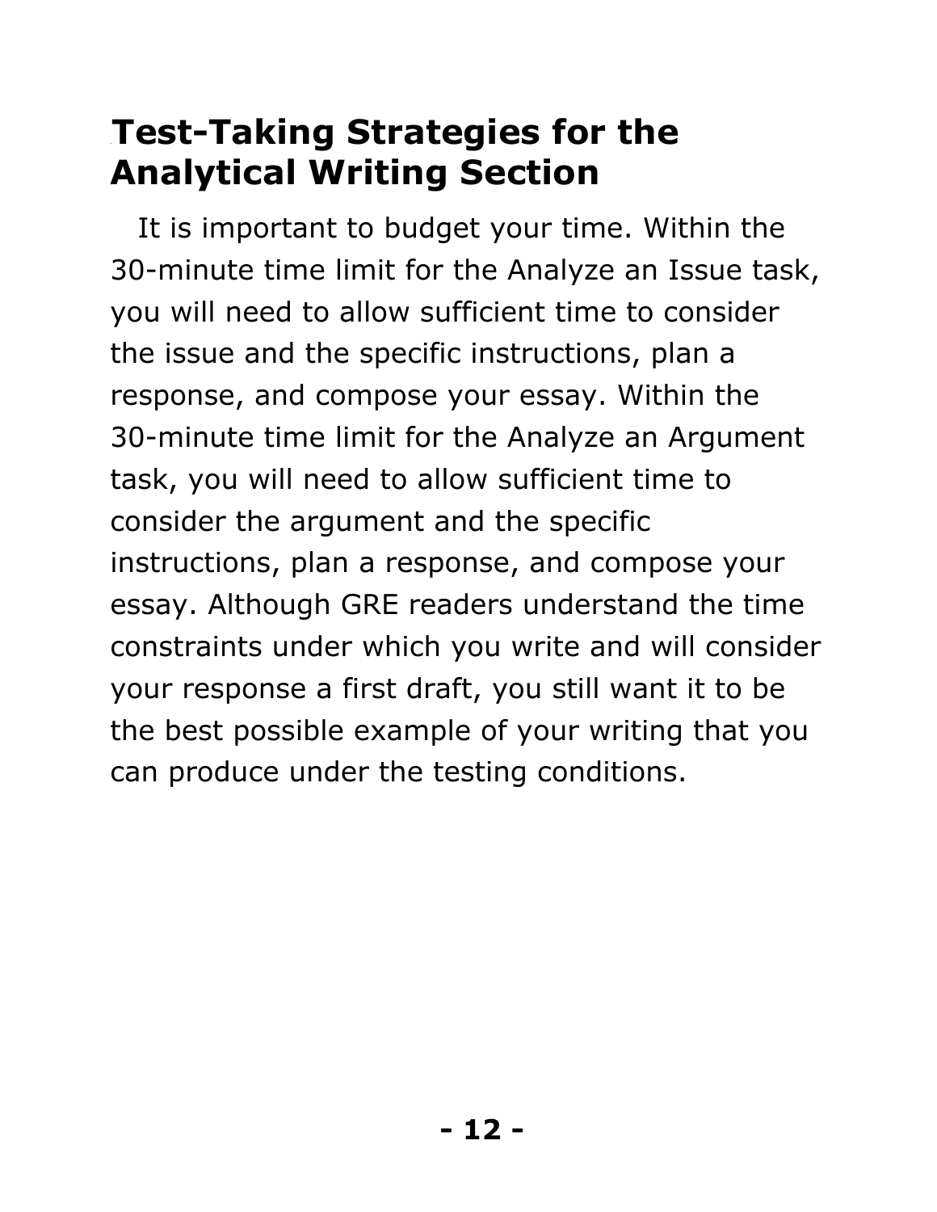## Test-Taking Strategies for the Analytical Writing Section

It is important to budget your time. Within the 30-minute time limit for the Analyze an Issue task, you will need to allow sufficient time to consider the issue and the specific instructions, plan a response, and compose your essay. Within the 30-minute time limit for the Analyze an Argument task, you will need to allow sufficient time to consider the argument and the specific instructions, plan a response, and compose your essay. Although GRE readers understand the time constraints under which you write and will consider your response a first draft, you still want it to be the best possible example of your writing that you can produce under the testing conditions.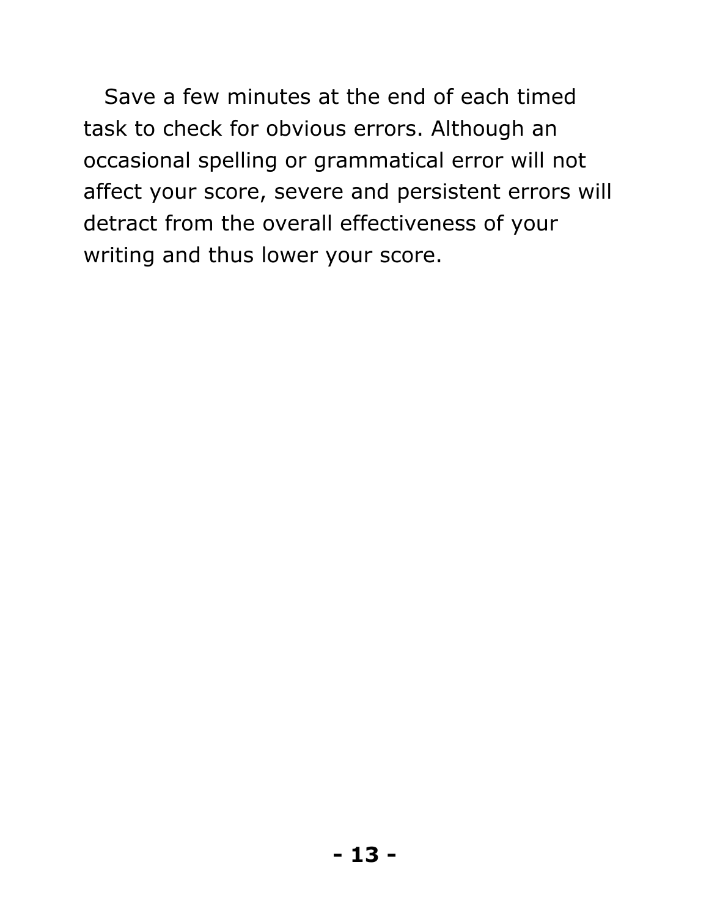Save a few minutes at the end of each timed task to check for obvious errors. Although an occasional spelling or grammatical error will not affect your score, severe and persistent errors will detract from the overall effectiveness of your writing and thus lower your score.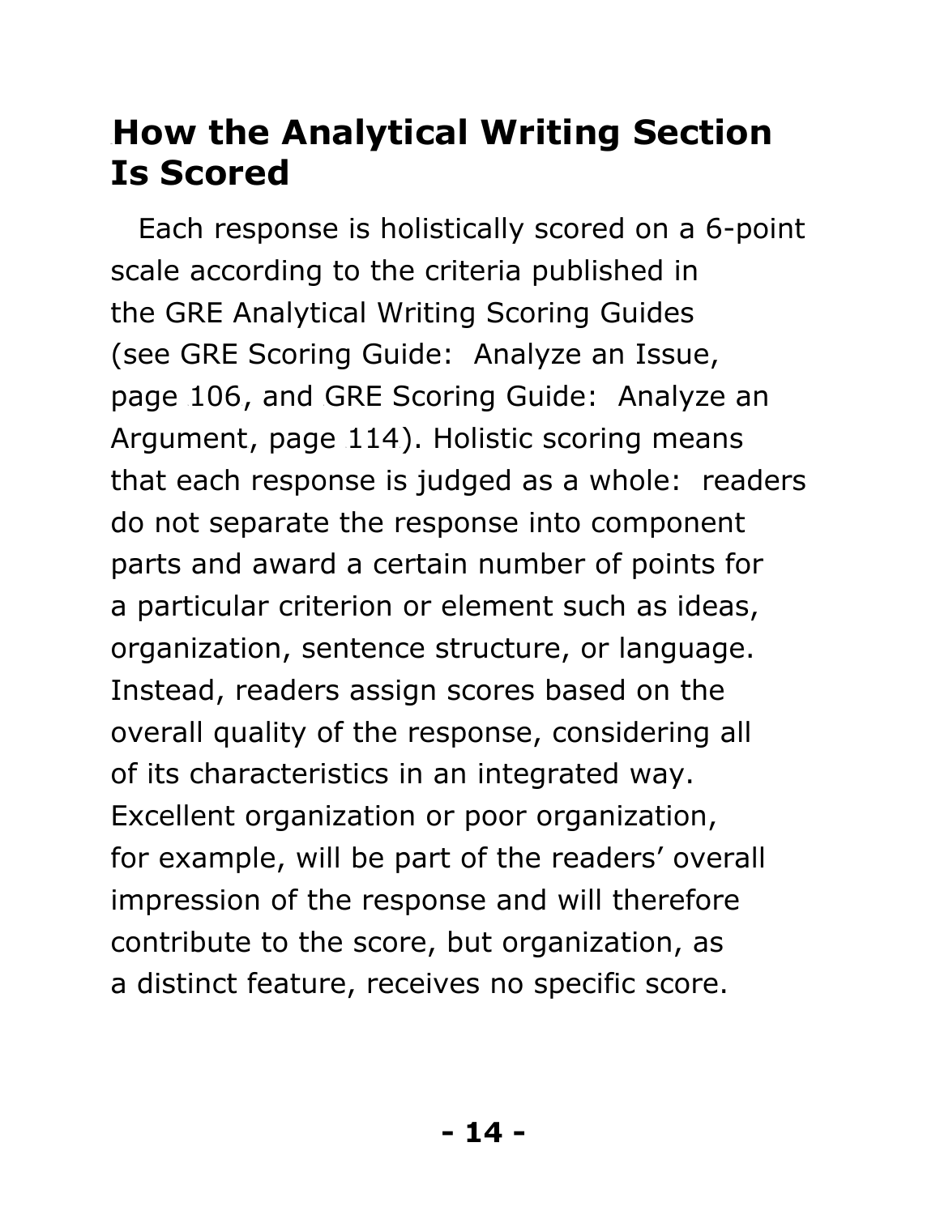## How the Analytical Writing Section Is Scored

Each response is holistically scored on a 6-point scale according to the criteria published in the GRE Analytical Writing Scoring Guides (see GRE Scoring Guide: Analyze an Issue, page 106, and GRE Scoring Guide: Analyze an Argument, page 114). Holistic scoring means that each response is judged as a whole: readers do not separate the response into component parts and award a certain number of points for a particular criterion or element such as ideas, organization, sentence structure, or language. Instead, readers assign scores based on the overall quality of the response, considering all of its characteristics in an integrated way. Excellent organization or poor organization, for example, will be part of the readers' overall impression of the response and will therefore contribute to the score, but organization, as a distinct feature, receives no specific score.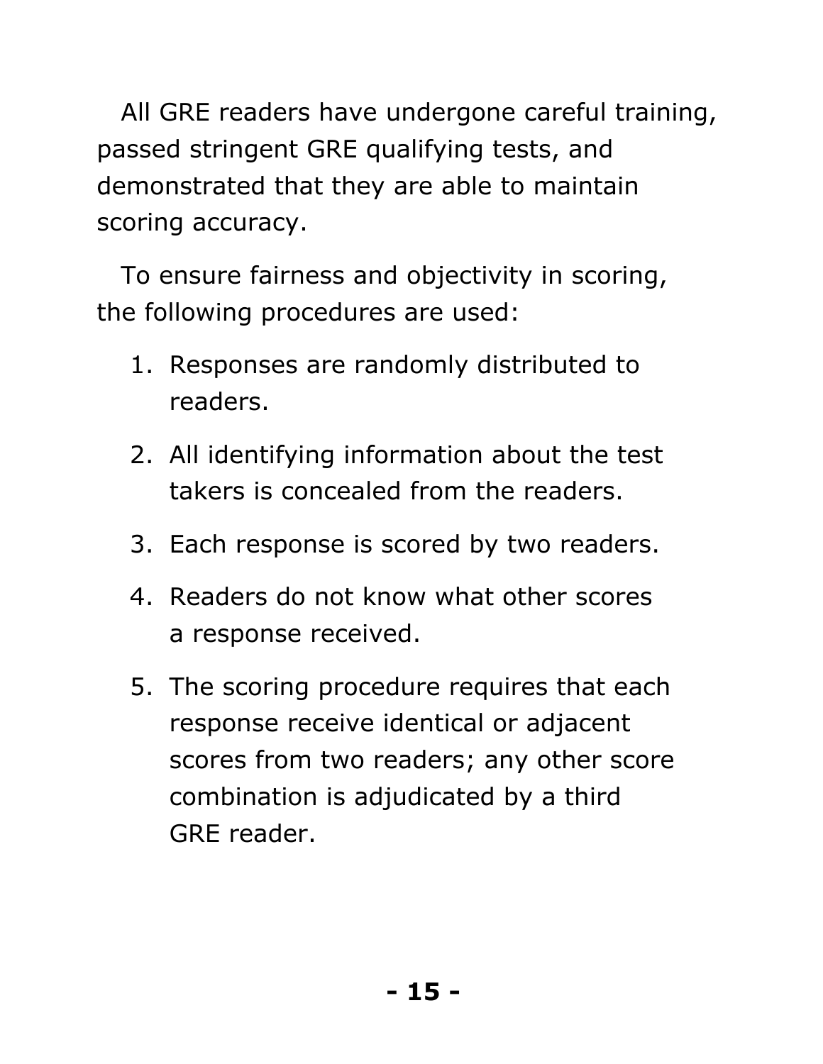All GRE readers have undergone careful training, passed stringent GRE qualifying tests, and demonstrated that they are able to maintain scoring accuracy.

To ensure fairness and objectivity in scoring, the following procedures are used:

1. Responses are randomly distributed to readers.
2. All identifying information about the test takers is concealed from the readers.
3. Each response is scored by two readers.
4. Readers do not know what other scores a response received.
5. The scoring procedure requires that each response receive identical or adjacent scores from two readers; any other score combination is adjudicated by a third GRE reader.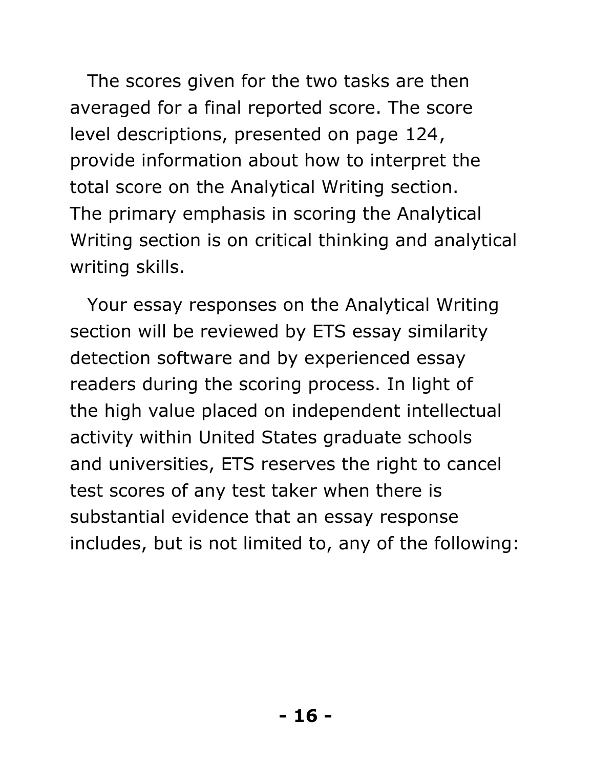The scores given for the two tasks are then averaged for a final reported score. The score level descriptions, presented on page 124, provide information about how to interpret the total score on the Analytical Writing section. The primary emphasis in scoring the Analytical Writing section is on critical thinking and analytical writing skills.

Your essay responses on the Analytical Writing section will be reviewed by ETS essay similarity detection software and by experienced essay readers during the scoring process. In light of the high value placed on independent intellectual activity within United States graduate schools and universities, ETS reserves the right to cancel test scores of any test taker when there is substantial evidence that an essay response includes, but is not limited to, any of the following: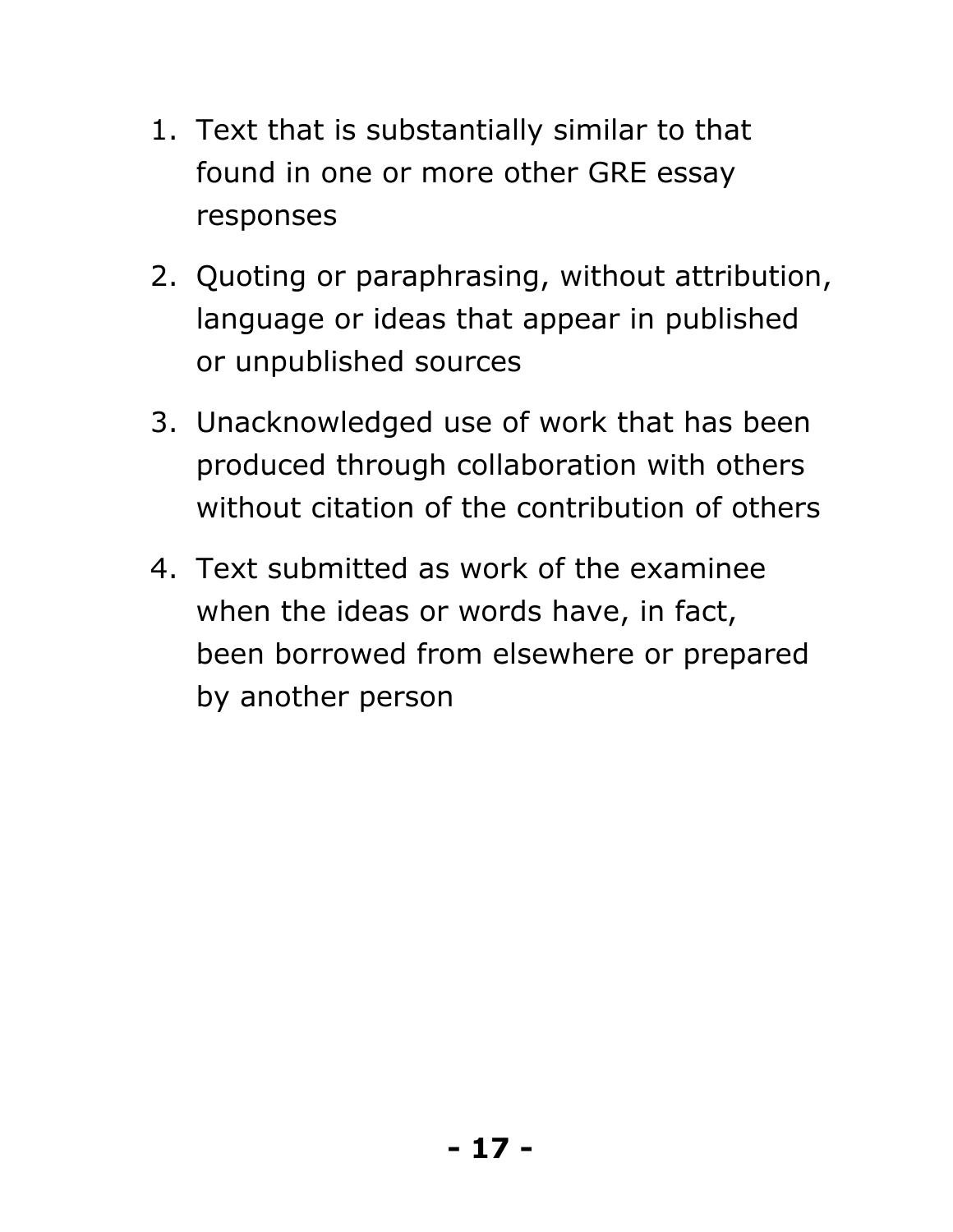1. Text that is substantially similar to that found in one or more other GRE essay responses
2. Quoting or paraphrasing, without attribution, language or ideas that appear in published or unpublished sources
3. Unacknowledged use of work that has been produced through collaboration with others without citation of the contribution of others
4. Text submitted as work of the examinee when the ideas or words have, in fact, been borrowed from elsewhere or prepared by another person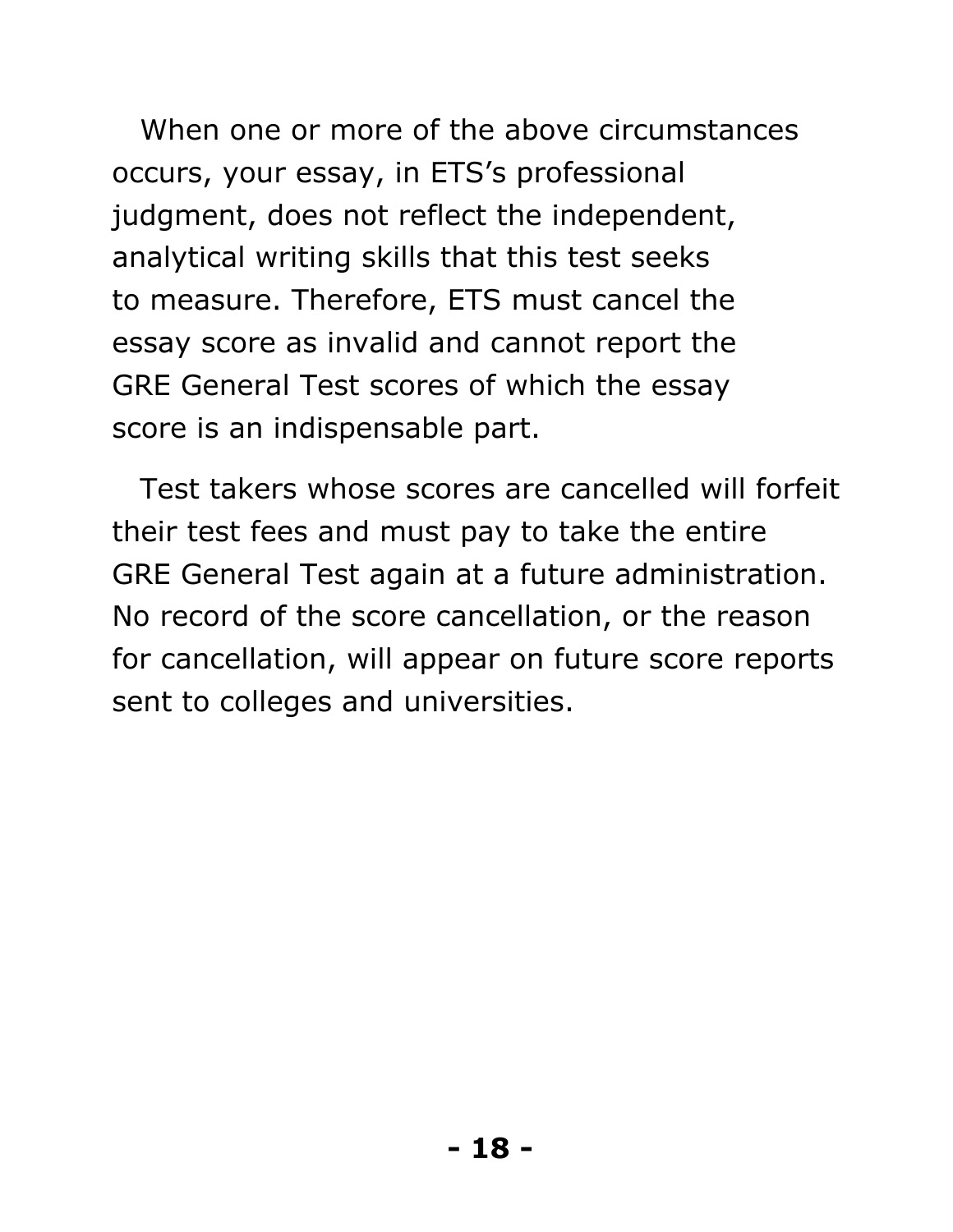When one or more of the above circumstances occurs, your essay, in ETS's professional judgment, does not reflect the independent, analytical writing skills that this test seeks to measure. Therefore, ETS must cancel the essay score as invalid and cannot report the GRE General Test scores of which the essay score is an indispensable part.

Test takers whose scores are cancelled will forfeit their test fees and must pay to take the entire GRE General Test again at a future administration. No record of the score cancellation, or the reason for cancellation, will appear on future score reports sent to colleges and universities.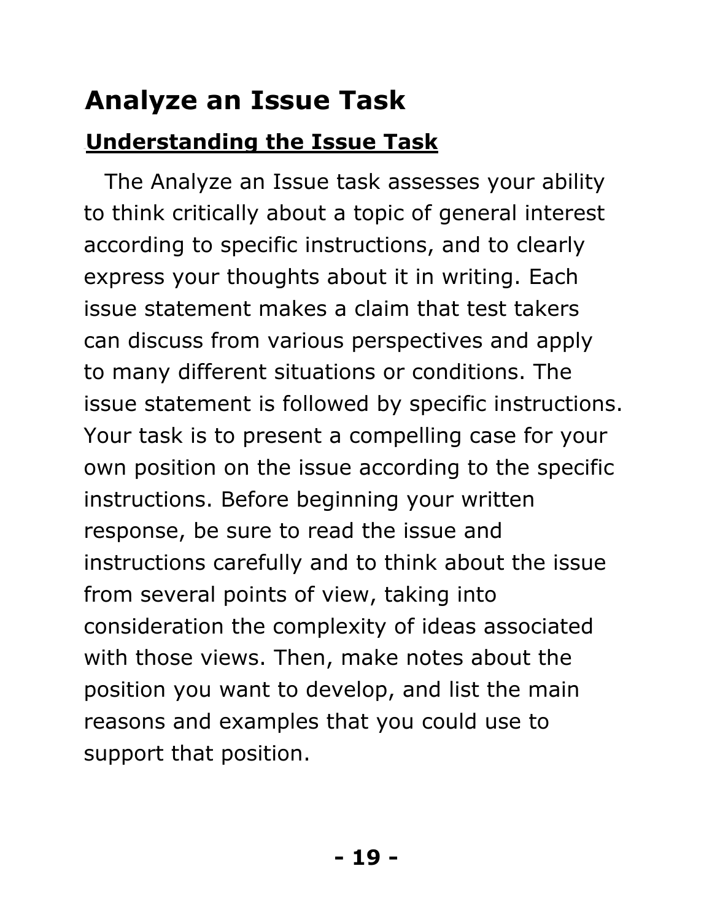# Analyze an Issue Task

## Understanding the Issue Task

The Analyze an Issue task assesses your ability to think critically about a topic of general interest according to specific instructions, and to clearly express your thoughts about it in writing. Each issue statement makes a claim that test takers can discuss from various perspectives and apply to many different situations or conditions. The issue statement is followed by specific instructions. Your task is to present a compelling case for your own position on the issue according to the specific instructions. Before beginning your written response, be sure to read the issue and instructions carefully and to think about the issue from several points of view, taking into consideration the complexity of ideas associated with those views. Then, make notes about the position you want to develop, and list the main reasons and examples that you could use to support that position.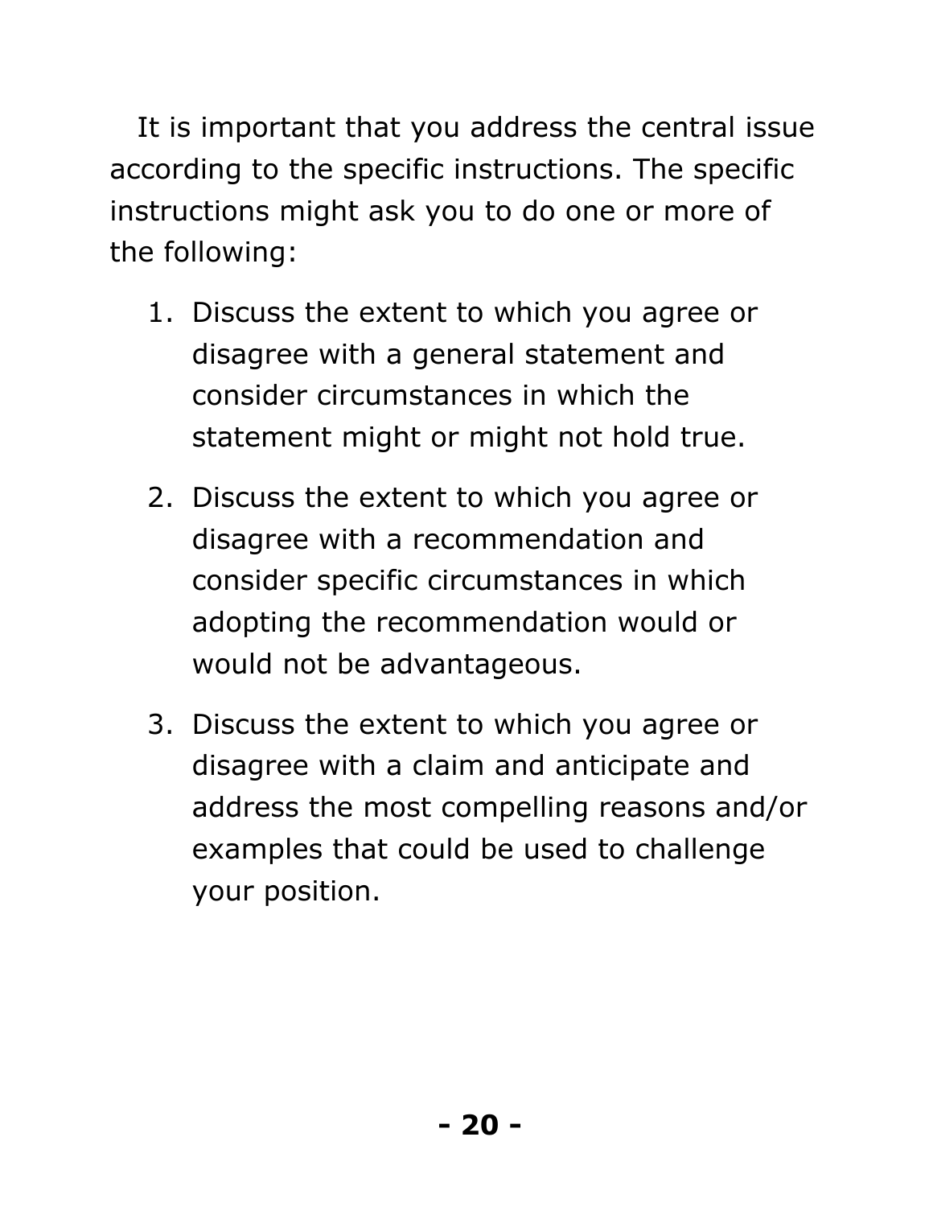It is important that you address the central issue according to the specific instructions. The specific instructions might ask you to do one or more of the following:

1. Discuss the extent to which you agree or disagree with a general statement and consider circumstances in which the statement might or might not hold true.
2. Discuss the extent to which you agree or disagree with a recommendation and consider specific circumstances in which adopting the recommendation would or would not be advantageous.
3. Discuss the extent to which you agree or disagree with a claim and anticipate and address the most compelling reasons and/or examples that could be used to challenge your position.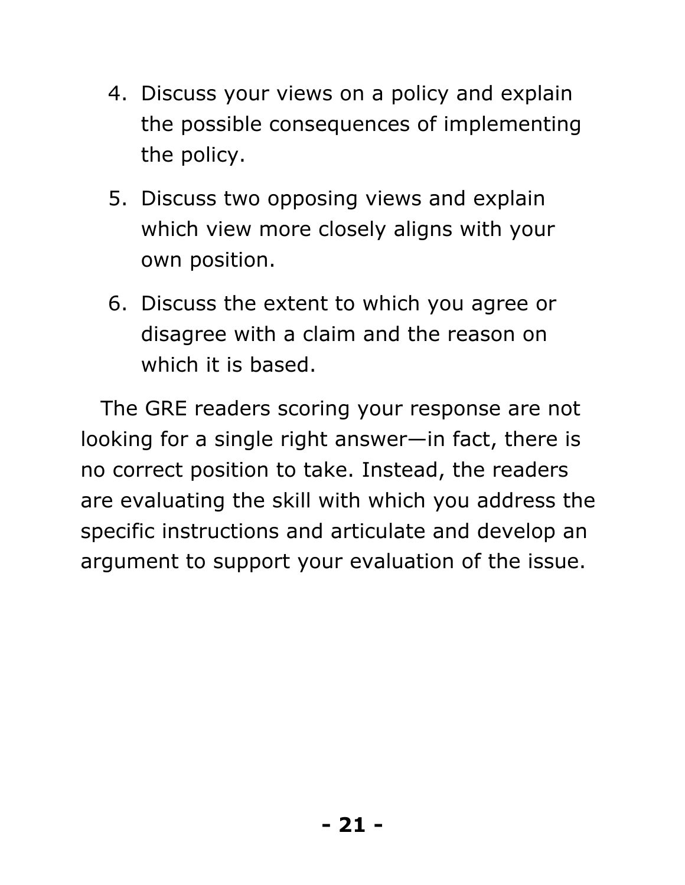4. Discuss your views on a policy and explain the possible consequences of implementing the policy.
5. Discuss two opposing views and explain which view more closely aligns with your own position.
6. Discuss the extent to which you agree or disagree with a claim and the reason on which it is based.

The GRE readers scoring your response are not looking for a single right answer—in fact, there is no correct position to take. Instead, the readers are evaluating the skill with which you address the specific instructions and articulate and develop an argument to support your evaluation of the issue.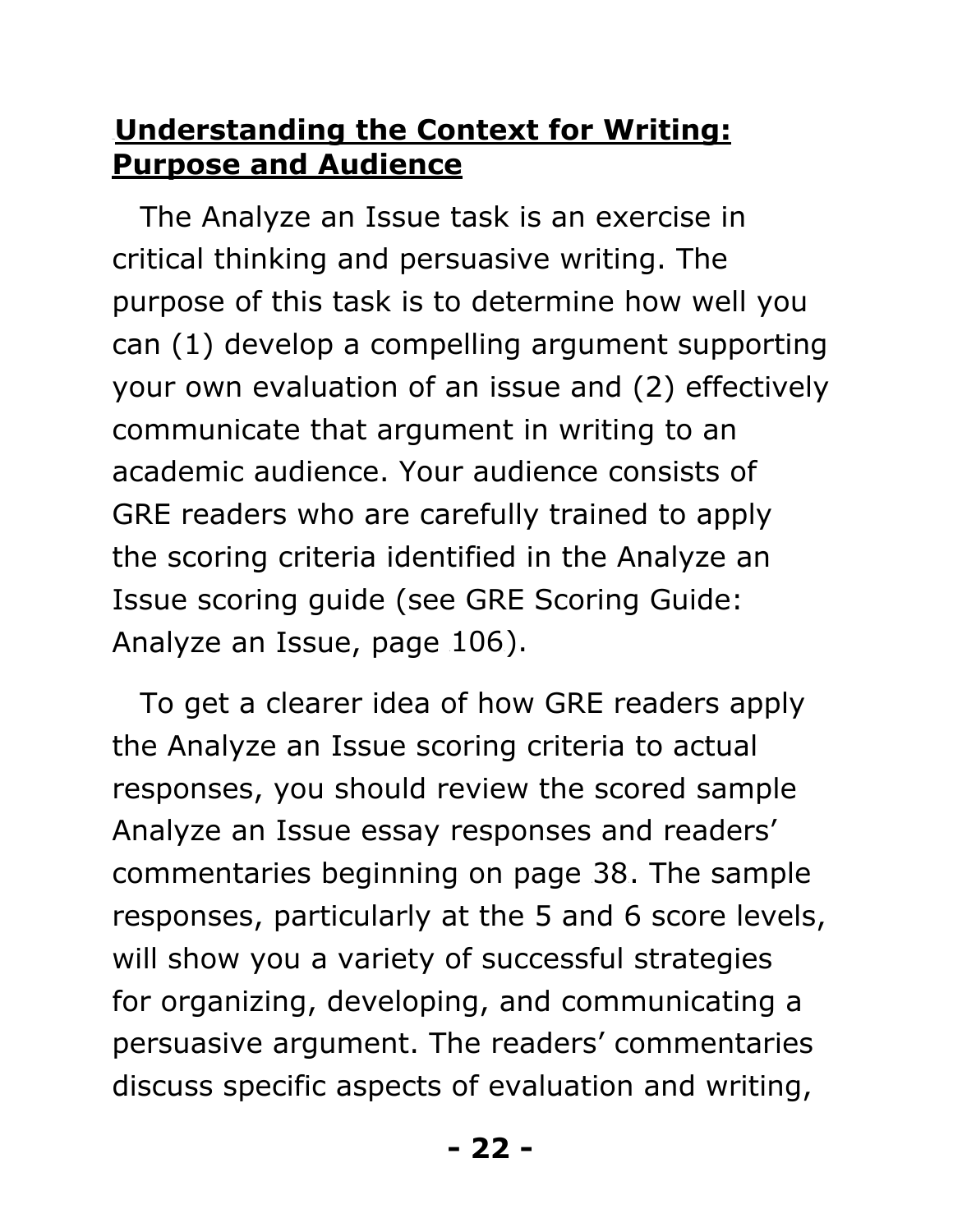## Understanding the Context for Writing: Purpose and Audience

The Analyze an Issue task is an exercise in critical thinking and persuasive writing. The purpose of this task is to determine how well you can (1) develop a compelling argument supporting your own evaluation of an issue and (2) effectively communicate that argument in writing to an academic audience. Your audience consists of GRE readers who are carefully trained to apply the scoring criteria identified in the Analyze an Issue scoring guide (see GRE Scoring Guide: Analyze an Issue, page 106).

To get a clearer idea of how GRE readers apply the Analyze an Issue scoring criteria to actual responses, you should review the scored sample Analyze an Issue essay responses and readers' commentaries beginning on page 38. The sample responses, particularly at the 5 and 6 score levels, will show you a variety of successful strategies for organizing, developing, and communicating a persuasive argument. The readers' commentaries discuss specific aspects of evaluation and writing,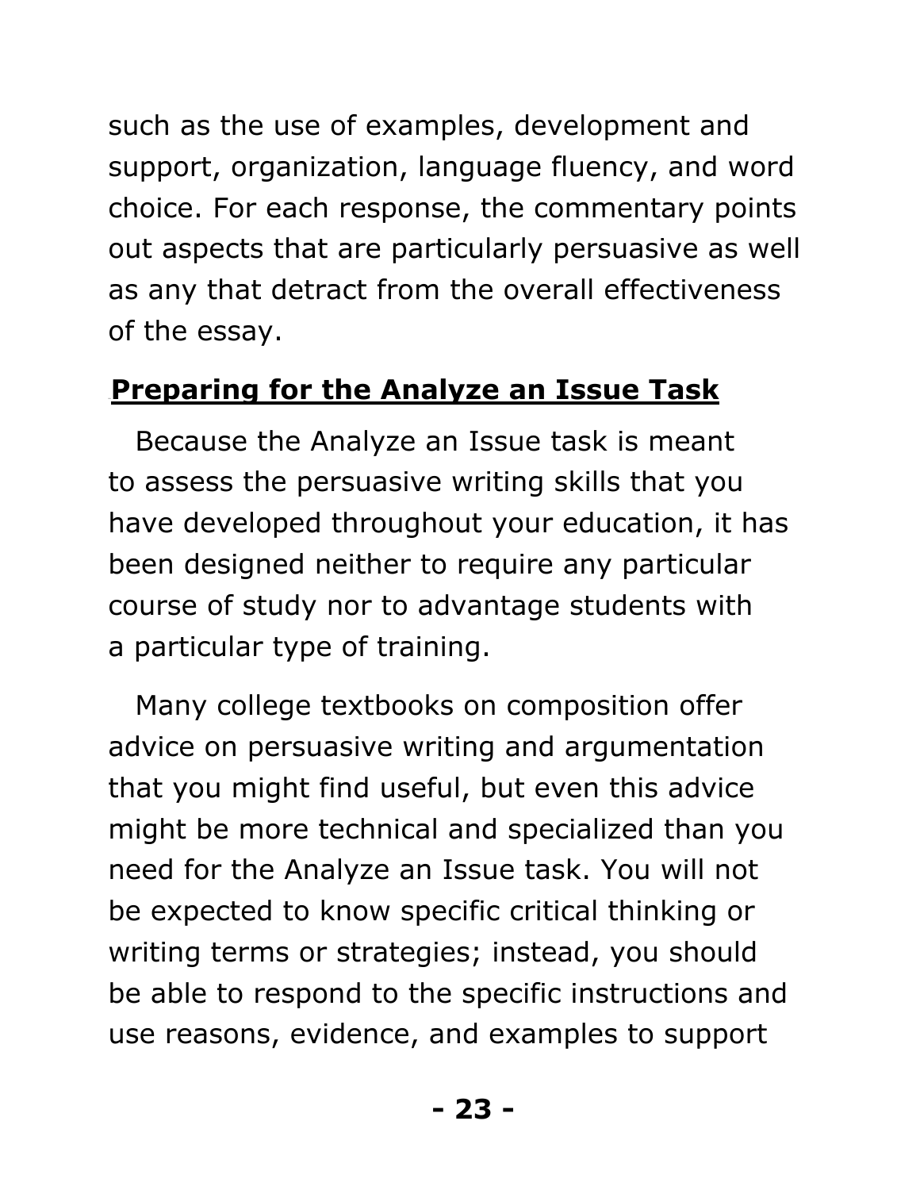such as the use of examples, development and support, organization, language fluency, and word choice. For each response, the commentary points out aspects that are particularly persuasive as well as any that detract from the overall effectiveness of the essay.

## Preparing for the Analyze an Issue Task

Because the Analyze an Issue task is meant to assess the persuasive writing skills that you have developed throughout your education, it has been designed neither to require any particular course of study nor to advantage students with a particular type of training.

Many college textbooks on composition offer advice on persuasive writing and argumentation that you might find useful, but even this advice might be more technical and specialized than you need for the Analyze an Issue task. You will not be expected to know specific critical thinking or writing terms or strategies; instead, you should be able to respond to the specific instructions and use reasons, evidence, and examples to support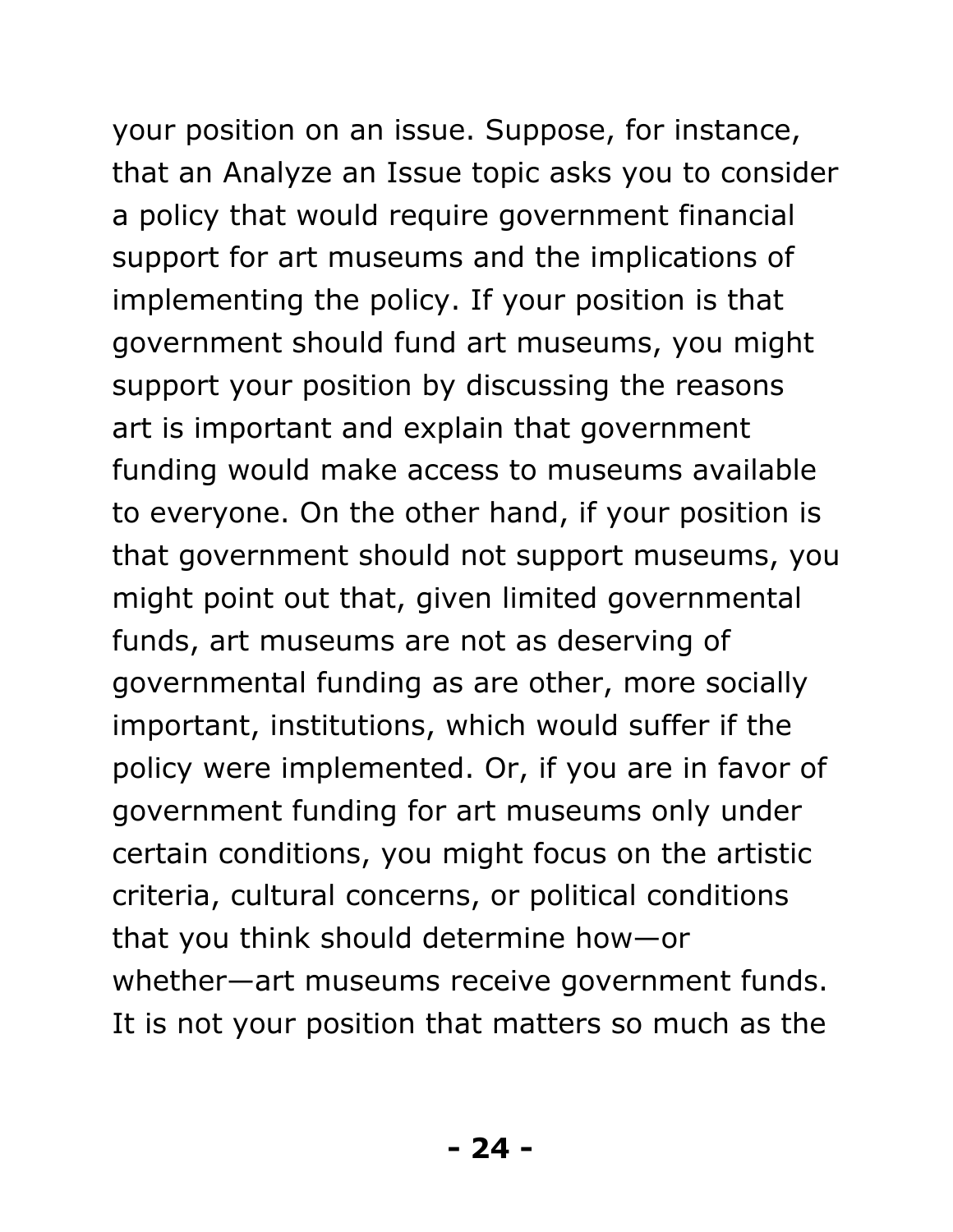your position on an issue. Suppose, for instance, that an Analyze an Issue topic asks you to consider a policy that would require government financial support for art museums and the implications of implementing the policy. If your position is that government should fund art museums, you might support your position by discussing the reasons art is important and explain that government funding would make access to museums available to everyone. On the other hand, if your position is that government should not support museums, you might point out that, given limited governmental funds, art museums are not as deserving of governmental funding as are other, more socially important, institutions, which would suffer if the policy were implemented. Or, if you are in favor of government funding for art museums only under certain conditions, you might focus on the artistic criteria, cultural concerns, or political conditions that you think should determine how—or whether—art museums receive government funds. It is not your position that matters so much as the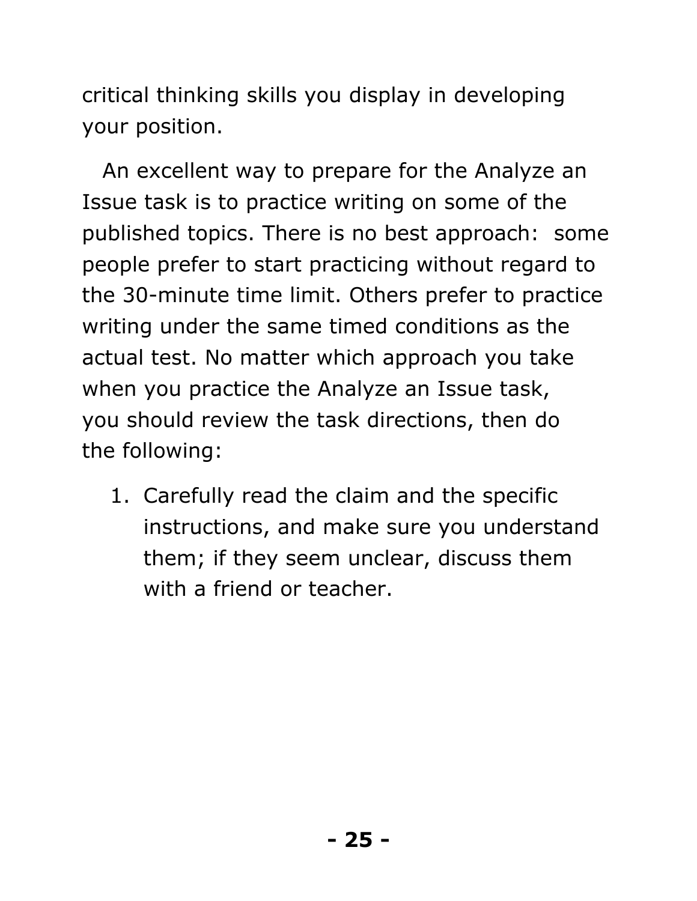critical thinking skills you display in developing your position.

An excellent way to prepare for the Analyze an Issue task is to practice writing on some of the published topics. There is no best approach:  some people prefer to start practicing without regard to the 30-minute time limit. Others prefer to practice writing under the same timed conditions as the actual test. No matter which approach you take when you practice the Analyze an Issue task, you should review the task directions, then do the following:

1. Carefully read the claim and the specific instructions, and make sure you understand them; if they seem unclear, discuss them with a friend or teacher.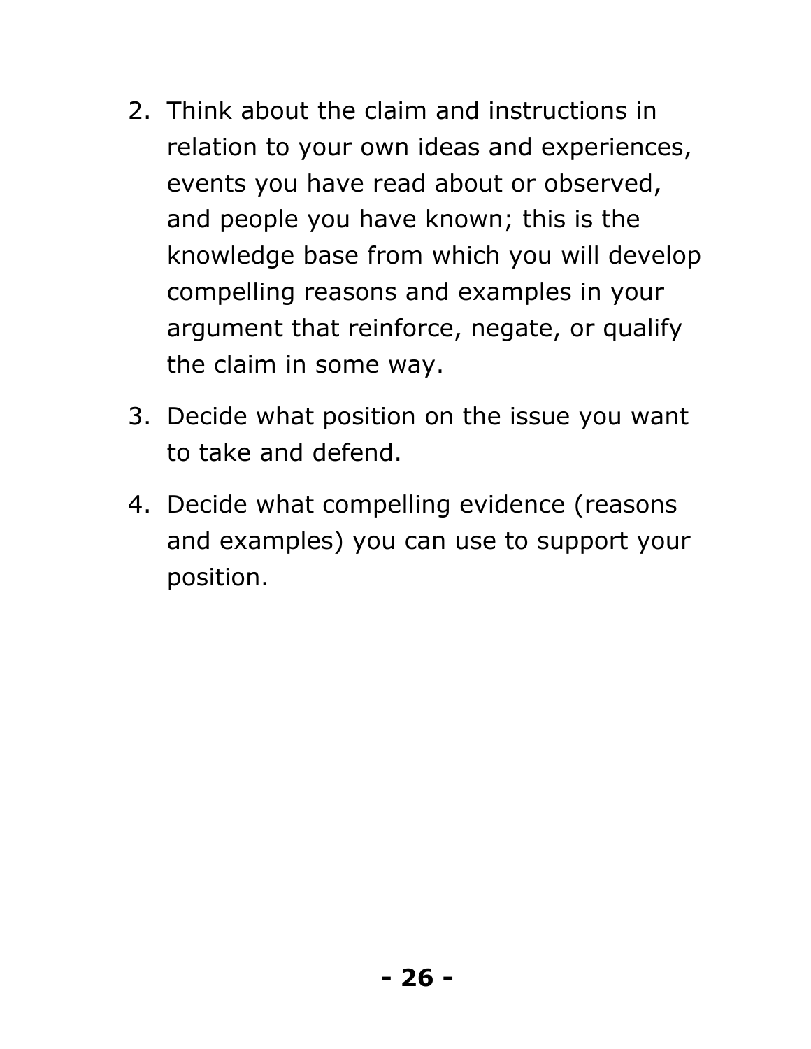2. Think about the claim and instructions in relation to your own ideas and experiences, events you have read about or observed, and people you have known; this is the knowledge base from which you will develop compelling reasons and examples in your argument that reinforce, negate, or qualify the claim in some way.
3. Decide what position on the issue you want to take and defend.
4. Decide what compelling evidence (reasons and examples) you can use to support your position.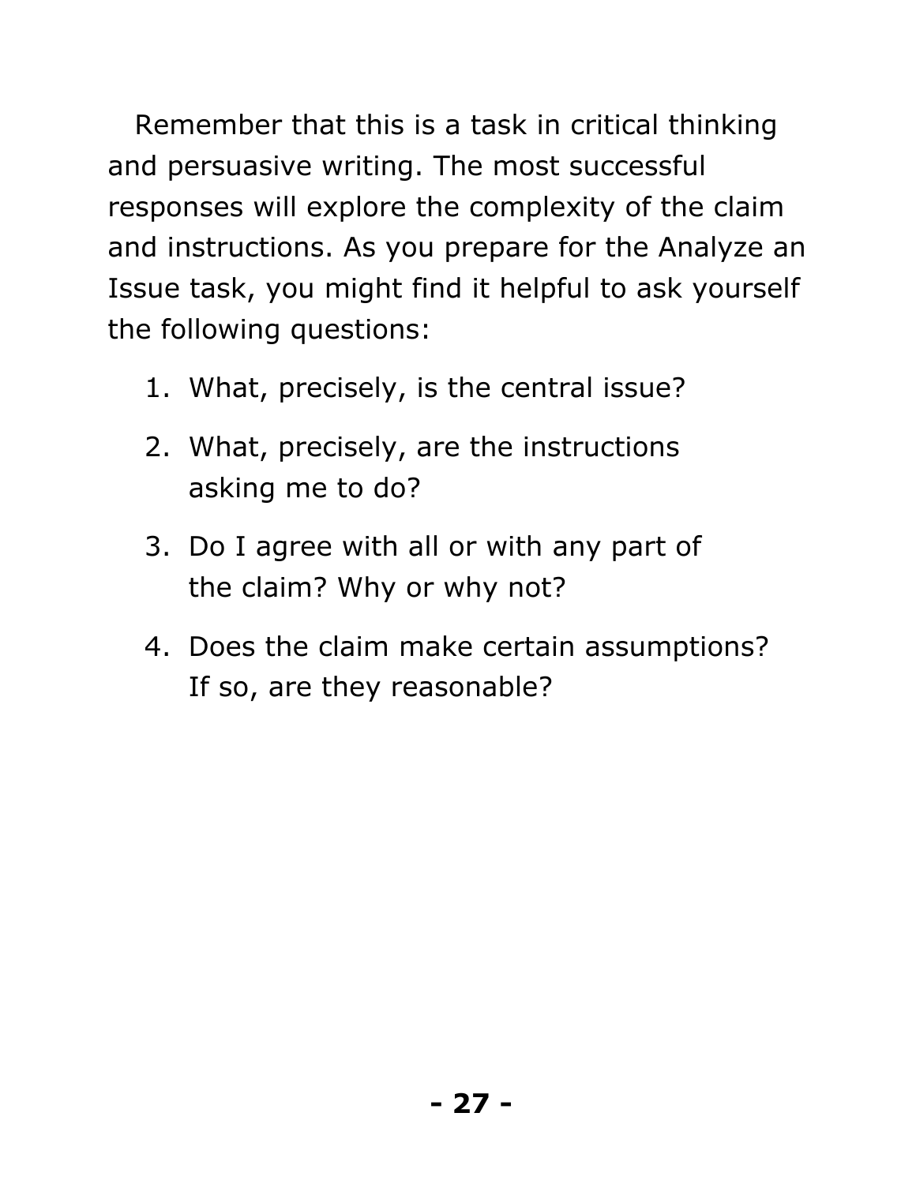Remember that this is a task in critical thinking and persuasive writing. The most successful responses will explore the complexity of the claim and instructions. As you prepare for the Analyze an Issue task, you might find it helpful to ask yourself the following questions:

1. What, precisely, is the central issue?
2. What, precisely, are the instructions asking me to do?
3. Do I agree with all or with any part of the claim? Why or why not?
4. Does the claim make certain assumptions? If so, are they reasonable?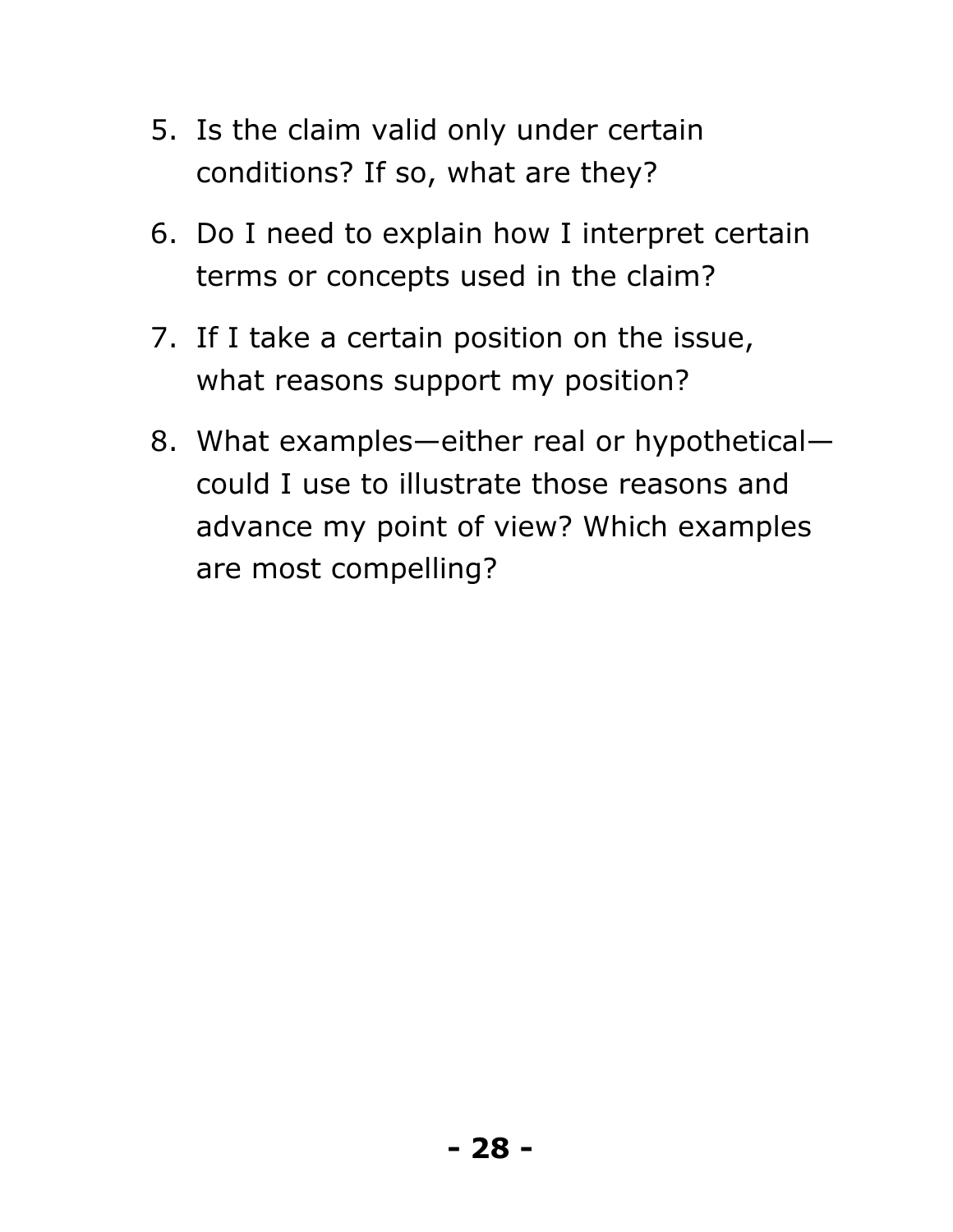5. Is the claim valid only under certain conditions? If so, what are they?
6. Do I need to explain how I interpret certain terms or concepts used in the claim?
7. If I take a certain position on the issue, what reasons support my position?
8. What examples—either real or hypothetical—could I use to illustrate those reasons and advance my point of view? Which examples are most compelling?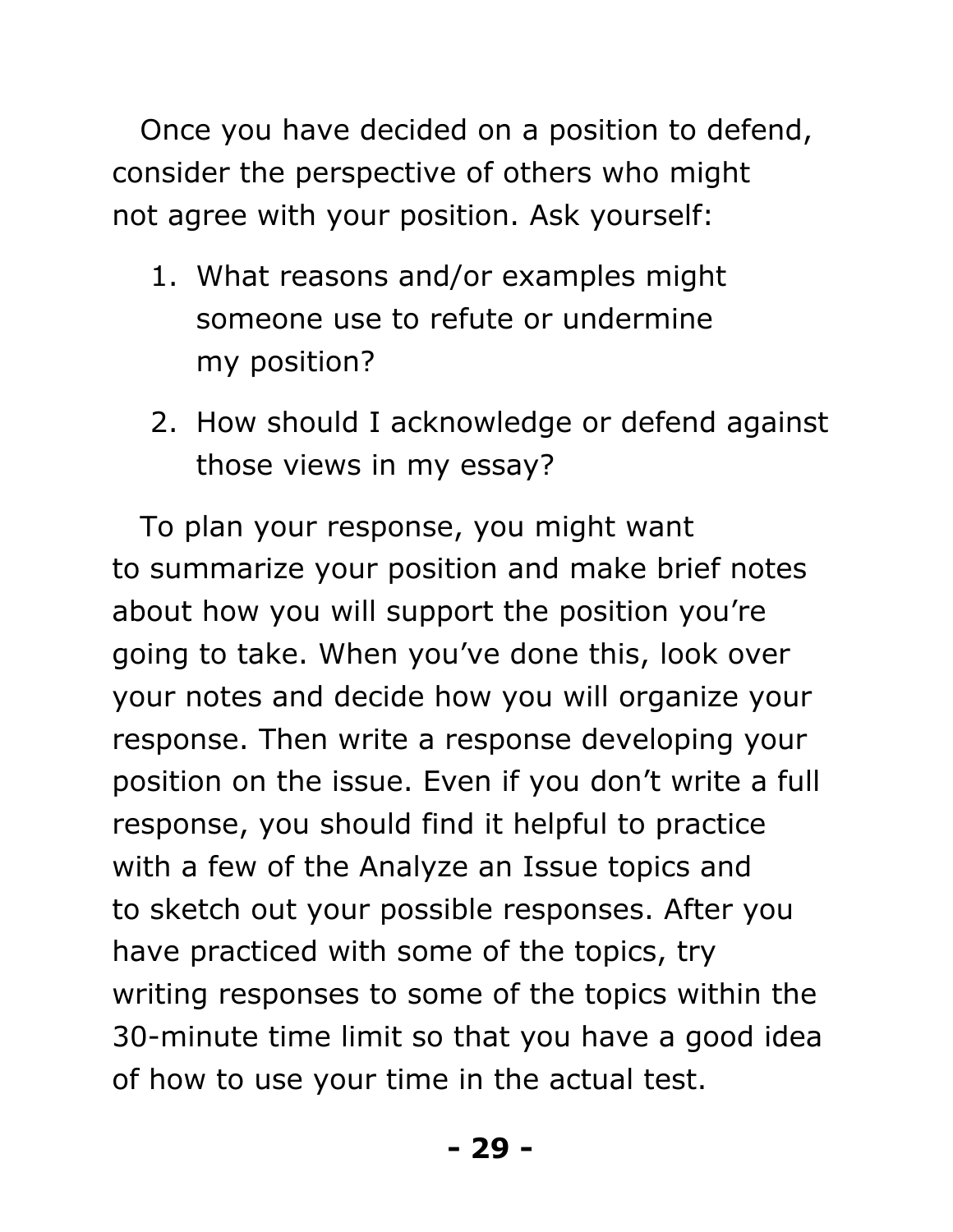Once you have decided on a position to defend, consider the perspective of others who might not agree with your position. Ask yourself:

1. What reasons and/or examples might someone use to refute or undermine my position?
2. How should I acknowledge or defend against those views in my essay?

To plan your response, you might want to summarize your position and make brief notes about how you will support the position you're going to take. When you've done this, look over your notes and decide how you will organize your response. Then write a response developing your position on the issue. Even if you don't write a full response, you should find it helpful to practice with a few of the Analyze an Issue topics and to sketch out your possible responses. After you have practiced with some of the topics, try writing responses to some of the topics within the 30-minute time limit so that you have a good idea of how to use your time in the actual test.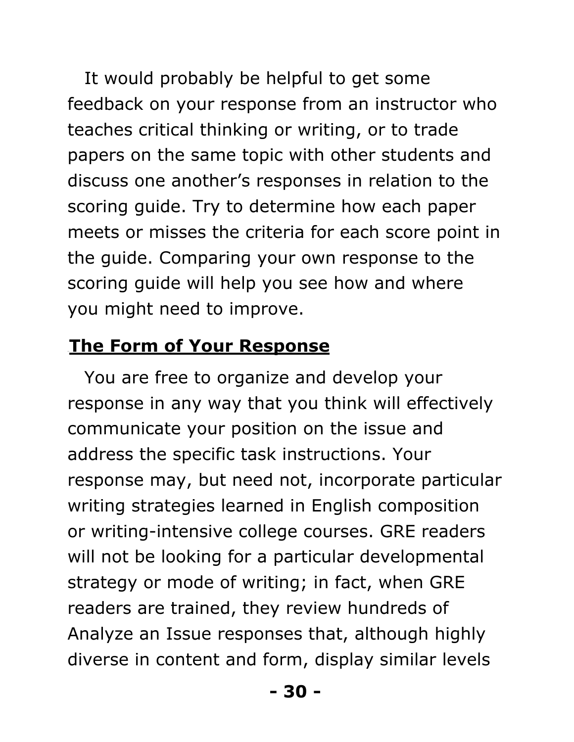It would probably be helpful to get some feedback on your response from an instructor who teaches critical thinking or writing, or to trade papers on the same topic with other students and discuss one another's responses in relation to the scoring guide. Try to determine how each paper meets or misses the criteria for each score point in the guide. Comparing your own response to the scoring guide will help you see how and where you might need to improve.

## The Form of Your Response

You are free to organize and develop your response in any way that you think will effectively communicate your position on the issue and address the specific task instructions. Your response may, but need not, incorporate particular writing strategies learned in English composition or writing-intensive college courses. GRE readers will not be looking for a particular developmental strategy or mode of writing; in fact, when GRE readers are trained, they review hundreds of Analyze an Issue responses that, although highly diverse in content and form, display similar levels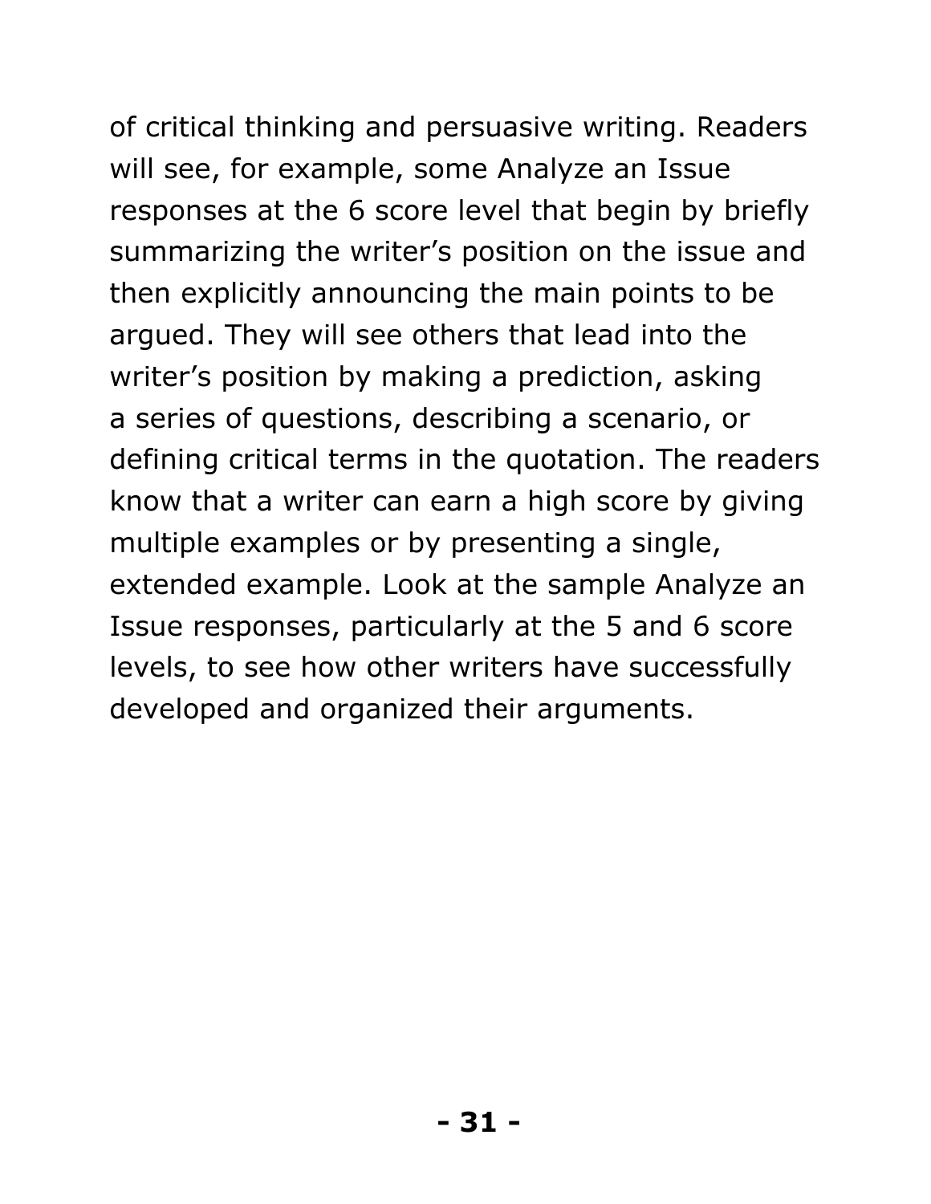of critical thinking and persuasive writing. Readers will see, for example, some Analyze an Issue responses at the 6 score level that begin by briefly summarizing the writer's position on the issue and then explicitly announcing the main points to be argued. They will see others that lead into the writer's position by making a prediction, asking a series of questions, describing a scenario, or defining critical terms in the quotation. The readers know that a writer can earn a high score by giving multiple examples or by presenting a single, extended example. Look at the sample Analyze an Issue responses, particularly at the 5 and 6 score levels, to see how other writers have successfully developed and organized their arguments.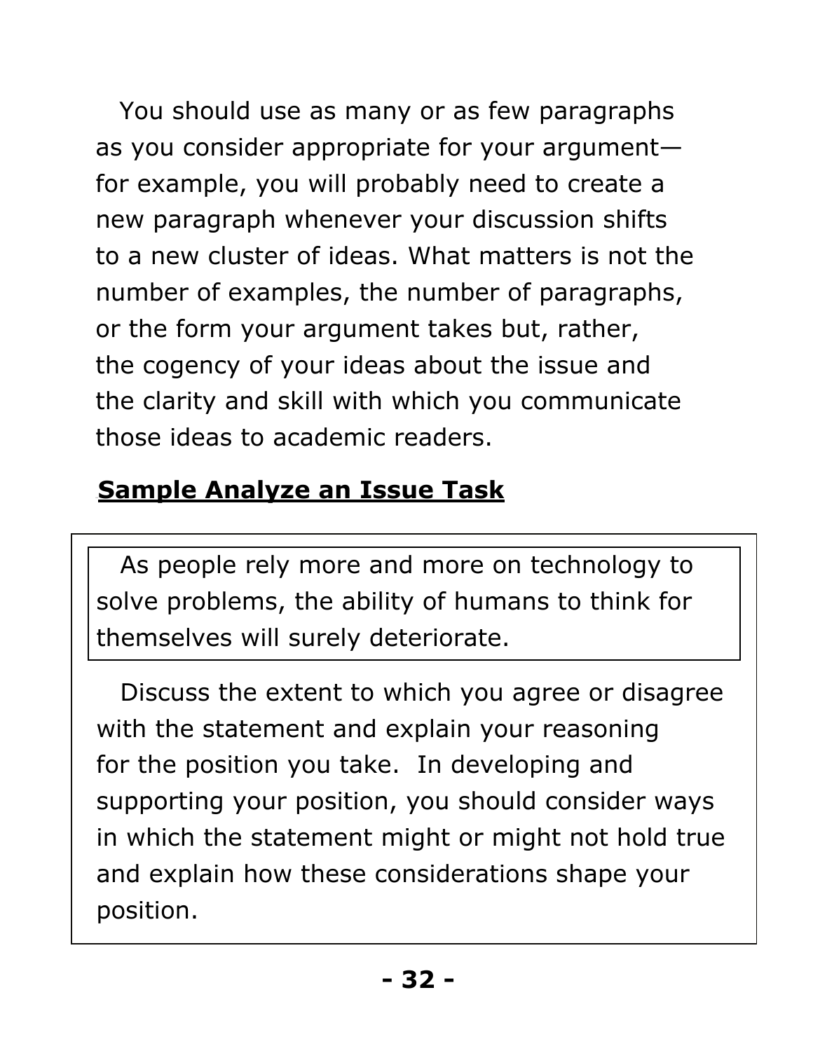You should use as many or as few paragraphs as you consider appropriate for your argument—for example, you will probably need to create a new paragraph whenever your discussion shifts to a new cluster of ideas. What matters is not the number of examples, the number of paragraphs, or the form your argument takes but, rather, the cogency of your ideas about the issue and the clarity and skill with which you communicate those ideas to academic readers.

## Sample Analyze an Issue Task

> As people rely more and more on technology to solve problems, the ability of humans to think for themselves will surely deteriorate.

Discuss the extent to which you agree or disagree with the statement and explain your reasoning for the position you take. In developing and supporting your position, you should consider ways in which the statement might or might not hold true and explain how these considerations shape your position.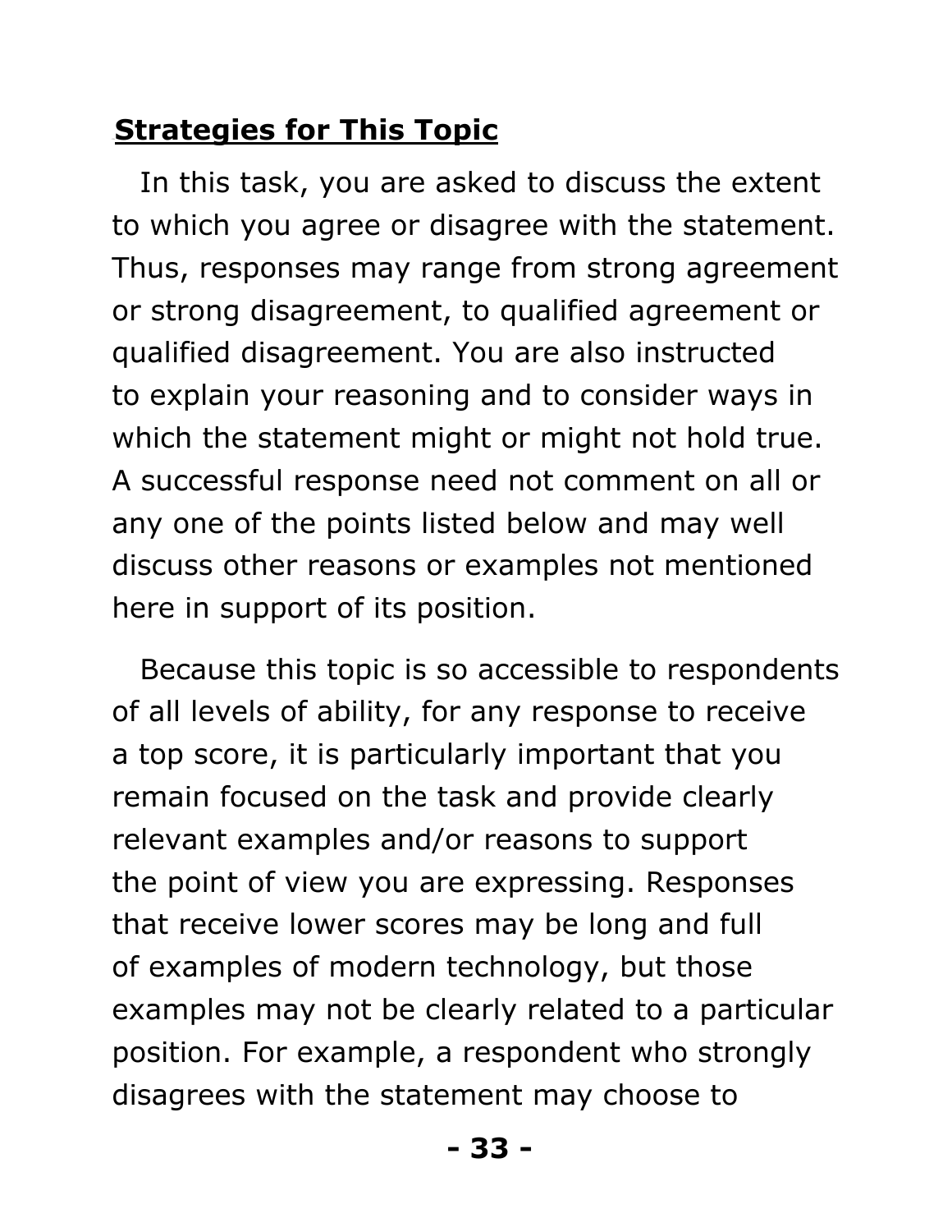## Strategies for This Topic

In this task, you are asked to discuss the extent to which you agree or disagree with the statement. Thus, responses may range from strong agreement or strong disagreement, to qualified agreement or qualified disagreement. You are also instructed to explain your reasoning and to consider ways in which the statement might or might not hold true. A successful response need not comment on all or any one of the points listed below and may well discuss other reasons or examples not mentioned here in support of its position.

Because this topic is so accessible to respondents of all levels of ability, for any response to receive a top score, it is particularly important that you remain focused on the task and provide clearly relevant examples and/or reasons to support the point of view you are expressing. Responses that receive lower scores may be long and full of examples of modern technology, but those examples may not be clearly related to a particular position. For example, a respondent who strongly disagrees with the statement may choose to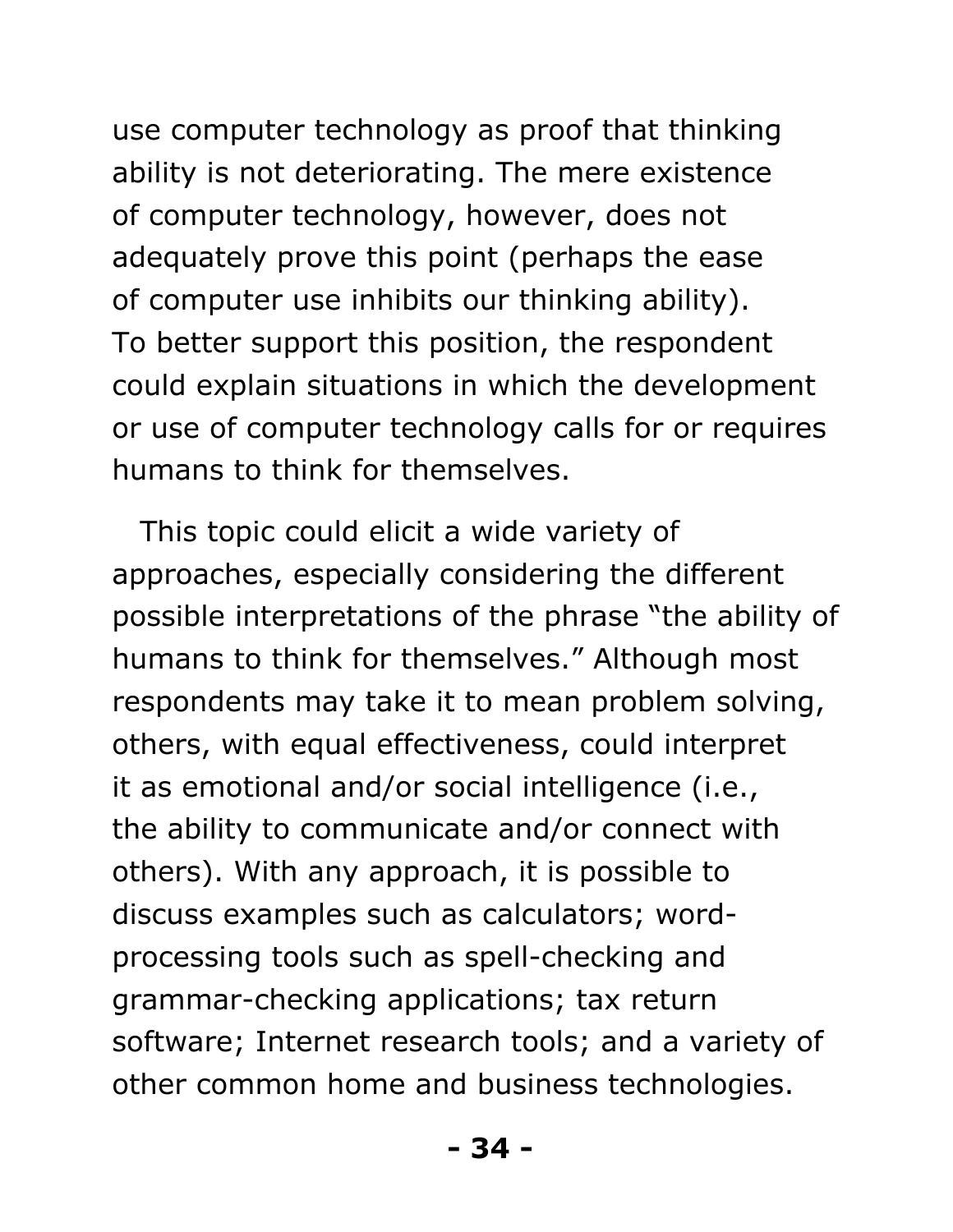use computer technology as proof that thinking ability is not deteriorating. The mere existence of computer technology, however, does not adequately prove this point (perhaps the ease of computer use inhibits our thinking ability). To better support this position, the respondent could explain situations in which the development or use of computer technology calls for or requires humans to think for themselves.

This topic could elicit a wide variety of approaches, especially considering the different possible interpretations of the phrase "the ability of humans to think for themselves." Although most respondents may take it to mean problem solving, others, with equal effectiveness, could interpret it as emotional and/or social intelligence (i.e., the ability to communicate and/or connect with others). With any approach, it is possible to discuss examples such as calculators; word-processing tools such as spell-checking and grammar-checking applications; tax return software; Internet research tools; and a variety of other common home and business technologies.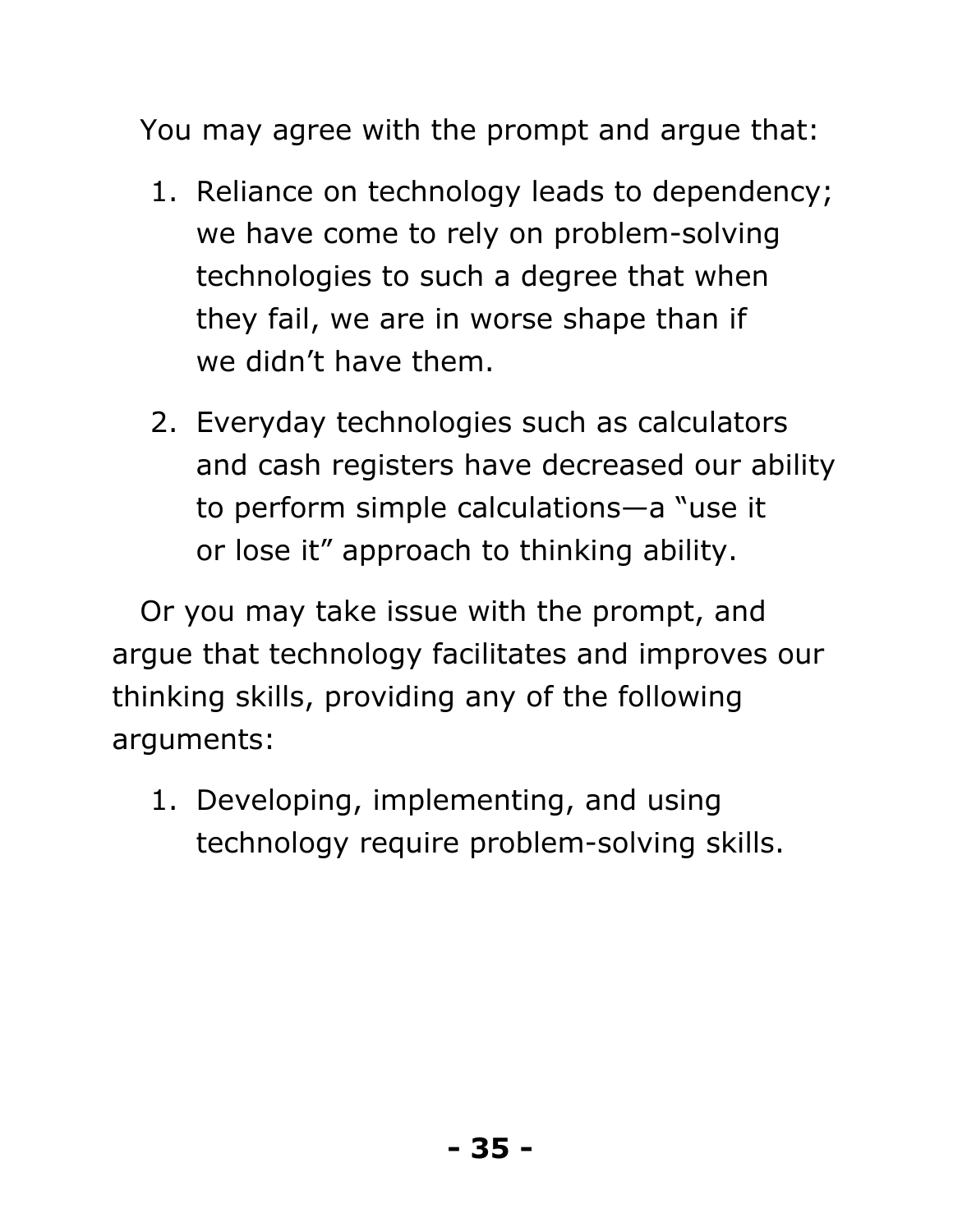You may agree with the prompt and argue that:

1. Reliance on technology leads to dependency; we have come to rely on problem-solving technologies to such a degree that when they fail, we are in worse shape than if we didn't have them.
2. Everyday technologies such as calculators and cash registers have decreased our ability to perform simple calculations—a "use it or lose it" approach to thinking ability.

Or you may take issue with the prompt, and argue that technology facilitates and improves our thinking skills, providing any of the following arguments:

1. Developing, implementing, and using technology require problem-solving skills.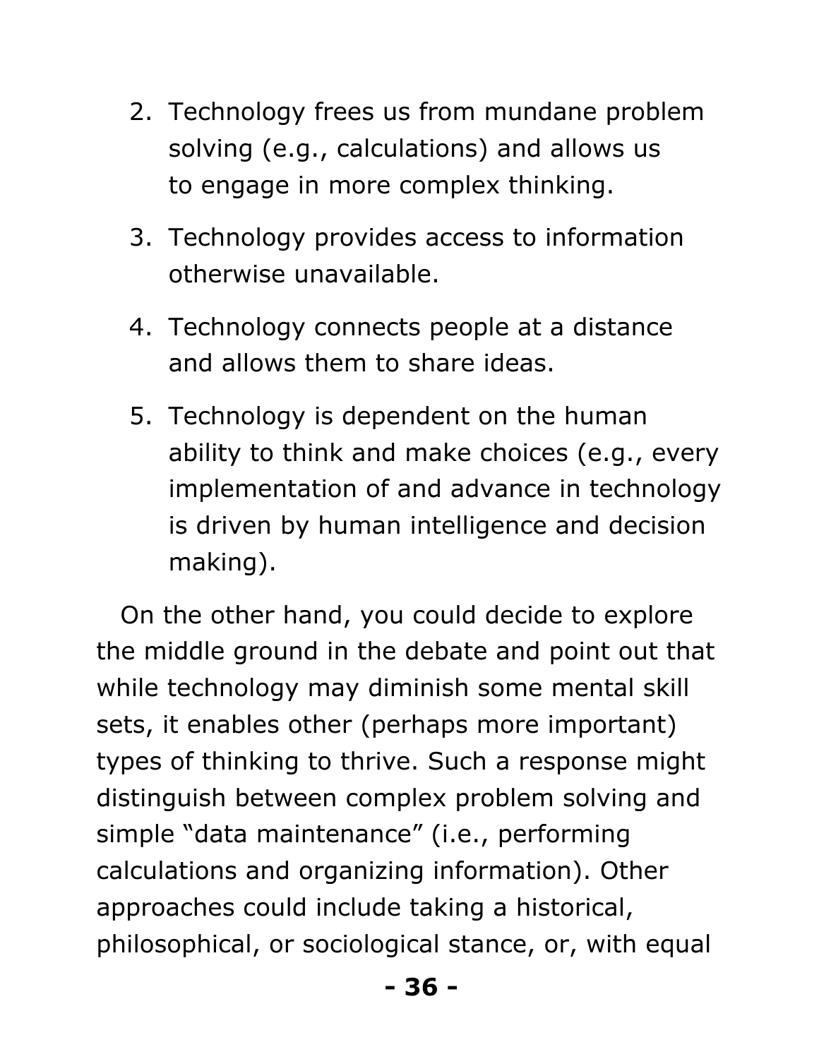2. Technology frees us from mundane problem solving (e.g., calculations) and allows us to engage in more complex thinking.
3. Technology provides access to information otherwise unavailable.
4. Technology connects people at a distance and allows them to share ideas.
5. Technology is dependent on the human ability to think and make choices (e.g., every implementation of and advance in technology is driven by human intelligence and decision making).

On the other hand, you could decide to explore the middle ground in the debate and point out that while technology may diminish some mental skill sets, it enables other (perhaps more important) types of thinking to thrive. Such a response might distinguish between complex problem solving and simple "data maintenance" (i.e., performing calculations and organizing information). Other approaches could include taking a historical, philosophical, or sociological stance, or, with equal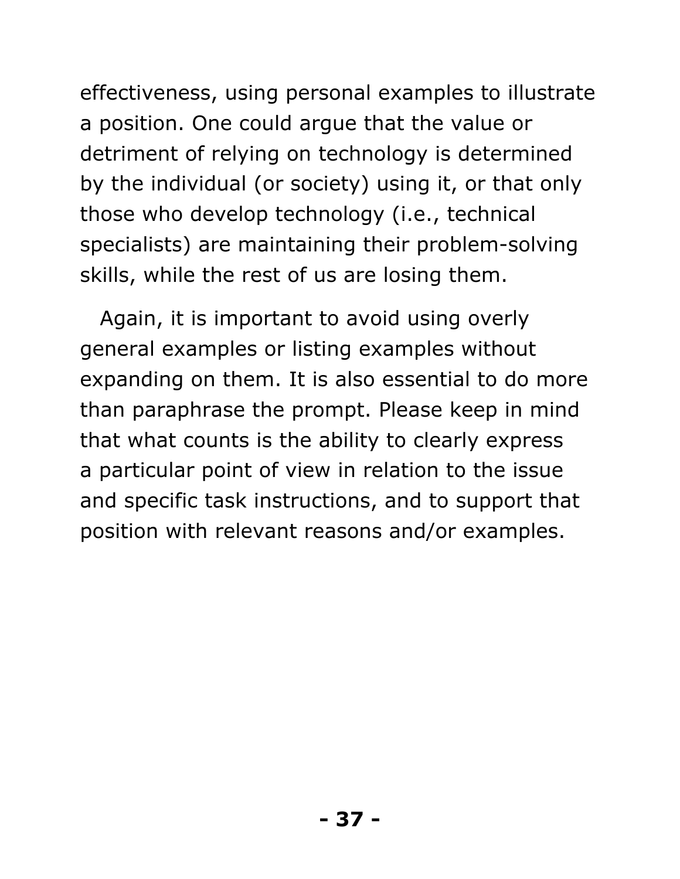effectiveness, using personal examples to illustrate a position. One could argue that the value or detriment of relying on technology is determined by the individual (or society) using it, or that only those who develop technology (i.e., technical specialists) are maintaining their problem-solving skills, while the rest of us are losing them.

Again, it is important to avoid using overly general examples or listing examples without expanding on them. It is also essential to do more than paraphrase the prompt. Please keep in mind that what counts is the ability to clearly express a particular point of view in relation to the issue and specific task instructions, and to support that position with relevant reasons and/or examples.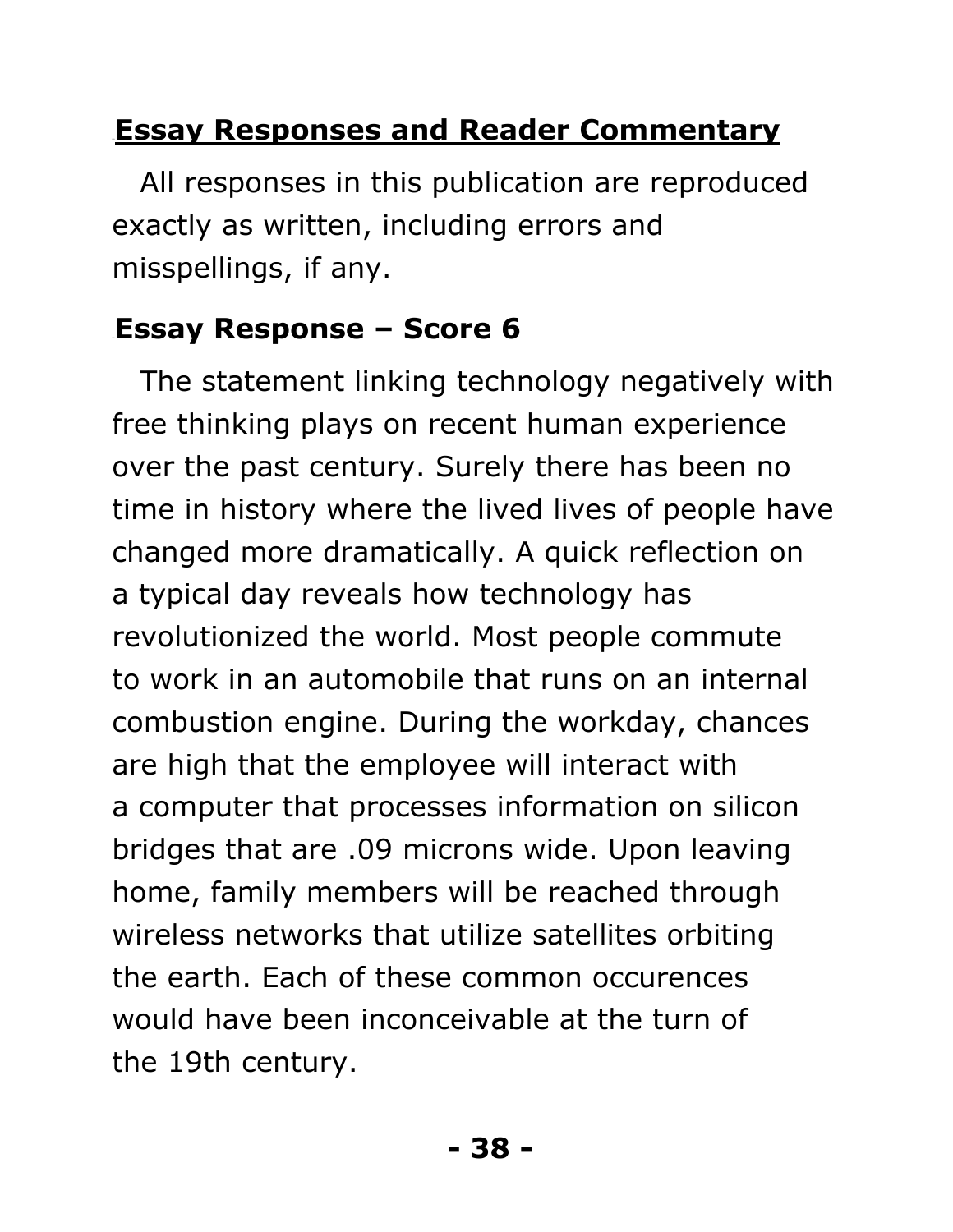## Essay Responses and Reader Commentary

All responses in this publication are reproduced exactly as written, including errors and misspellings, if any.

### Essay Response – Score 6

The statement linking technology negatively with free thinking plays on recent human experience over the past century. Surely there has been no time in history where the lived lives of people have changed more dramatically. A quick reflection on a typical day reveals how technology has revolutionized the world. Most people commute to work in an automobile that runs on an internal combustion engine. During the workday, chances are high that the employee will interact with a computer that processes information on silicon bridges that are .09 microns wide. Upon leaving home, family members will be reached through wireless networks that utilize satellites orbiting the earth. Each of these common occurences would have been inconceivable at the turn of the 19th century.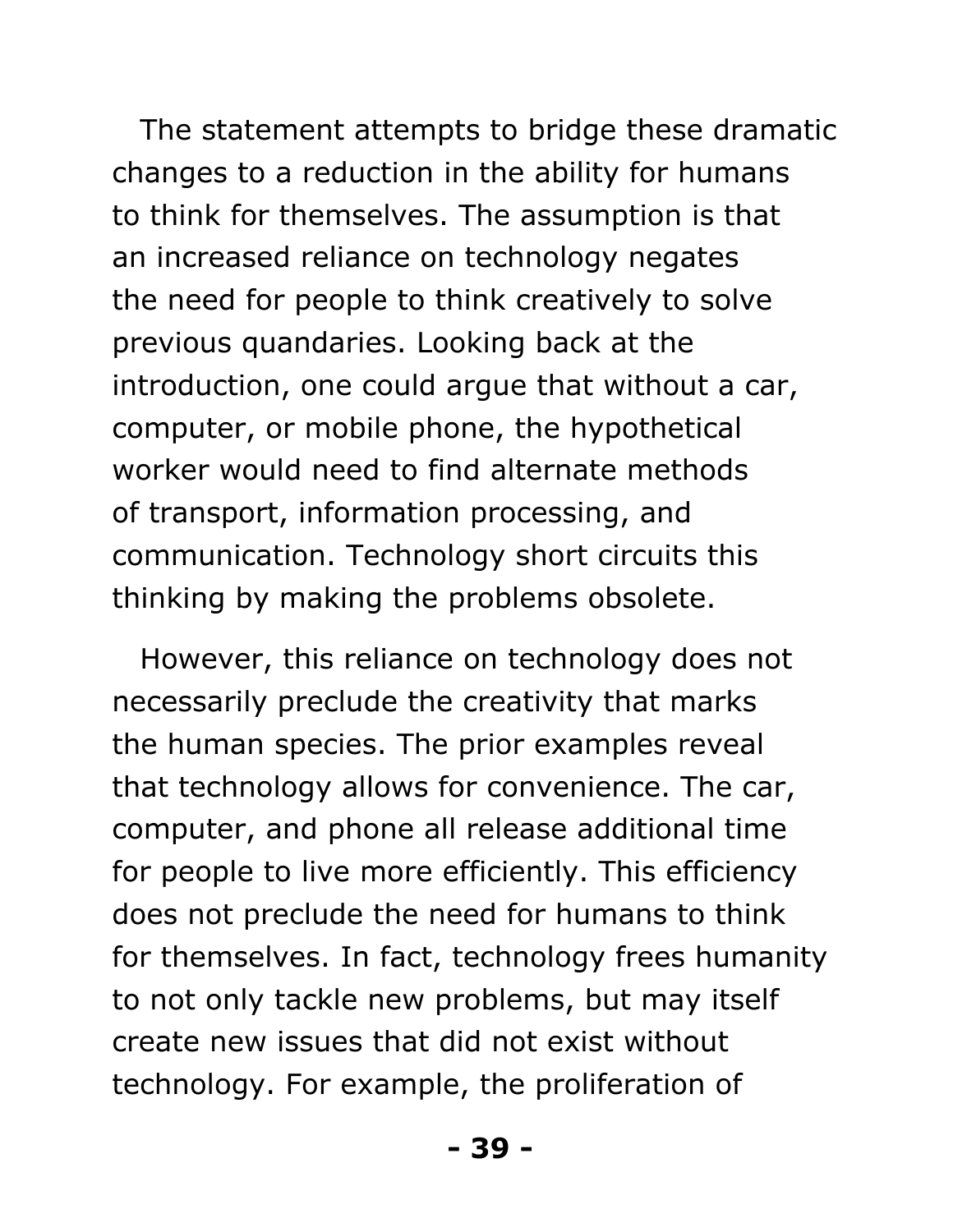The statement attempts to bridge these dramatic changes to a reduction in the ability for humans to think for themselves. The assumption is that an increased reliance on technology negates the need for people to think creatively to solve previous quandaries. Looking back at the introduction, one could argue that without a car, computer, or mobile phone, the hypothetical worker would need to find alternate methods of transport, information processing, and communication. Technology short circuits this thinking by making the problems obsolete.

However, this reliance on technology does not necessarily preclude the creativity that marks the human species. The prior examples reveal that technology allows for convenience. The car, computer, and phone all release additional time for people to live more efficiently. This efficiency does not preclude the need for humans to think for themselves. In fact, technology frees humanity to not only tackle new problems, but may itself create new issues that did not exist without technology. For example, the proliferation of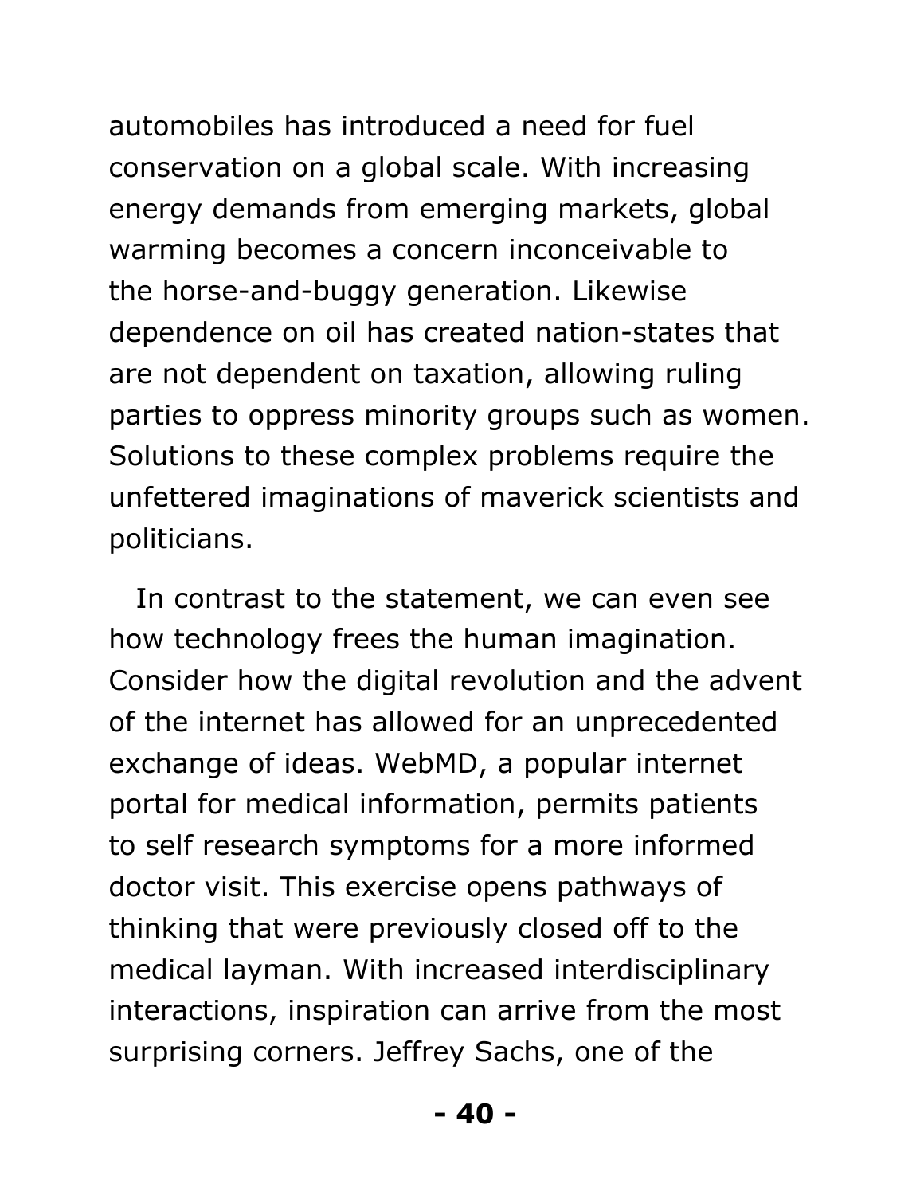automobiles has introduced a need for fuel conservation on a global scale. With increasing energy demands from emerging markets, global warming becomes a concern inconceivable to the horse-and-buggy generation. Likewise dependence on oil has created nation-states that are not dependent on taxation, allowing ruling parties to oppress minority groups such as women. Solutions to these complex problems require the unfettered imaginations of maverick scientists and politicians.

In contrast to the statement, we can even see how technology frees the human imagination. Consider how the digital revolution and the advent of the internet has allowed for an unprecedented exchange of ideas. WebMD, a popular internet portal for medical information, permits patients to self research symptoms for a more informed doctor visit. This exercise opens pathways of thinking that were previously closed off to the medical layman. With increased interdisciplinary interactions, inspiration can arrive from the most surprising corners. Jeffrey Sachs, one of the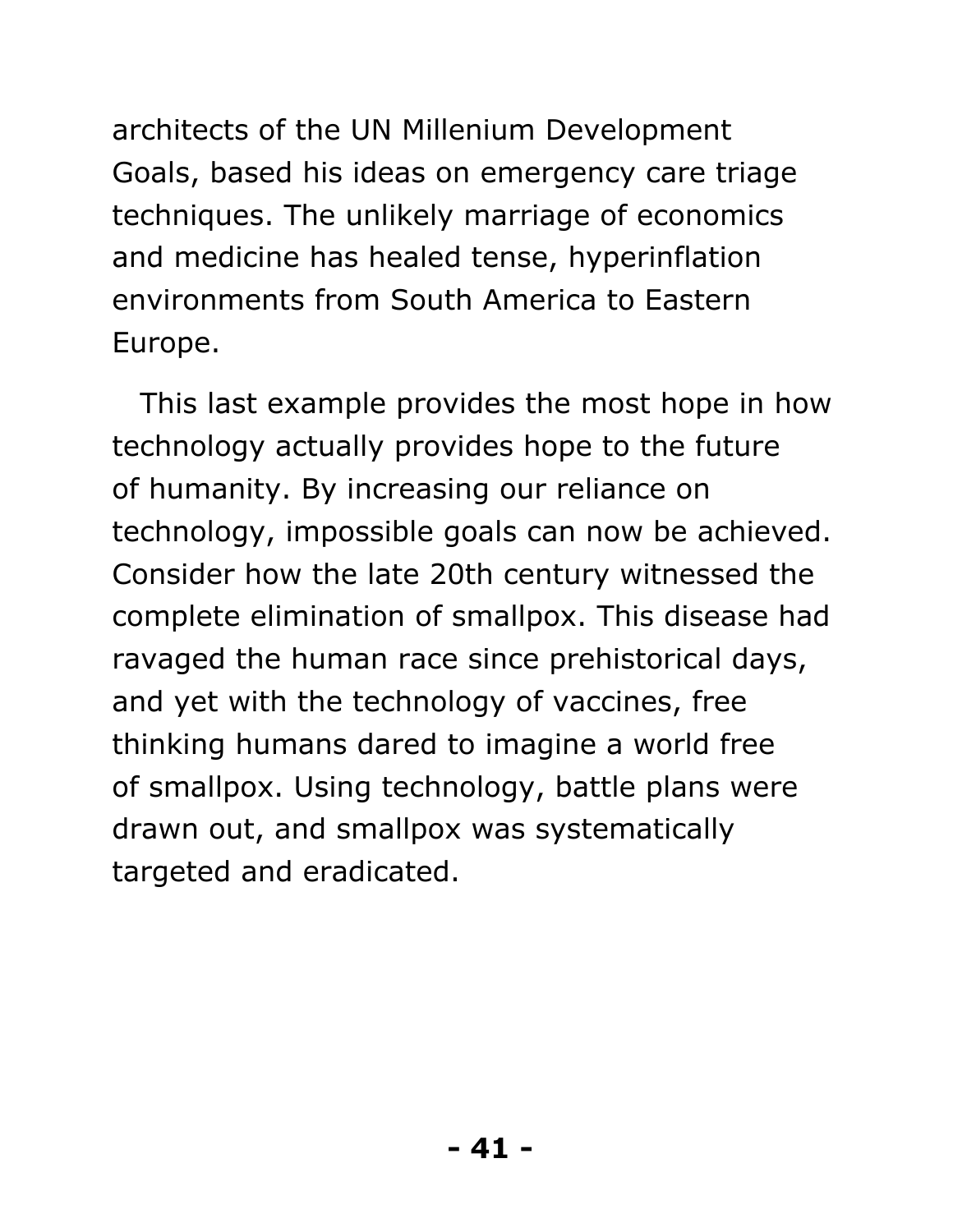architects of the UN Millenium Development Goals, based his ideas on emergency care triage techniques. The unlikely marriage of economics and medicine has healed tense, hyperinflation environments from South America to Eastern Europe.

This last example provides the most hope in how technology actually provides hope to the future of humanity. By increasing our reliance on technology, impossible goals can now be achieved. Consider how the late 20th century witnessed the complete elimination of smallpox. This disease had ravaged the human race since prehistorical days, and yet with the technology of vaccines, free thinking humans dared to imagine a world free of smallpox. Using technology, battle plans were drawn out, and smallpox was systematically targeted and eradicated.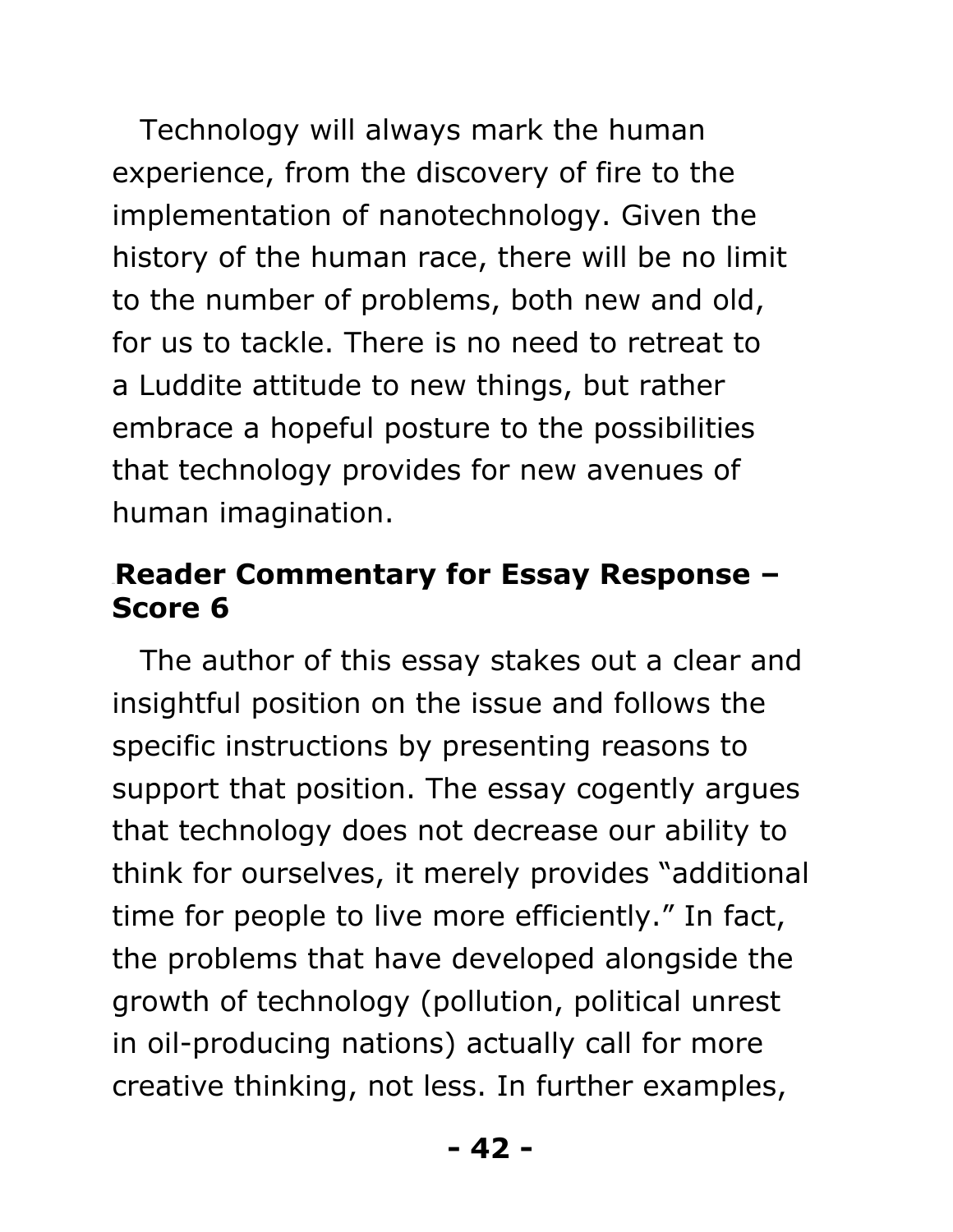Technology will always mark the human experience, from the discovery of fire to the implementation of nanotechnology. Given the history of the human race, there will be no limit to the number of problems, both new and old, for us to tackle. There is no need to retreat to a Luddite attitude to new things, but rather embrace a hopeful posture to the possibilities that technology provides for new avenues of human imagination.

## Reader Commentary for Essay Response – Score 6

The author of this essay stakes out a clear and insightful position on the issue and follows the specific instructions by presenting reasons to support that position. The essay cogently argues that technology does not decrease our ability to think for ourselves, it merely provides "additional time for people to live more efficiently." In fact, the problems that have developed alongside the growth of technology (pollution, political unrest in oil-producing nations) actually call for more creative thinking, not less. In further examples,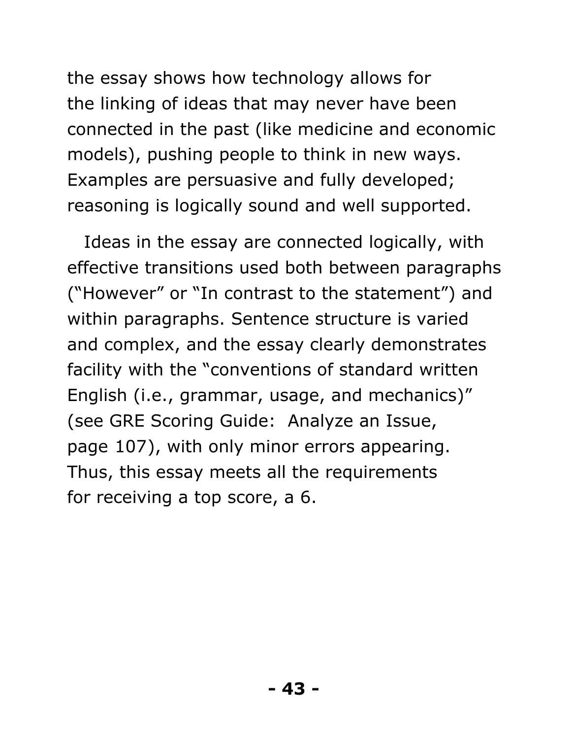the essay shows how technology allows for the linking of ideas that may never have been connected in the past (like medicine and economic models), pushing people to think in new ways. Examples are persuasive and fully developed; reasoning is logically sound and well supported.

Ideas in the essay are connected logically, with effective transitions used both between paragraphs ("However" or "In contrast to the statement") and within paragraphs. Sentence structure is varied and complex, and the essay clearly demonstrates facility with the "conventions of standard written English (i.e., grammar, usage, and mechanics)" (see GRE Scoring Guide: Analyze an Issue, page 107), with only minor errors appearing. Thus, this essay meets all the requirements for receiving a top score, a 6.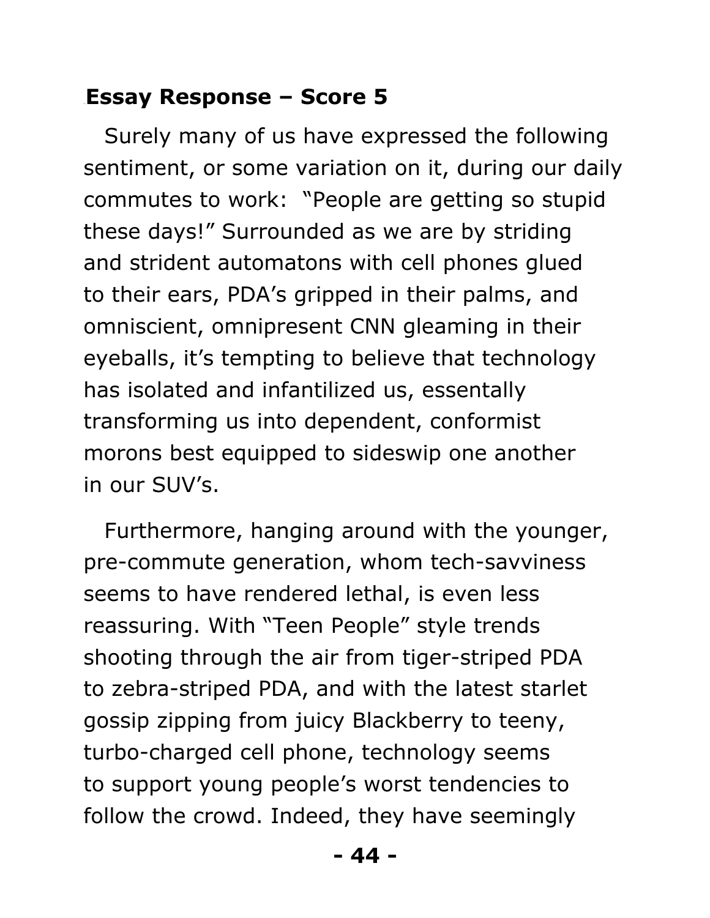**Essay Response – Score 5**

Surely many of us have expressed the following sentiment, or some variation on it, during our daily commutes to work: "People are getting so stupid these days!" Surrounded as we are by striding and strident automatons with cell phones glued to their ears, PDA's gripped in their palms, and omniscient, omnipresent CNN gleaming in their eyeballs, it's tempting to believe that technology has isolated and infantilized us, essentally transforming us into dependent, conformist morons best equipped to sideswip one another in our SUV's.

Furthermore, hanging around with the younger, pre-commute generation, whom tech-savviness seems to have rendered lethal, is even less reassuring. With "Teen People" style trends shooting through the air from tiger-striped PDA to zebra-striped PDA, and with the latest starlet gossip zipping from juicy Blackberry to teeny, turbo-charged cell phone, technology seems to support young people's worst tendencies to follow the crowd. Indeed, they have seemingly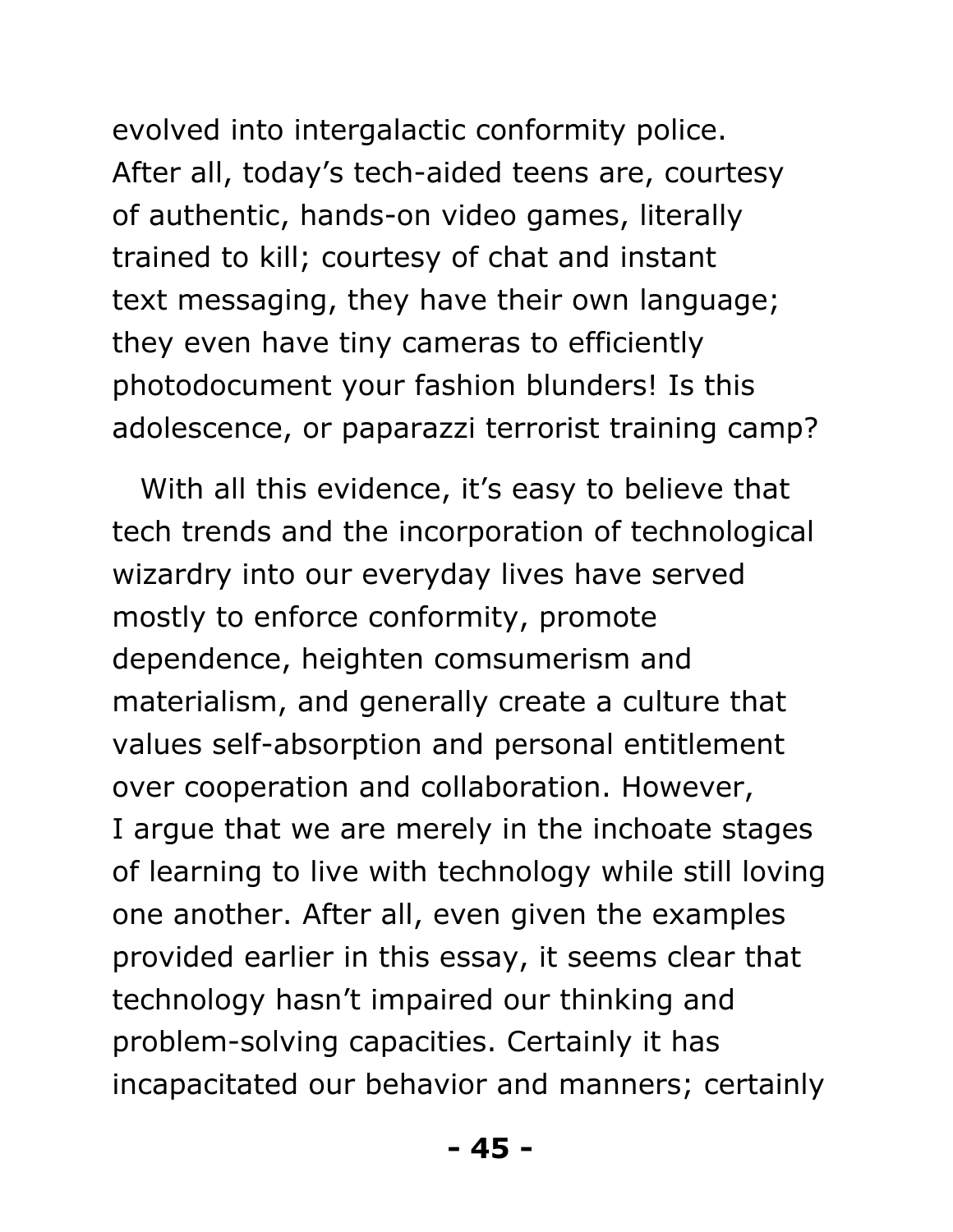evolved into intergalactic conformity police. After all, today's tech-aided teens are, courtesy of authentic, hands-on video games, literally trained to kill; courtesy of chat and instant text messaging, they have their own language; they even have tiny cameras to efficiently photodocument your fashion blunders! Is this adolescence, or paparazzi terrorist training camp?

With all this evidence, it's easy to believe that tech trends and the incorporation of technological wizardry into our everyday lives have served mostly to enforce conformity, promote dependence, heighten comsumerism and materialism, and generally create a culture that values self-absorption and personal entitlement over cooperation and collaboration. However, I argue that we are merely in the inchoate stages of learning to live with technology while still loving one another. After all, even given the examples provided earlier in this essay, it seems clear that technology hasn't impaired our thinking and problem-solving capacities. Certainly it has incapacitated our behavior and manners; certainly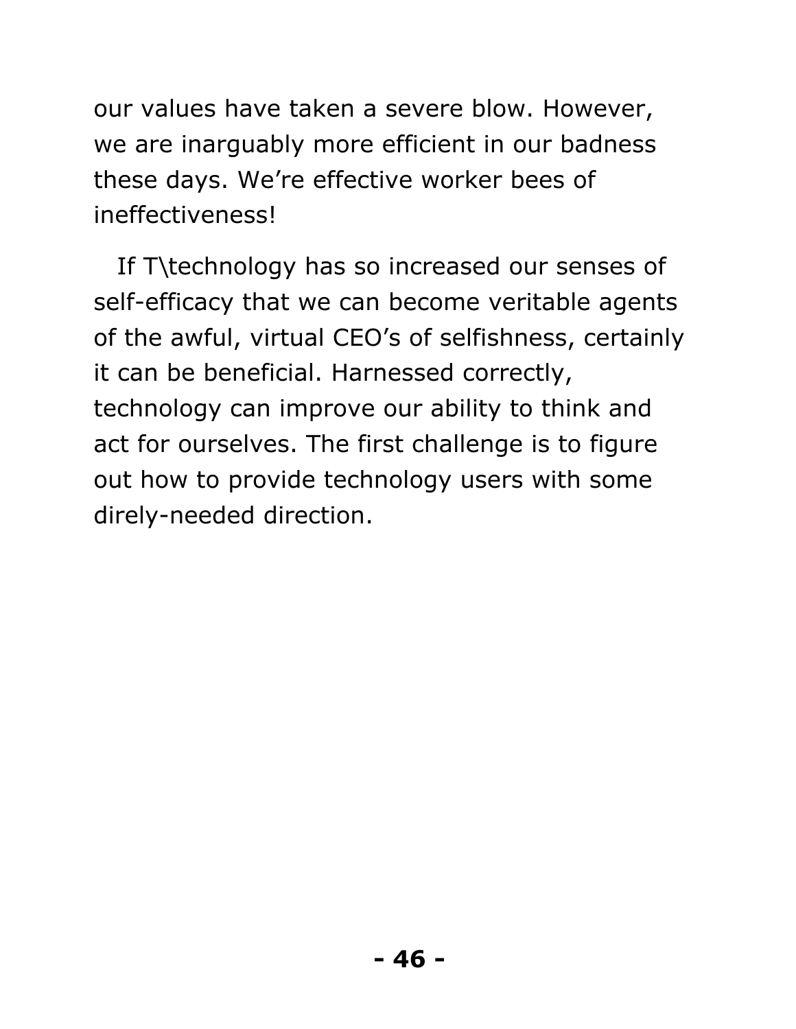our values have taken a severe blow. However, we are inarguably more efficient in our badness these days. We're effective worker bees of ineffectiveness!

If T\technology has so increased our senses of self-efficacy that we can become veritable agents of the awful, virtual CEO's of selfishness, certainly it can be beneficial. Harnessed correctly, technology can improve our ability to think and act for ourselves. The first challenge is to figure out how to provide technology users with some direly-needed direction.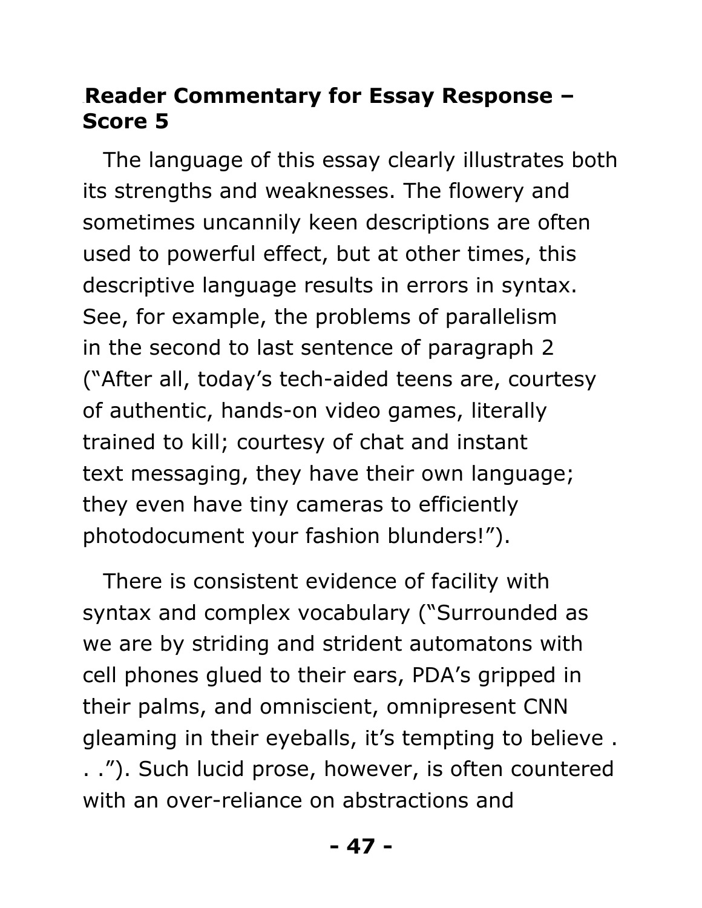## Reader Commentary for Essay Response – Score 5

The language of this essay clearly illustrates both its strengths and weaknesses. The flowery and sometimes uncannily keen descriptions are often used to powerful effect, but at other times, this descriptive language results in errors in syntax. See, for example, the problems of parallelism in the second to last sentence of paragraph 2 ("After all, today's tech-aided teens are, courtesy of authentic, hands-on video games, literally trained to kill; courtesy of chat and instant text messaging, they have their own language; they even have tiny cameras to efficiently photodocument your fashion blunders!").

There is consistent evidence of facility with syntax and complex vocabulary ("Surrounded as we are by striding and strident automatons with cell phones glued to their ears, PDA's gripped in their palms, and omniscient, omnipresent CNN gleaming in their eyeballs, it's tempting to believe . . ."). Such lucid prose, however, is often countered with an over-reliance on abstractions and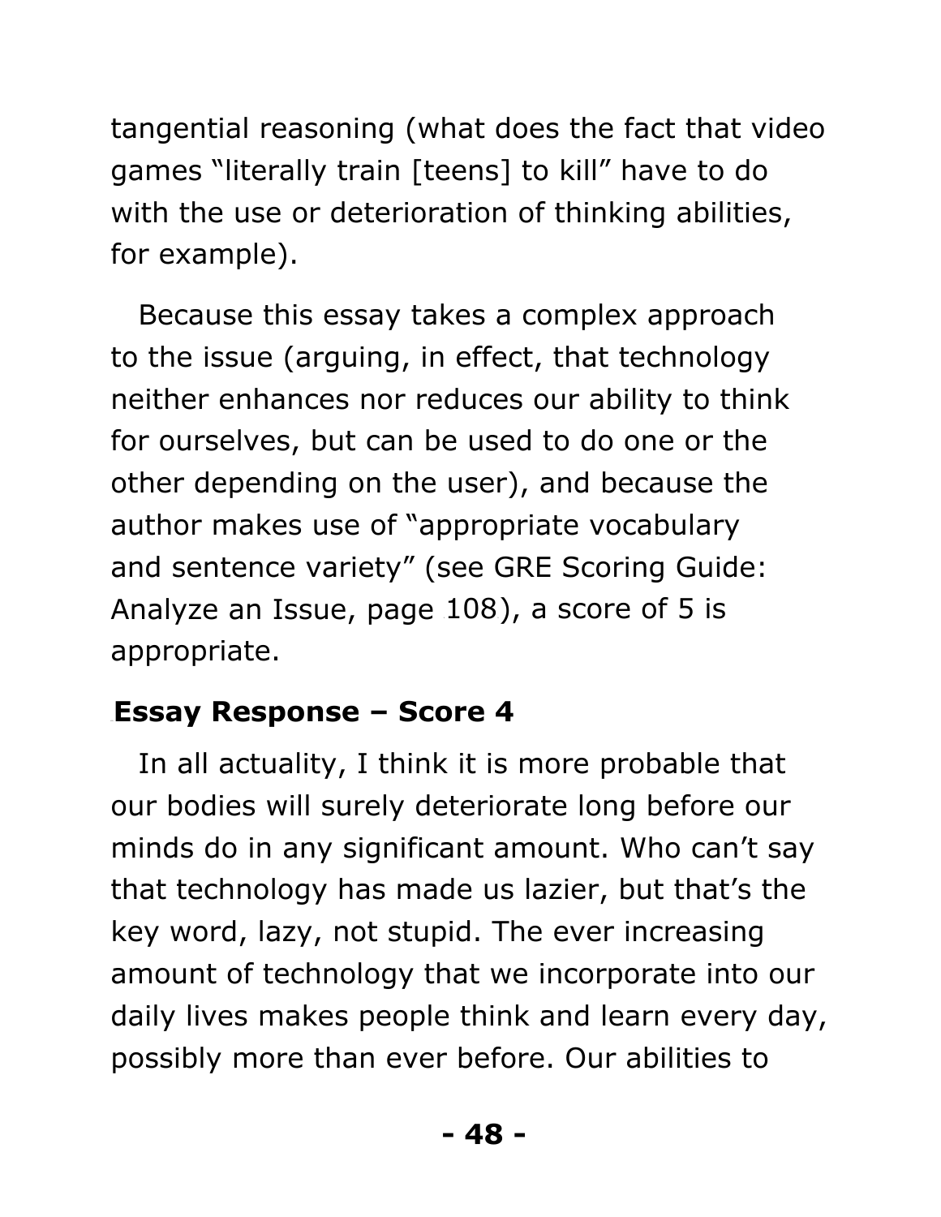tangential reasoning (what does the fact that video games "literally train [teens] to kill" have to do with the use or deterioration of thinking abilities, for example).

Because this essay takes a complex approach to the issue (arguing, in effect, that technology neither enhances nor reduces our ability to think for ourselves, but can be used to do one or the other depending on the user), and because the author makes use of "appropriate vocabulary and sentence variety" (see GRE Scoring Guide: Analyze an Issue, page 108), a score of 5 is appropriate.

### Essay Response – Score 4

In all actuality, I think it is more probable that our bodies will surely deteriorate long before our minds do in any significant amount. Who can't say that technology has made us lazier, but that's the key word, lazy, not stupid. The ever increasing amount of technology that we incorporate into our daily lives makes people think and learn every day, possibly more than ever before. Our abilities to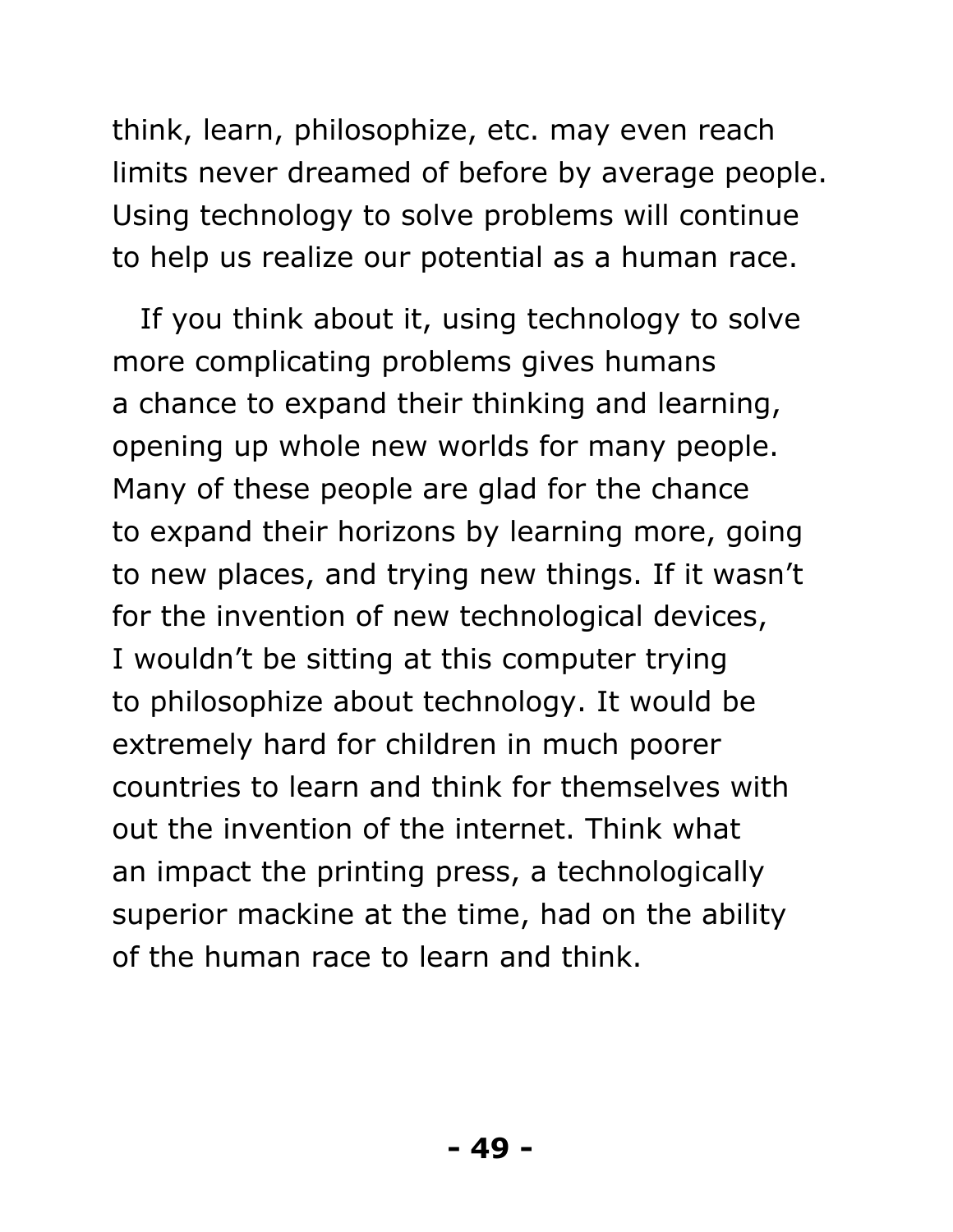think, learn, philosophize, etc. may even reach limits never dreamed of before by average people. Using technology to solve problems will continue to help us realize our potential as a human race.

If you think about it, using technology to solve more complicating problems gives humans a chance to expand their thinking and learning, opening up whole new worlds for many people. Many of these people are glad for the chance to expand their horizons by learning more, going to new places, and trying new things. If it wasn't for the invention of new technological devices, I wouldn't be sitting at this computer trying to philosophize about technology. It would be extremely hard for children in much poorer countries to learn and think for themselves with out the invention of the internet. Think what an impact the printing press, a technologically superior mackine at the time, had on the ability of the human race to learn and think.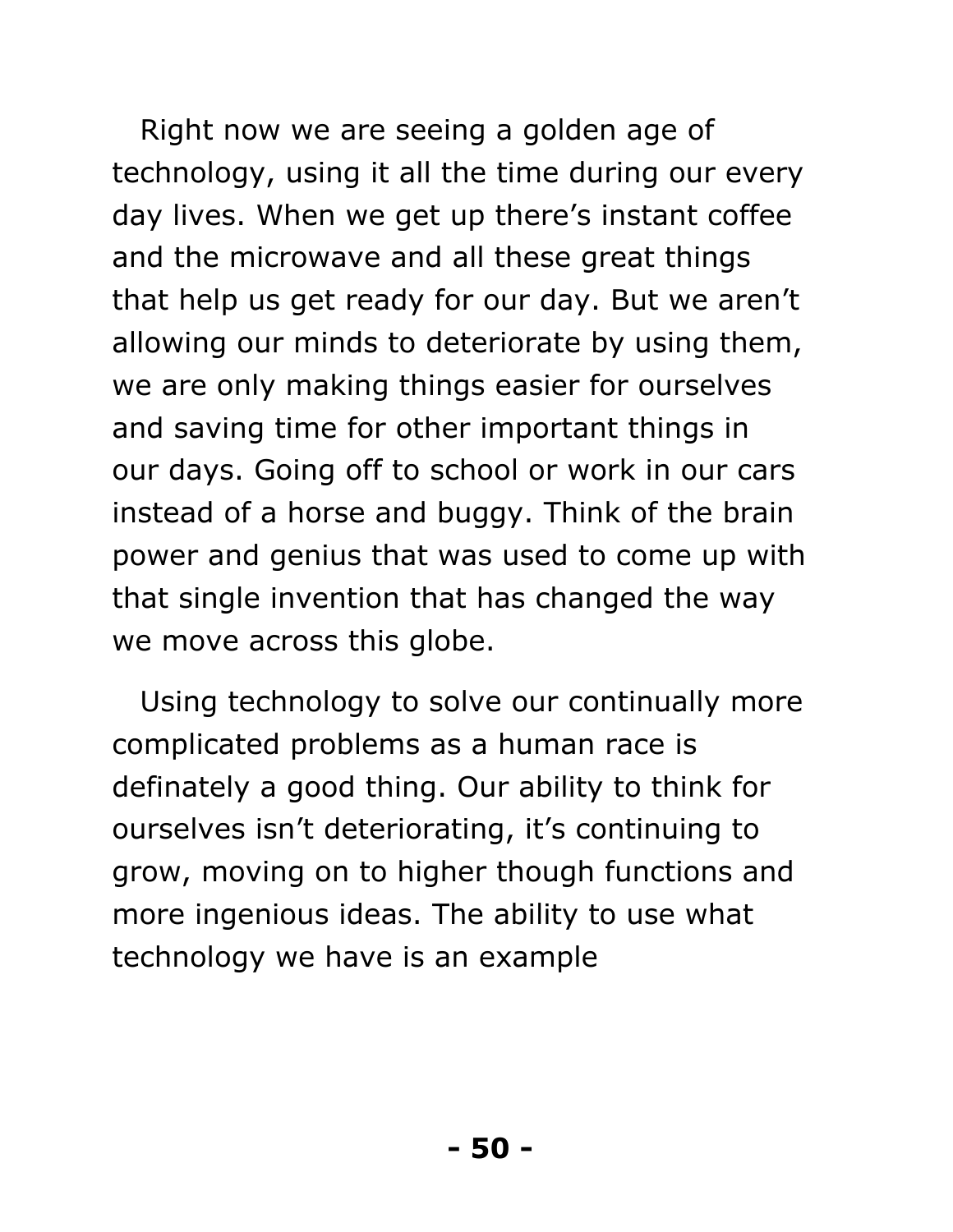Right now we are seeing a golden age of technology, using it all the time during our every day lives. When we get up there's instant coffee and the microwave and all these great things that help us get ready for our day. But we aren't allowing our minds to deteriorate by using them, we are only making things easier for ourselves and saving time for other important things in our days. Going off to school or work in our cars instead of a horse and buggy. Think of the brain power and genius that was used to come up with that single invention that has changed the way we move across this globe.

Using technology to solve our continually more complicated problems as a human race is definately a good thing. Our ability to think for ourselves isn't deteriorating, it's continuing to grow, moving on to higher though functions and more ingenious ideas. The ability to use what technology we have is an example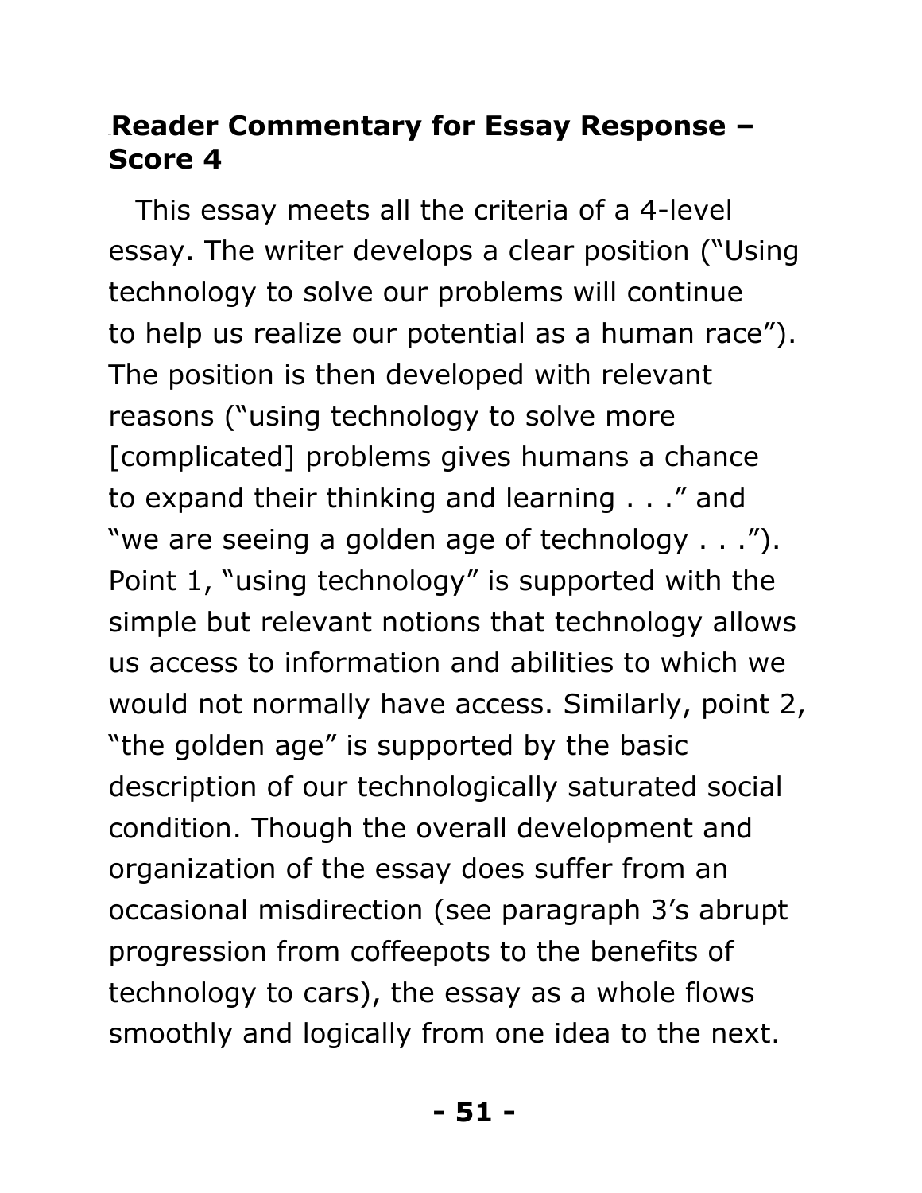## Reader Commentary for Essay Response – Score 4

This essay meets all the criteria of a 4-level essay. The writer develops a clear position ("Using technology to solve our problems will continue to help us realize our potential as a human race"). The position is then developed with relevant reasons ("using technology to solve more [complicated] problems gives humans a chance to expand their thinking and learning . . ." and "we are seeing a golden age of technology . . ."). Point 1, "using technology" is supported with the simple but relevant notions that technology allows us access to information and abilities to which we would not normally have access. Similarly, point 2, "the golden age" is supported by the basic description of our technologically saturated social condition. Though the overall development and organization of the essay does suffer from an occasional misdirection (see paragraph 3's abrupt progression from coffeepots to the benefits of technology to cars), the essay as a whole flows smoothly and logically from one idea to the next.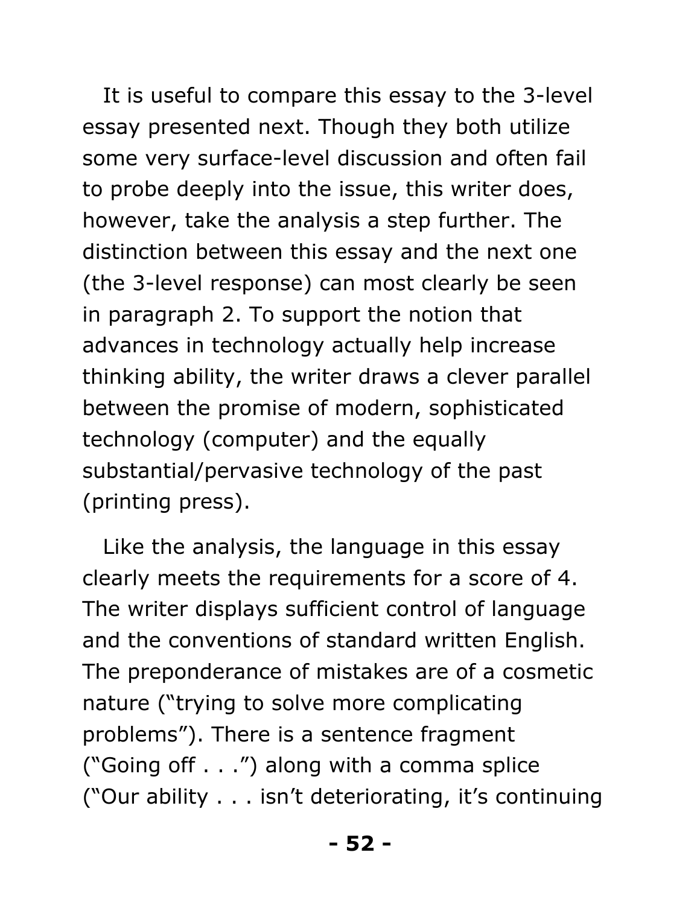It is useful to compare this essay to the 3-level essay presented next. Though they both utilize some very surface-level discussion and often fail to probe deeply into the issue, this writer does, however, take the analysis a step further. The distinction between this essay and the next one (the 3-level response) can most clearly be seen in paragraph 2. To support the notion that advances in technology actually help increase thinking ability, the writer draws a clever parallel between the promise of modern, sophisticated technology (computer) and the equally substantial/pervasive technology of the past (printing press).

Like the analysis, the language in this essay clearly meets the requirements for a score of 4. The writer displays sufficient control of language and the conventions of standard written English. The preponderance of mistakes are of a cosmetic nature ("trying to solve more complicating problems"). There is a sentence fragment ("Going off . . .") along with a comma splice ("Our ability . . . isn't deteriorating, it's continuing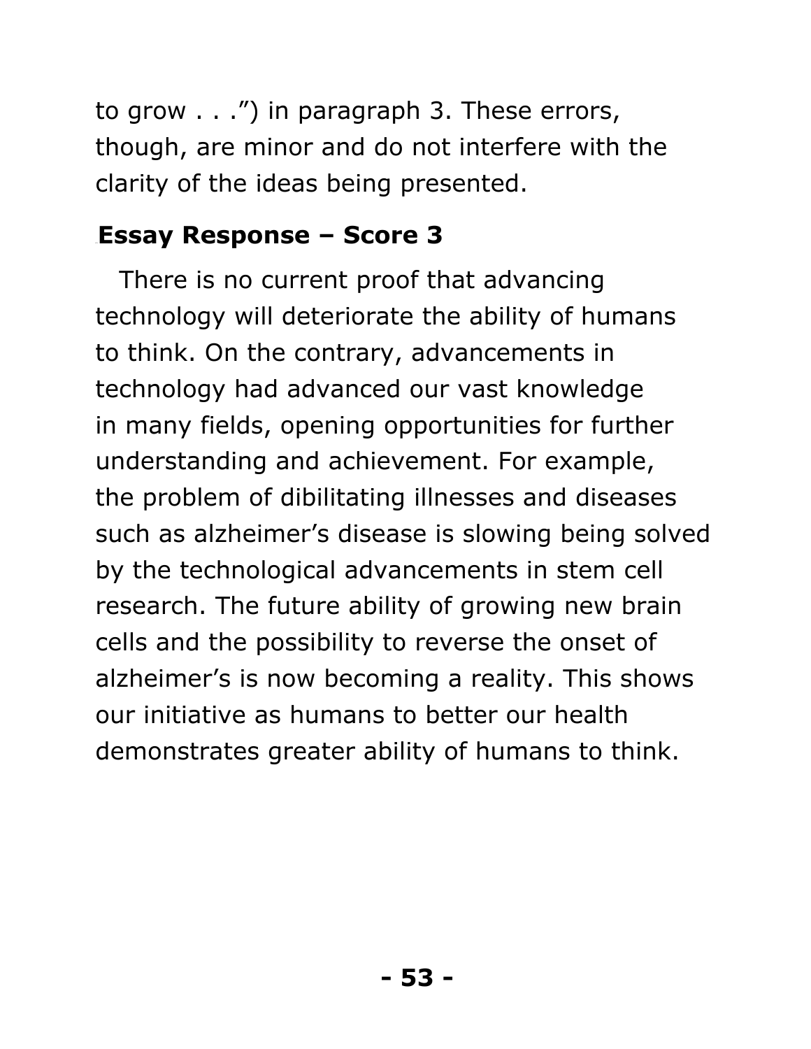to grow . . .") in paragraph 3. These errors, though, are minor and do not interfere with the clarity of the ideas being presented.

### Essay Response – Score 3

There is no current proof that advancing technology will deteriorate the ability of humans to think. On the contrary, advancements in technology had advanced our vast knowledge in many fields, opening opportunities for further understanding and achievement. For example, the problem of dibilitating illnesses and diseases such as alzheimer's disease is slowing being solved by the technological advancements in stem cell research. The future ability of growing new brain cells and the possibility to reverse the onset of alzheimer's is now becoming a reality. This shows our initiative as humans to better our health demonstrates greater ability of humans to think.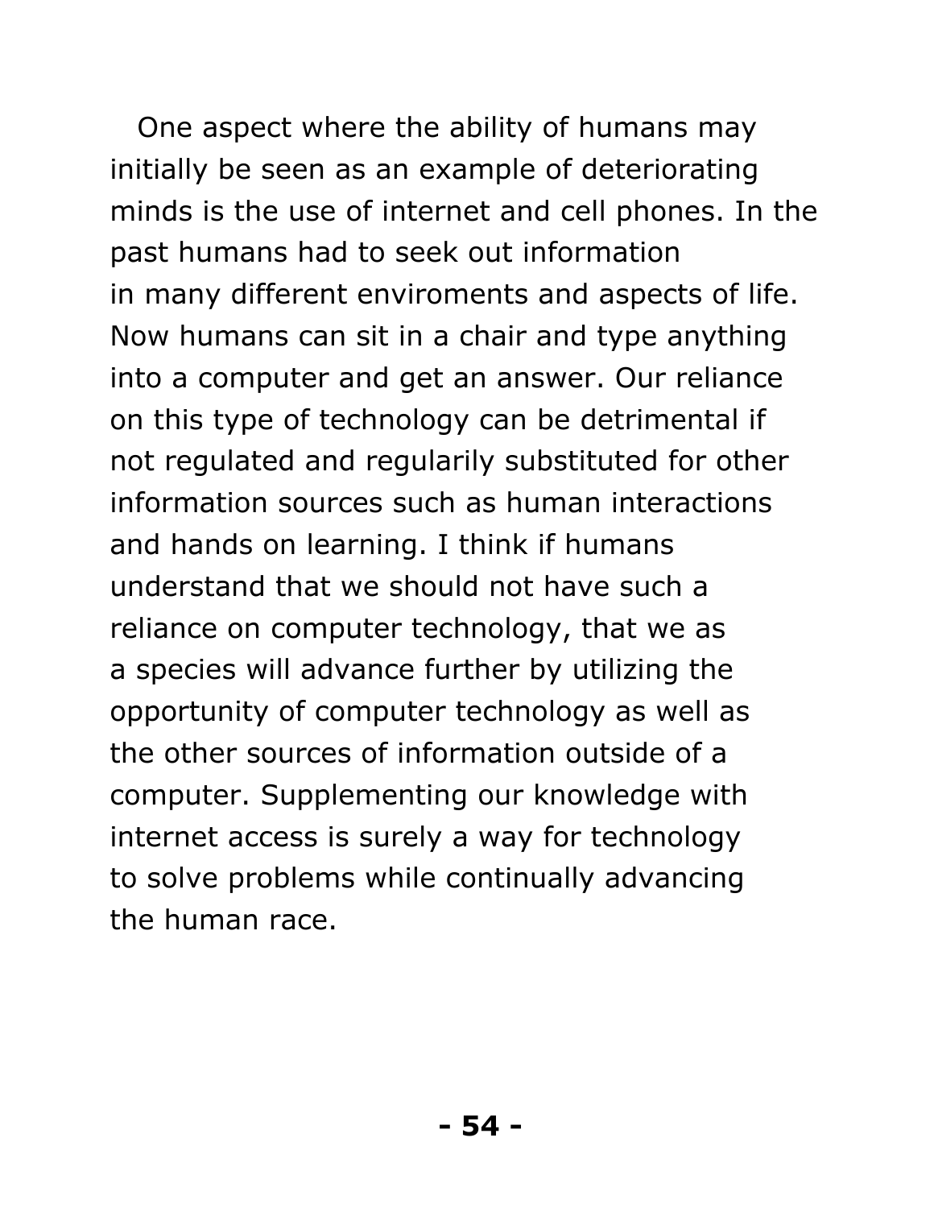One aspect where the ability of humans may initially be seen as an example of deteriorating minds is the use of internet and cell phones. In the past humans had to seek out information in many different enviroments and aspects of life. Now humans can sit in a chair and type anything into a computer and get an answer. Our reliance on this type of technology can be detrimental if not regulated and regularily substituted for other information sources such as human interactions and hands on learning. I think if humans understand that we should not have such a reliance on computer technology, that we as a species will advance further by utilizing the opportunity of computer technology as well as the other sources of information outside of a computer. Supplementing our knowledge with internet access is surely a way for technology to solve problems while continually advancing the human race.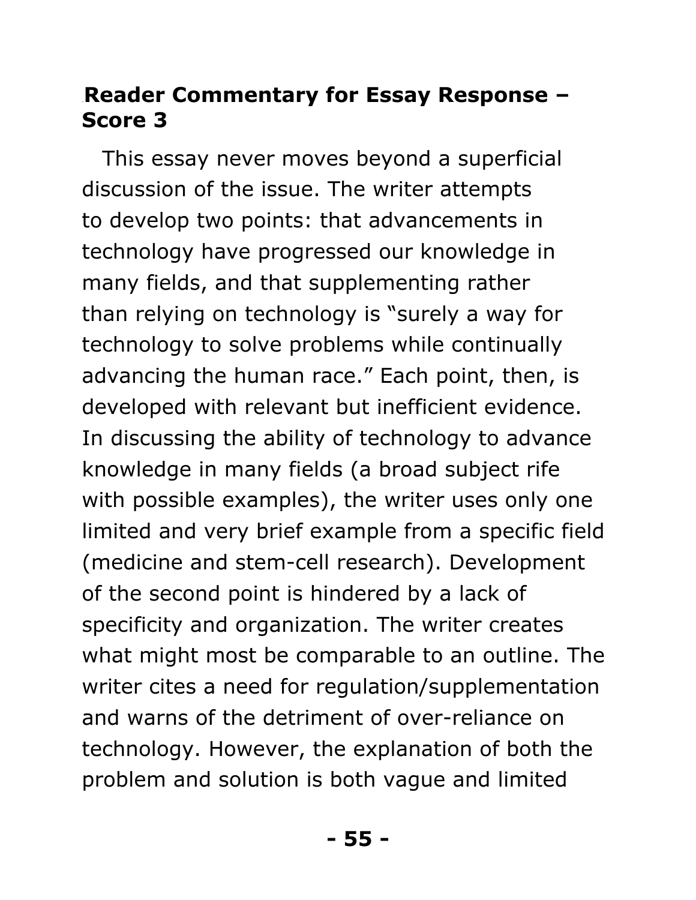## Reader Commentary for Essay Response – Score 3

This essay never moves beyond a superficial discussion of the issue. The writer attempts to develop two points: that advancements in technology have progressed our knowledge in many fields, and that supplementing rather than relying on technology is "surely a way for technology to solve problems while continually advancing the human race." Each point, then, is developed with relevant but inefficient evidence. In discussing the ability of technology to advance knowledge in many fields (a broad subject rife with possible examples), the writer uses only one limited and very brief example from a specific field (medicine and stem-cell research). Development of the second point is hindered by a lack of specificity and organization. The writer creates what might most be comparable to an outline. The writer cites a need for regulation/supplementation and warns of the detriment of over-reliance on technology. However, the explanation of both the problem and solution is both vague and limited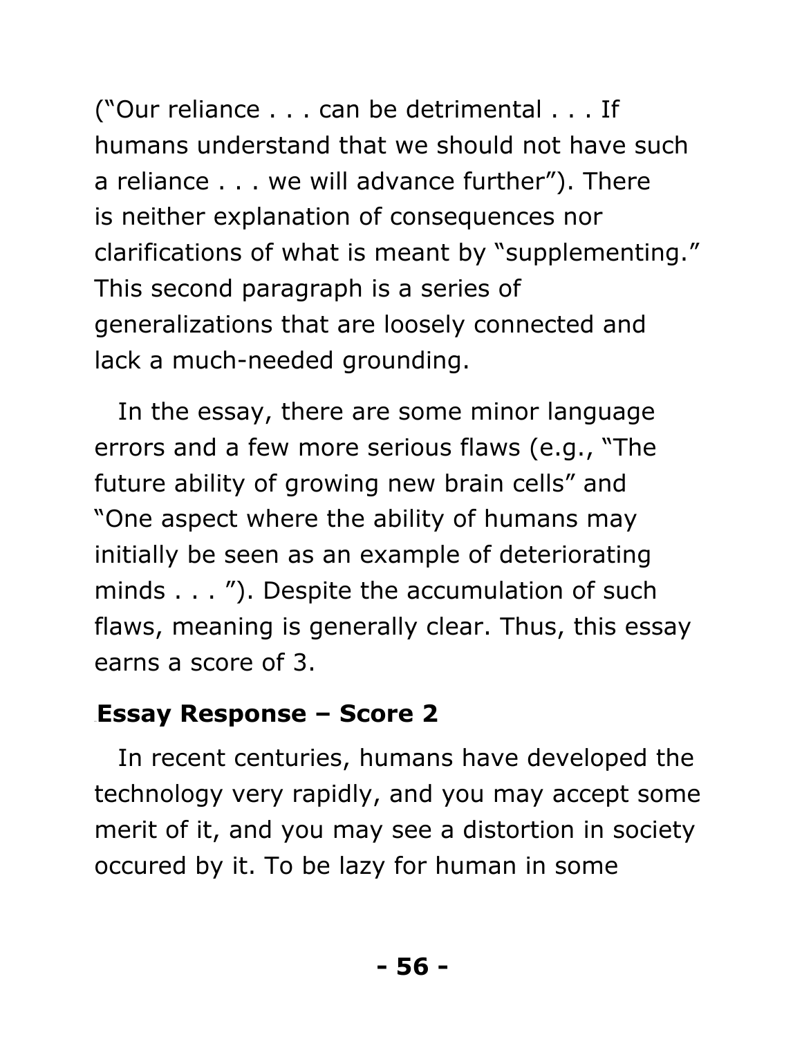("Our reliance . . . can be detrimental . . . If humans understand that we should not have such a reliance . . . we will advance further"). There is neither explanation of consequences nor clarifications of what is meant by "supplementing." This second paragraph is a series of generalizations that are loosely connected and lack a much-needed grounding.

In the essay, there are some minor language errors and a few more serious flaws (e.g., "The future ability of growing new brain cells" and "One aspect where the ability of humans may initially be seen as an example of deteriorating minds . . . "). Despite the accumulation of such flaws, meaning is generally clear. Thus, this essay earns a score of 3.

### Essay Response – Score 2

In recent centuries, humans have developed the technology very rapidly, and you may accept some merit of it, and you may see a distortion in society occured by it. To be lazy for human in some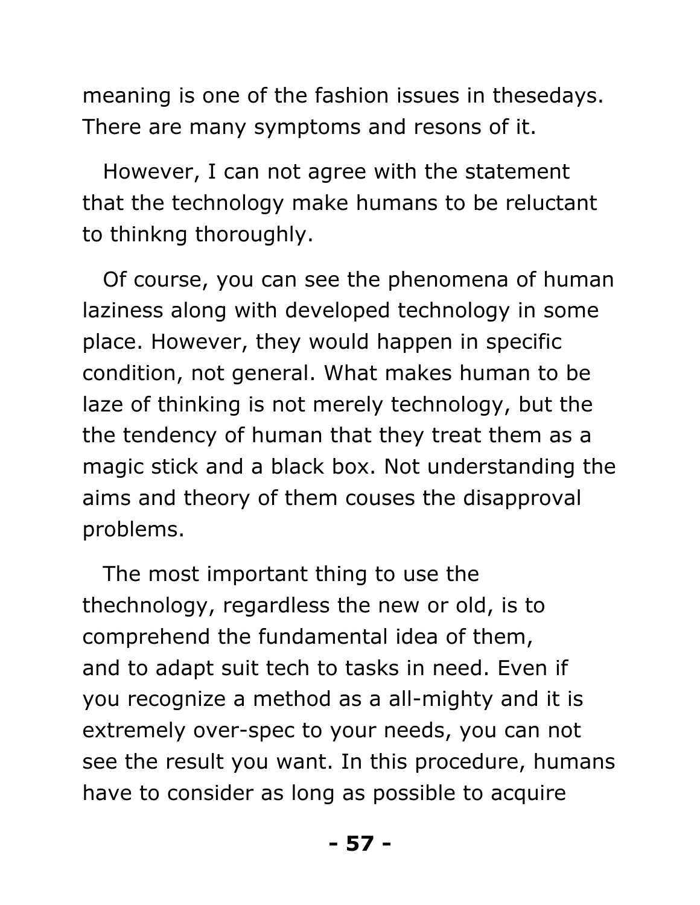meaning is one of the fashion issues in thesedays. There are many symptoms and resons of it.

However, I can not agree with the statement that the technology make humans to be reluctant to thinkng thoroughly.

Of course, you can see the phenomena of human laziness along with developed technology in some place. However, they would happen in specific condition, not general. What makes human to be laze of thinking is not merely technology, but the the tendency of human that they treat them as a magic stick and a black box. Not understanding the aims and theory of them couses the disapproval problems.

The most important thing to use the thechnology, regardless the new or old, is to comprehend the fundamental idea of them, and to adapt suit tech to tasks in need. Even if you recognize a method as a all-mighty and it is extremely over-spec to your needs, you can not see the result you want. In this procedure, humans have to consider as long as possible to acquire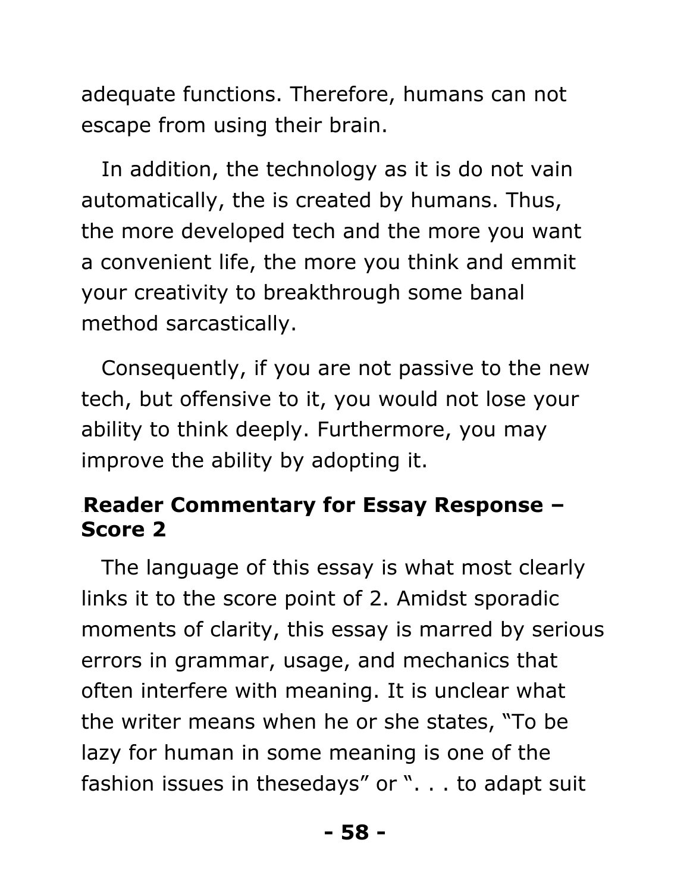adequate functions. Therefore, humans can not escape from using their brain.

In addition, the technology as it is do not vain automatically, the is created by humans. Thus, the more developed tech and the more you want a convenient life, the more you think and emmit your creativity to breakthrough some banal method sarcastically.

Consequently, if you are not passive to the new tech, but offensive to it, you would not lose your ability to think deeply. Furthermore, you may improve the ability by adopting it.

### Reader Commentary for Essay Response – Score 2

The language of this essay is what most clearly links it to the score point of 2. Amidst sporadic moments of clarity, this essay is marred by serious errors in grammar, usage, and mechanics that often interfere with meaning. It is unclear what the writer means when he or she states, "To be lazy for human in some meaning is one of the fashion issues in thesedays" or ". . . to adapt suit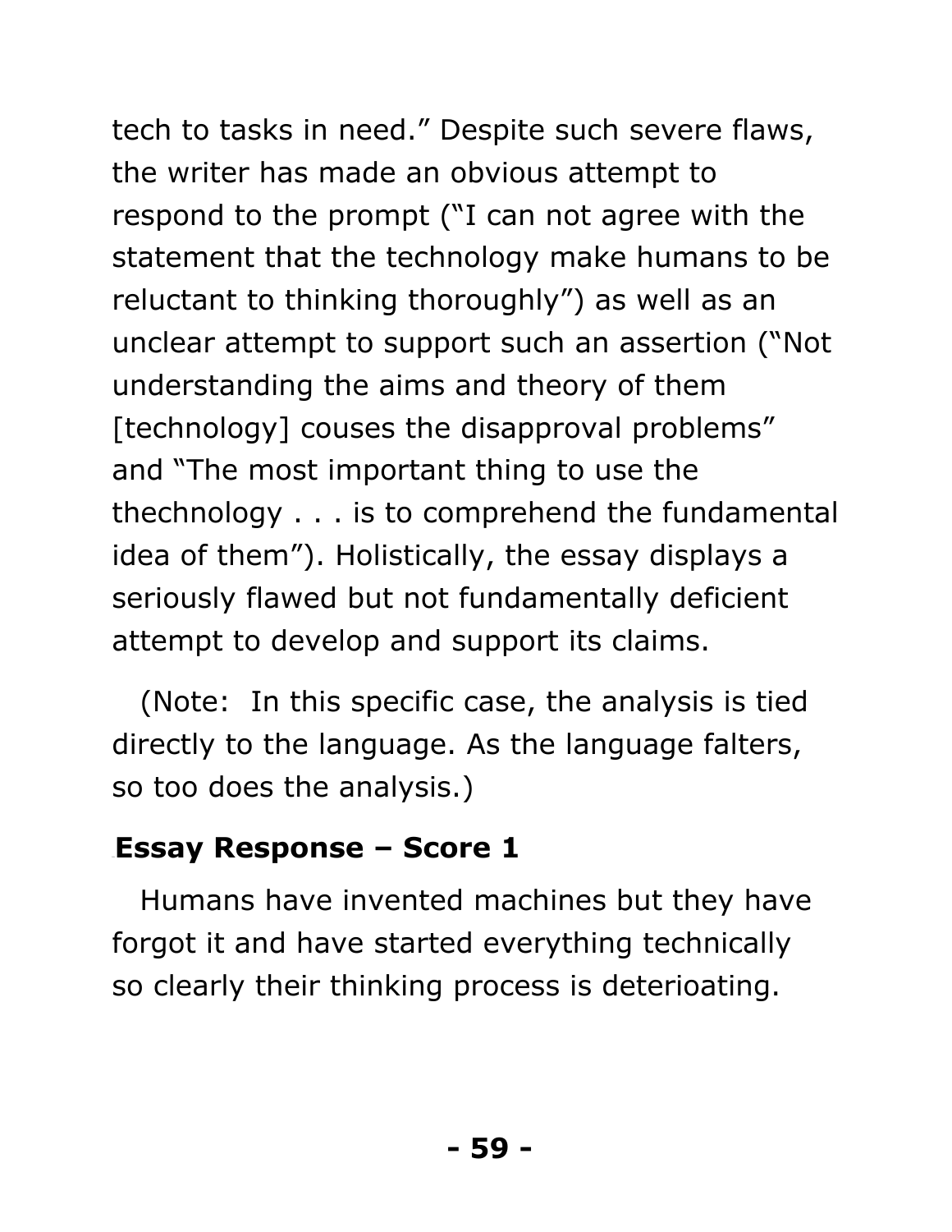tech to tasks in need." Despite such severe flaws, the writer has made an obvious attempt to respond to the prompt ("I can not agree with the statement that the technology make humans to be reluctant to thinking thoroughly") as well as an unclear attempt to support such an assertion ("Not understanding the aims and theory of them [technology] couses the disapproval problems" and "The most important thing to use the thechnology . . . is to comprehend the fundamental idea of them"). Holistically, the essay displays a seriously flawed but not fundamentally deficient attempt to develop and support its claims.

(Note: In this specific case, the analysis is tied directly to the language. As the language falters, so too does the analysis.)

### Essay Response – Score 1

Humans have invented machines but they have forgot it and have started everything technically so clearly their thinking process is deterioating.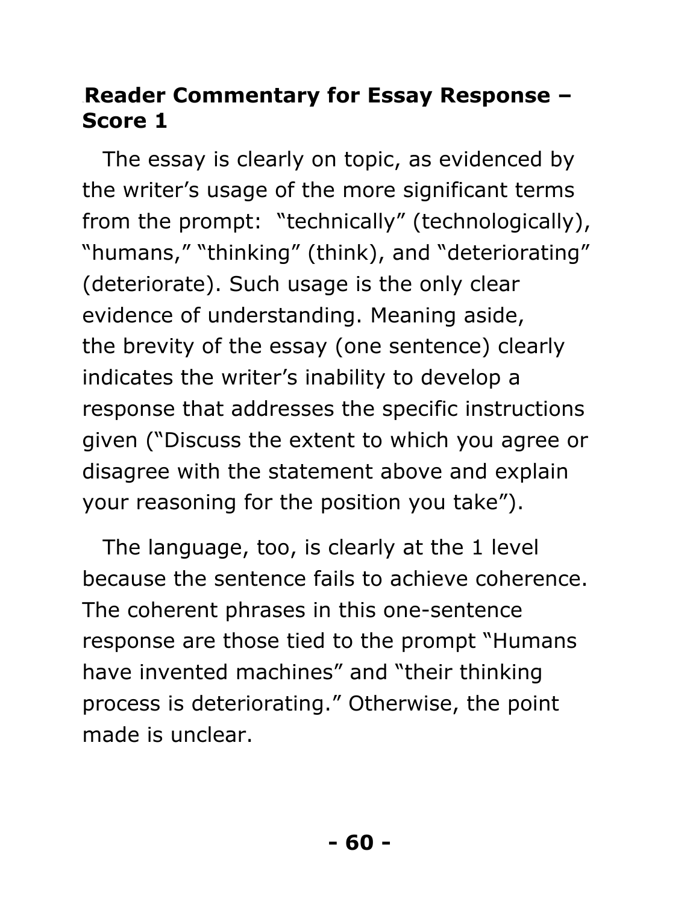## Reader Commentary for Essay Response – Score 1

The essay is clearly on topic, as evidenced by the writer's usage of the more significant terms from the prompt: "technically" (technologically), "humans," "thinking" (think), and "deteriorating" (deteriorate). Such usage is the only clear evidence of understanding. Meaning aside, the brevity of the essay (one sentence) clearly indicates the writer's inability to develop a response that addresses the specific instructions given ("Discuss the extent to which you agree or disagree with the statement above and explain your reasoning for the position you take").

The language, too, is clearly at the 1 level because the sentence fails to achieve coherence. The coherent phrases in this one-sentence response are those tied to the prompt "Humans have invented machines" and "their thinking process is deteriorating." Otherwise, the point made is unclear.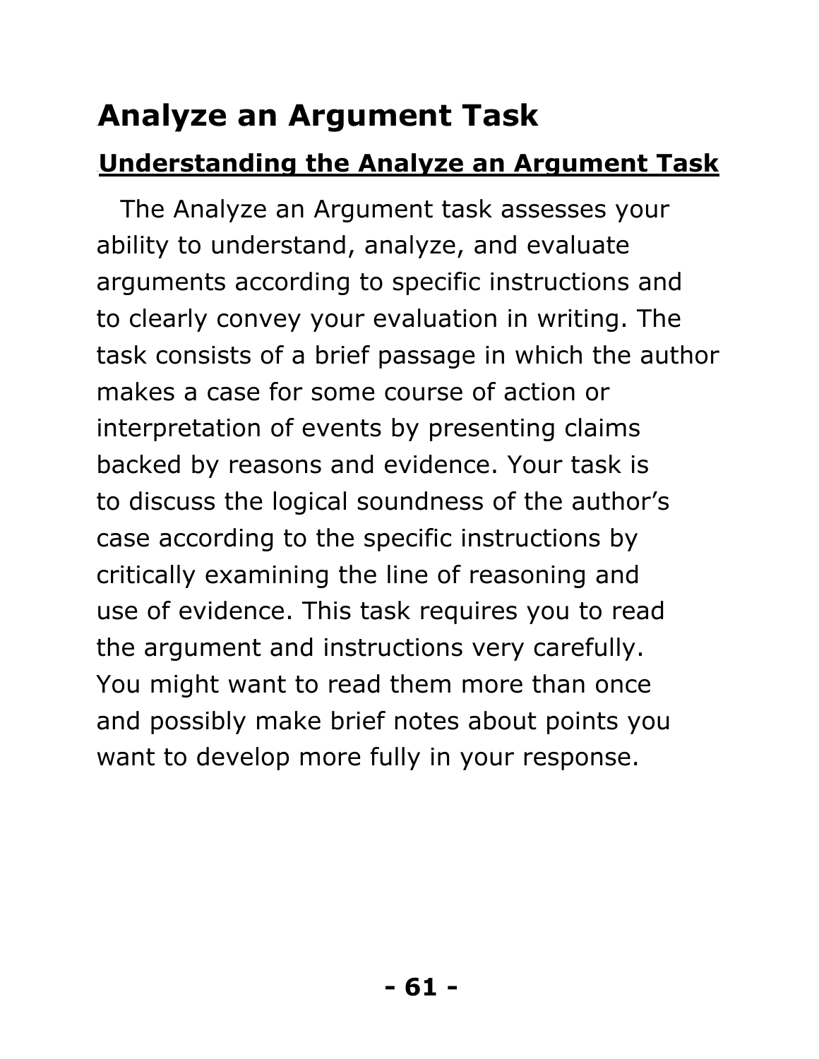# Analyze an Argument Task

## Understanding the Analyze an Argument Task

The Analyze an Argument task assesses your ability to understand, analyze, and evaluate arguments according to specific instructions and to clearly convey your evaluation in writing. The task consists of a brief passage in which the author makes a case for some course of action or interpretation of events by presenting claims backed by reasons and evidence. Your task is to discuss the logical soundness of the author's case according to the specific instructions by critically examining the line of reasoning and use of evidence. This task requires you to read the argument and instructions very carefully. You might want to read them more than once and possibly make brief notes about points you want to develop more fully in your response.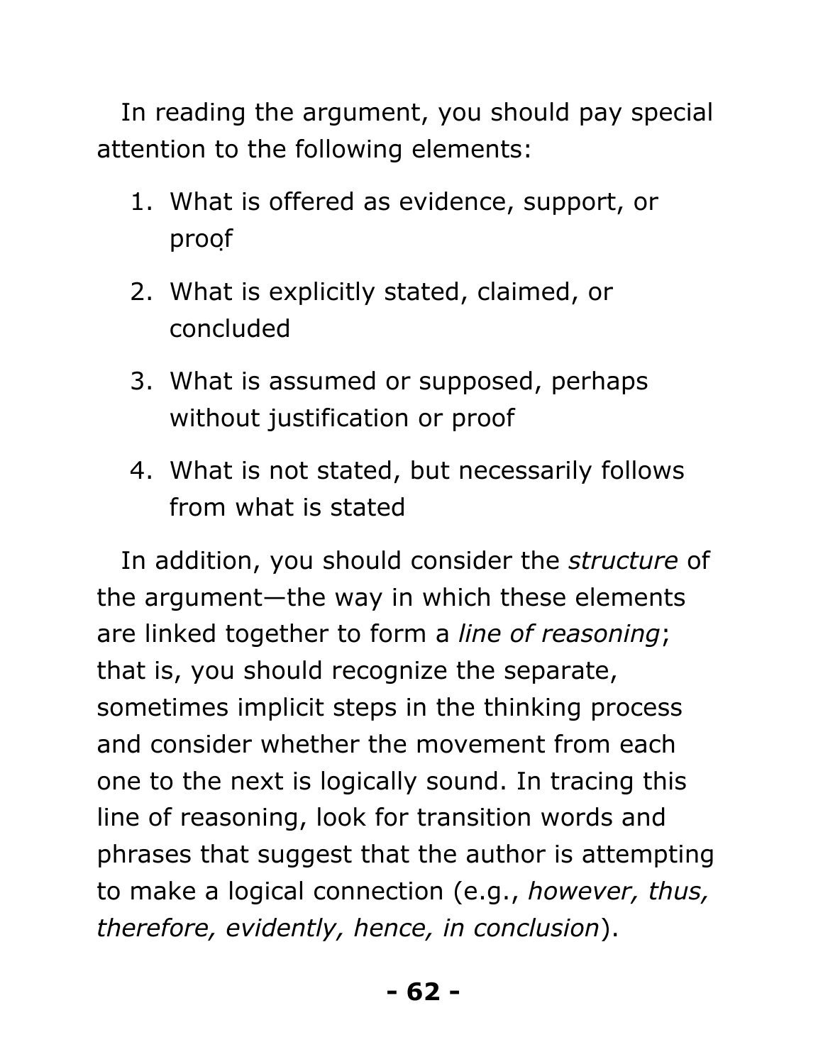In reading the argument, you should pay special attention to the following elements:

1. What is offered as evidence, support, or proof
2. What is explicitly stated, claimed, or concluded
3. What is assumed or supposed, perhaps without justification or proof
4. What is not stated, but necessarily follows from what is stated

In addition, you should consider the *structure* of the argument—the way in which these elements are linked together to form a *line of reasoning*; that is, you should recognize the separate, sometimes implicit steps in the thinking process and consider whether the movement from each one to the next is logically sound. In tracing this line of reasoning, look for transition words and phrases that suggest that the author is attempting to make a logical connection (e.g., *however, thus, therefore, evidently, hence, in conclusion*).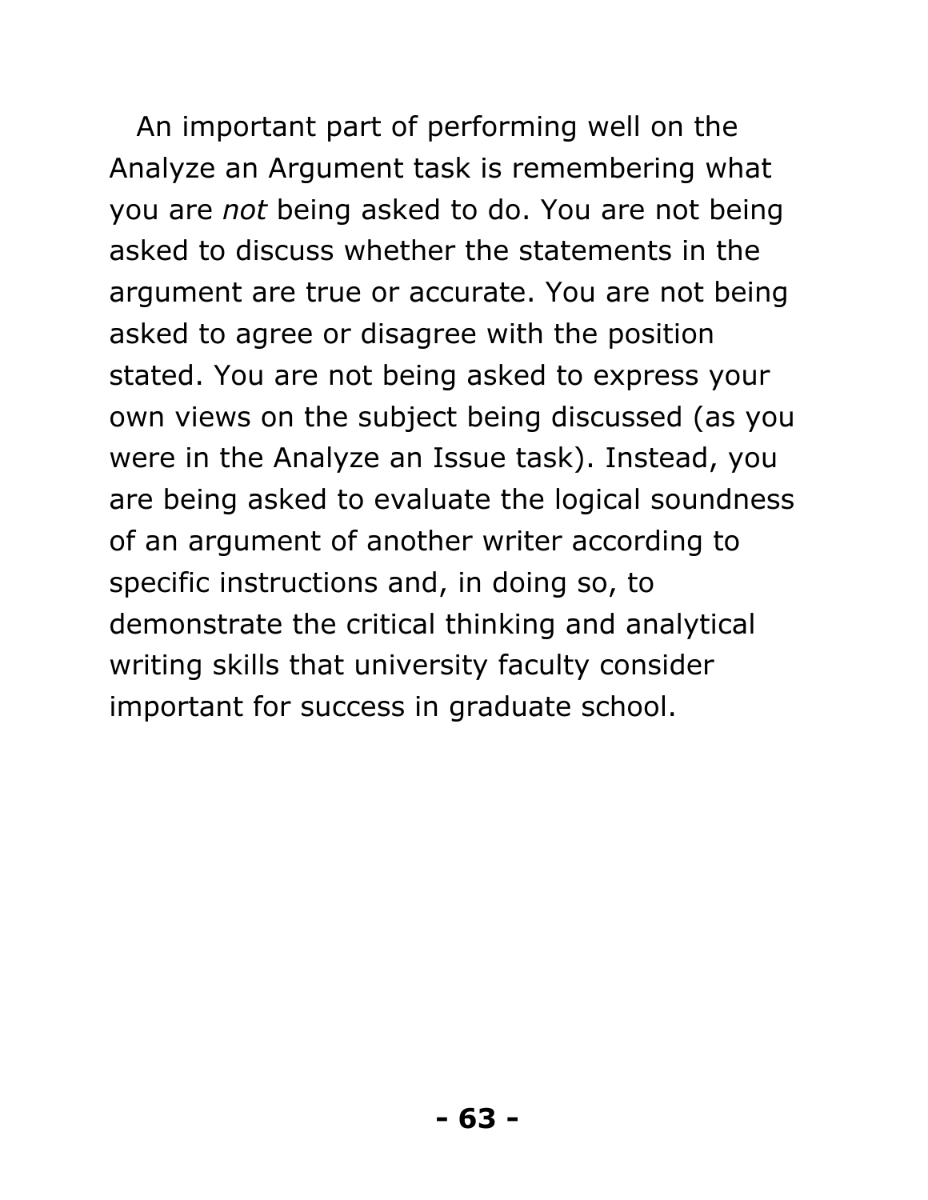An important part of performing well on the Analyze an Argument task is remembering what you are *not* being asked to do. You are not being asked to discuss whether the statements in the argument are true or accurate. You are not being asked to agree or disagree with the position stated. You are not being asked to express your own views on the subject being discussed (as you were in the Analyze an Issue task). Instead, you are being asked to evaluate the logical soundness of an argument of another writer according to specific instructions and, in doing so, to demonstrate the critical thinking and analytical writing skills that university faculty consider important for success in graduate school.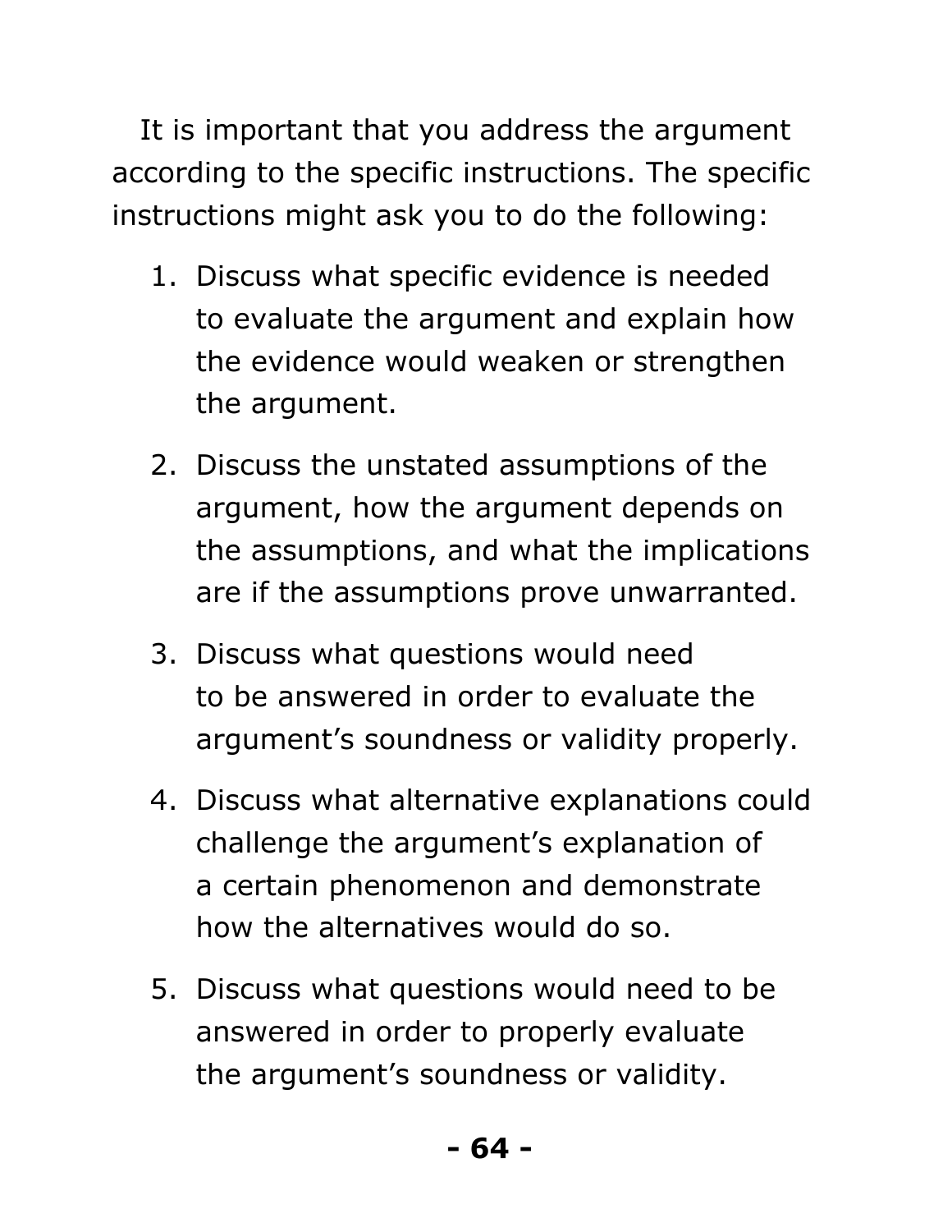It is important that you address the argument according to the specific instructions. The specific instructions might ask you to do the following:

1. Discuss what specific evidence is needed to evaluate the argument and explain how the evidence would weaken or strengthen the argument.
2. Discuss the unstated assumptions of the argument, how the argument depends on the assumptions, and what the implications are if the assumptions prove unwarranted.
3. Discuss what questions would need to be answered in order to evaluate the argument's soundness or validity properly.
4. Discuss what alternative explanations could challenge the argument's explanation of a certain phenomenon and demonstrate how the alternatives would do so.
5. Discuss what questions would need to be answered in order to properly evaluate the argument's soundness or validity.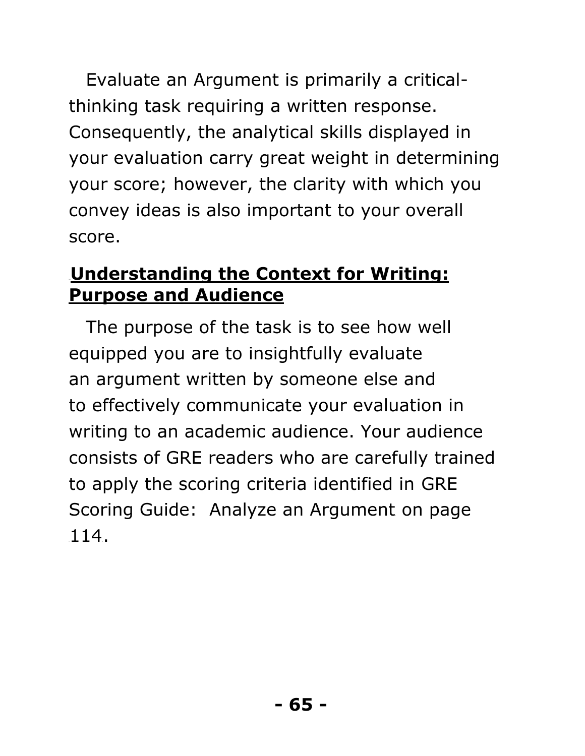Evaluate an Argument is primarily a critical-thinking task requiring a written response. Consequently, the analytical skills displayed in your evaluation carry great weight in determining your score; however, the clarity with which you convey ideas is also important to your overall score.

## Understanding the Context for Writing: Purpose and Audience

The purpose of the task is to see how well equipped you are to insightfully evaluate an argument written by someone else and to effectively communicate your evaluation in writing to an academic audience. Your audience consists of GRE readers who are carefully trained to apply the scoring criteria identified in GRE Scoring Guide:  Analyze an Argument on page 114.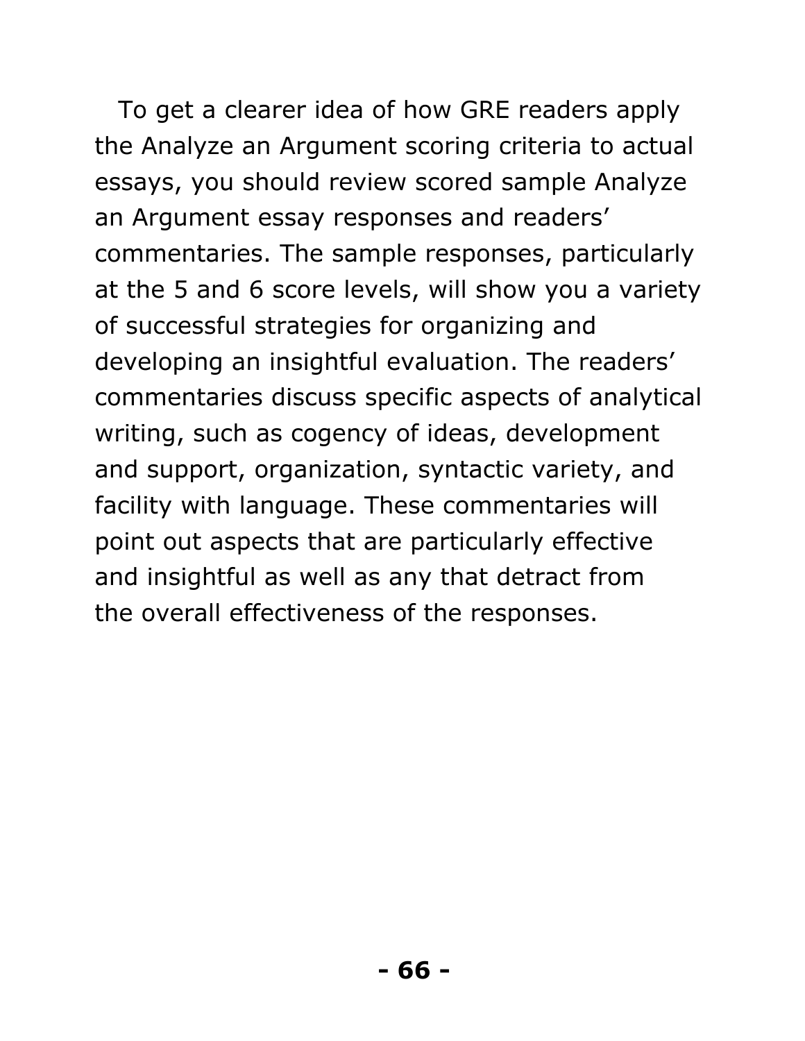To get a clearer idea of how GRE readers apply the Analyze an Argument scoring criteria to actual essays, you should review scored sample Analyze an Argument essay responses and readers' commentaries. The sample responses, particularly at the 5 and 6 score levels, will show you a variety of successful strategies for organizing and developing an insightful evaluation. The readers' commentaries discuss specific aspects of analytical writing, such as cogency of ideas, development and support, organization, syntactic variety, and facility with language. These commentaries will point out aspects that are particularly effective and insightful as well as any that detract from the overall effectiveness of the responses.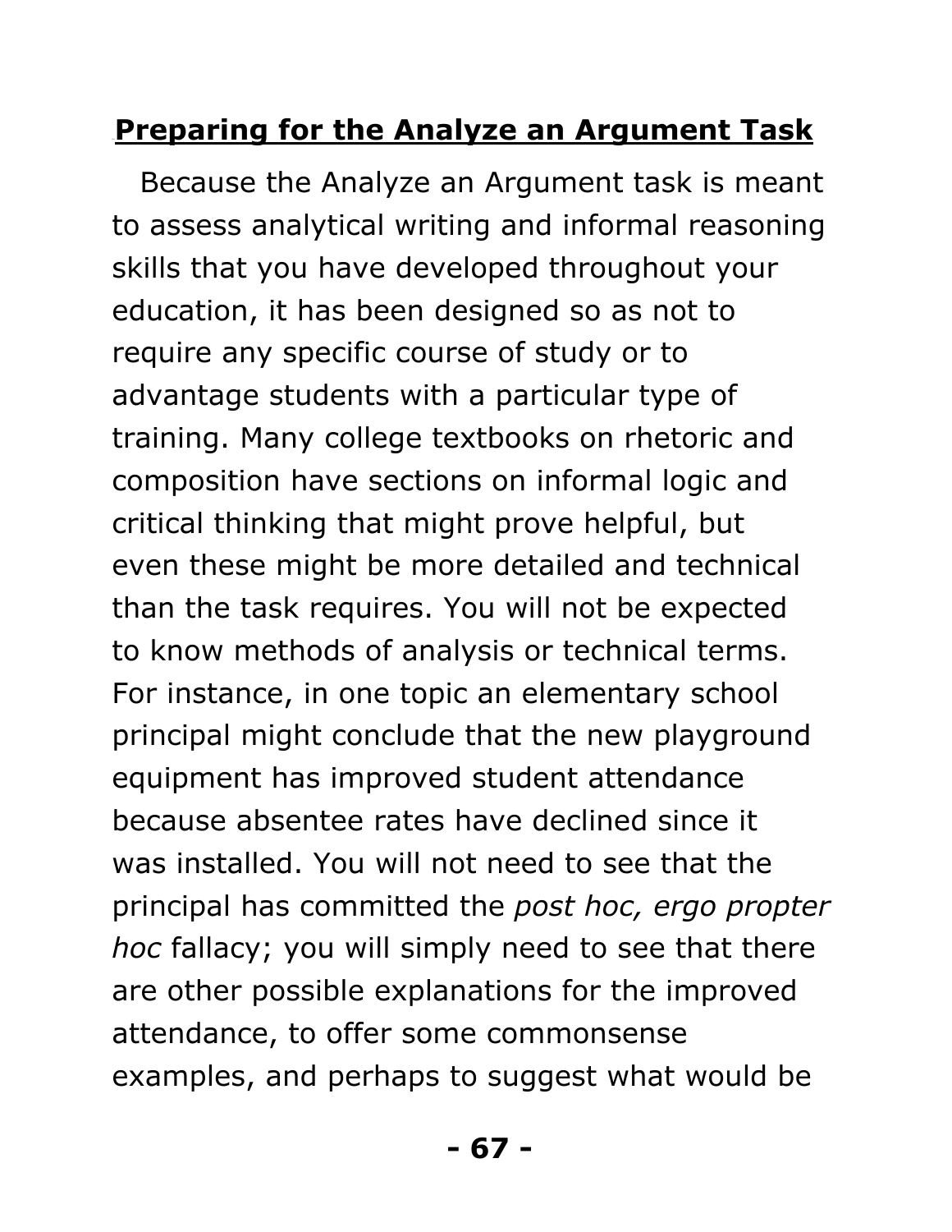## Preparing for the Analyze an Argument Task

Because the Analyze an Argument task is meant to assess analytical writing and informal reasoning skills that you have developed throughout your education, it has been designed so as not to require any specific course of study or to advantage students with a particular type of training. Many college textbooks on rhetoric and composition have sections on informal logic and critical thinking that might prove helpful, but even these might be more detailed and technical than the task requires. You will not be expected to know methods of analysis or technical terms. For instance, in one topic an elementary school principal might conclude that the new playground equipment has improved student attendance because absentee rates have declined since it was installed. You will not need to see that the principal has committed the *post hoc, ergo propter hoc* fallacy; you will simply need to see that there are other possible explanations for the improved attendance, to offer some commonsense examples, and perhaps to suggest what would be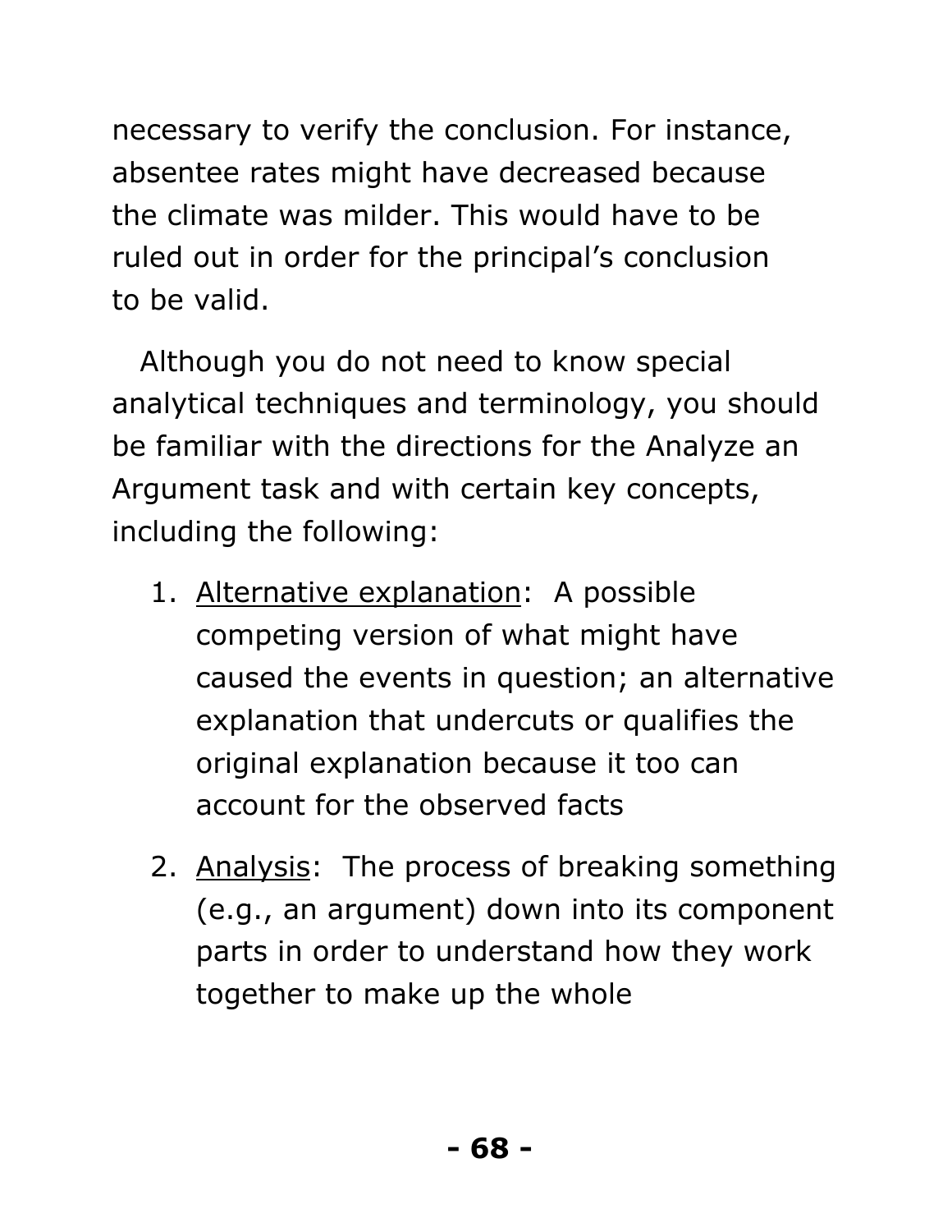necessary to verify the conclusion. For instance, absentee rates might have decreased because the climate was milder. This would have to be ruled out in order for the principal's conclusion to be valid.

Although you do not need to know special analytical techniques and terminology, you should be familiar with the directions for the Analyze an Argument task and with certain key concepts, including the following:

1. Alternative explanation: A possible competing version of what might have caused the events in question; an alternative explanation that undercuts or qualifies the original explanation because it too can account for the observed facts

2. Analysis: The process of breaking something (e.g., an argument) down into its component parts in order to understand how they work together to make up the whole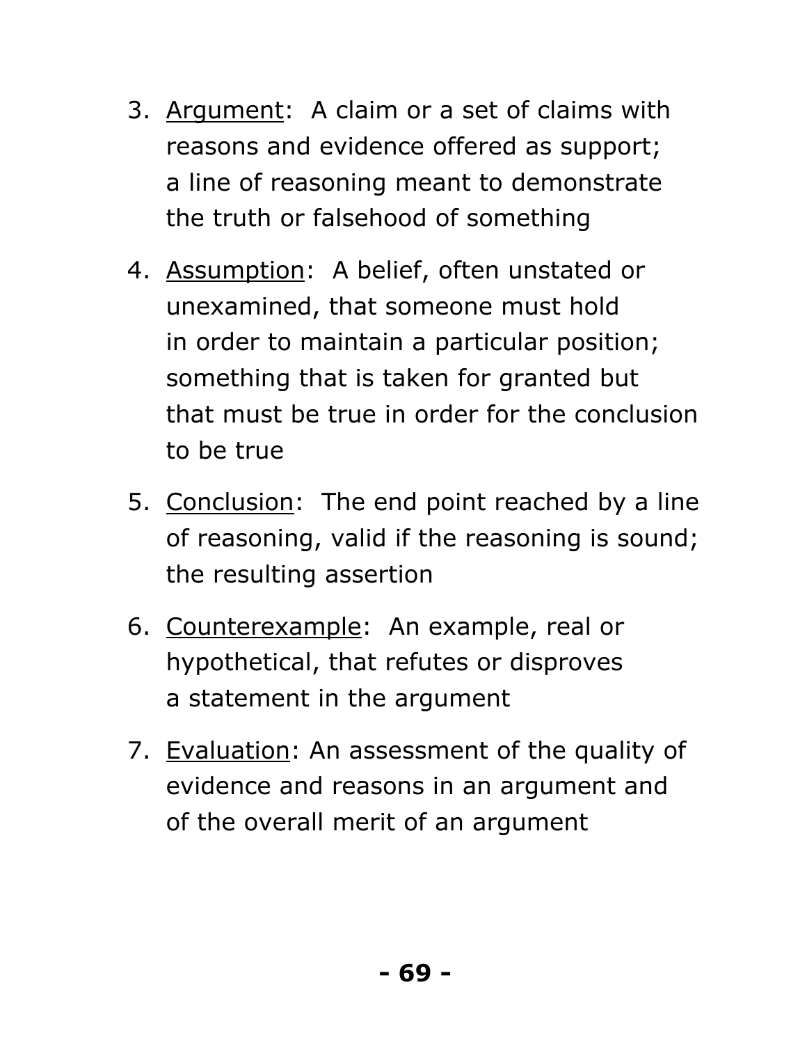3. <u>Argument</u>: A claim or a set of claims with reasons and evidence offered as support; a line of reasoning meant to demonstrate the truth or falsehood of something

4. <u>Assumption</u>: A belief, often unstated or unexamined, that someone must hold in order to maintain a particular position; something that is taken for granted but that must be true in order for the conclusion to be true

5. <u>Conclusion</u>: The end point reached by a line of reasoning, valid if the reasoning is sound; the resulting assertion

6. <u>Counterexample</u>: An example, real or hypothetical, that refutes or disproves a statement in the argument

7. <u>Evaluation</u>: An assessment of the quality of evidence and reasons in an argument and of the overall merit of an argument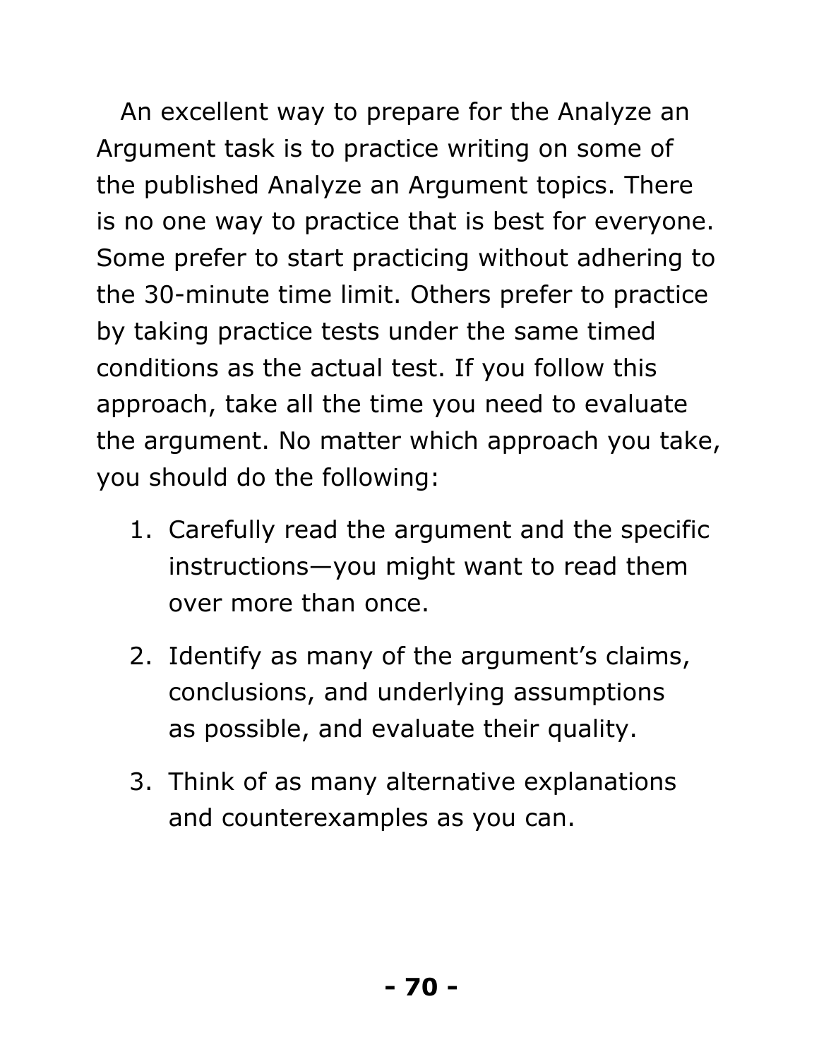An excellent way to prepare for the Analyze an Argument task is to practice writing on some of the published Analyze an Argument topics. There is no one way to practice that is best for everyone. Some prefer to start practicing without adhering to the 30-minute time limit. Others prefer to practice by taking practice tests under the same timed conditions as the actual test. If you follow this approach, take all the time you need to evaluate the argument. No matter which approach you take, you should do the following:

1. Carefully read the argument and the specific instructions—you might want to read them over more than once.
2. Identify as many of the argument's claims, conclusions, and underlying assumptions as possible, and evaluate their quality.
3. Think of as many alternative explanations and counterexamples as you can.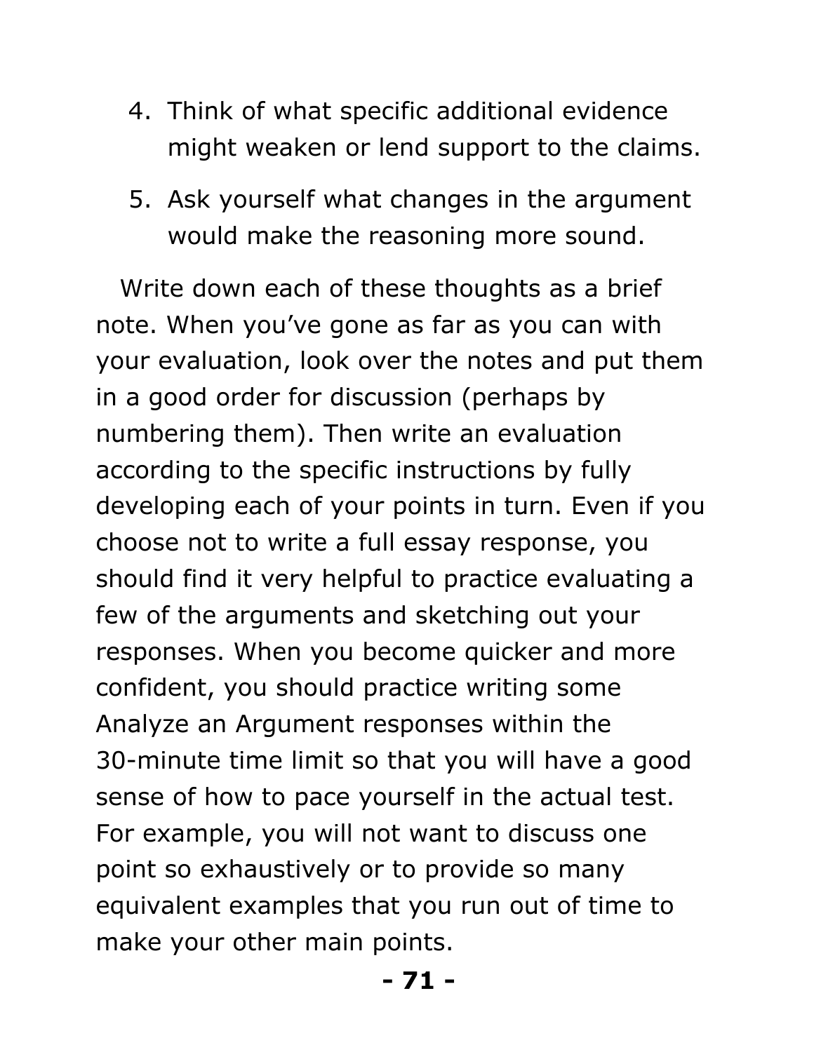4. Think of what specific additional evidence might weaken or lend support to the claims.
5. Ask yourself what changes in the argument would make the reasoning more sound.

Write down each of these thoughts as a brief note. When you've gone as far as you can with your evaluation, look over the notes and put them in a good order for discussion (perhaps by numbering them). Then write an evaluation according to the specific instructions by fully developing each of your points in turn. Even if you choose not to write a full essay response, you should find it very helpful to practice evaluating a few of the arguments and sketching out your responses. When you become quicker and more confident, you should practice writing some Analyze an Argument responses within the 30-minute time limit so that you will have a good sense of how to pace yourself in the actual test. For example, you will not want to discuss one point so exhaustively or to provide so many equivalent examples that you run out of time to make your other main points.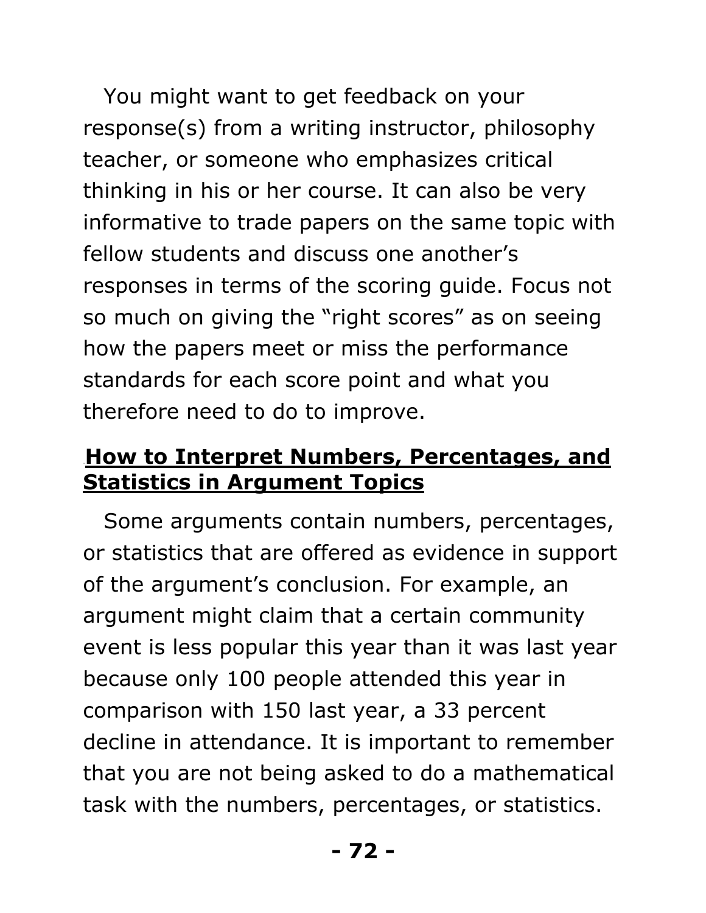You might want to get feedback on your response(s) from a writing instructor, philosophy teacher, or someone who emphasizes critical thinking in his or her course. It can also be very informative to trade papers on the same topic with fellow students and discuss one another's responses in terms of the scoring guide. Focus not so much on giving the "right scores" as on seeing how the papers meet or miss the performance standards for each score point and what you therefore need to do to improve.

## How to Interpret Numbers, Percentages, and Statistics in Argument Topics

Some arguments contain numbers, percentages, or statistics that are offered as evidence in support of the argument's conclusion. For example, an argument might claim that a certain community event is less popular this year than it was last year because only 100 people attended this year in comparison with 150 last year, a 33 percent decline in attendance. It is important to remember that you are not being asked to do a mathematical task with the numbers, percentages, or statistics.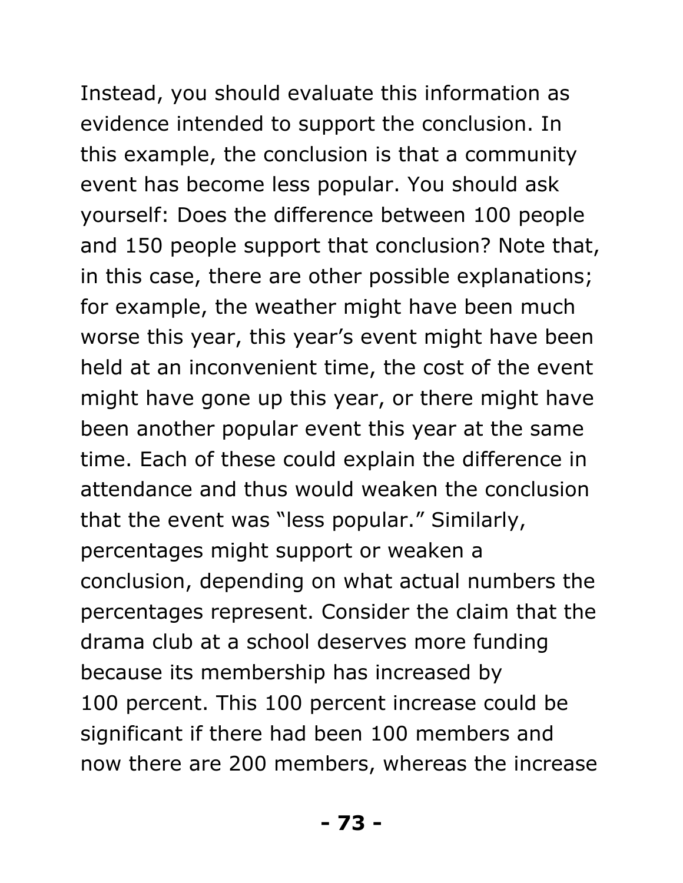Instead, you should evaluate this information as evidence intended to support the conclusion. In this example, the conclusion is that a community event has become less popular. You should ask yourself: Does the difference between 100 people and 150 people support that conclusion? Note that, in this case, there are other possible explanations; for example, the weather might have been much worse this year, this year's event might have been held at an inconvenient time, the cost of the event might have gone up this year, or there might have been another popular event this year at the same time. Each of these could explain the difference in attendance and thus would weaken the conclusion that the event was "less popular." Similarly, percentages might support or weaken a conclusion, depending on what actual numbers the percentages represent. Consider the claim that the drama club at a school deserves more funding because its membership has increased by 100 percent. This 100 percent increase could be significant if there had been 100 members and now there are 200 members, whereas the increase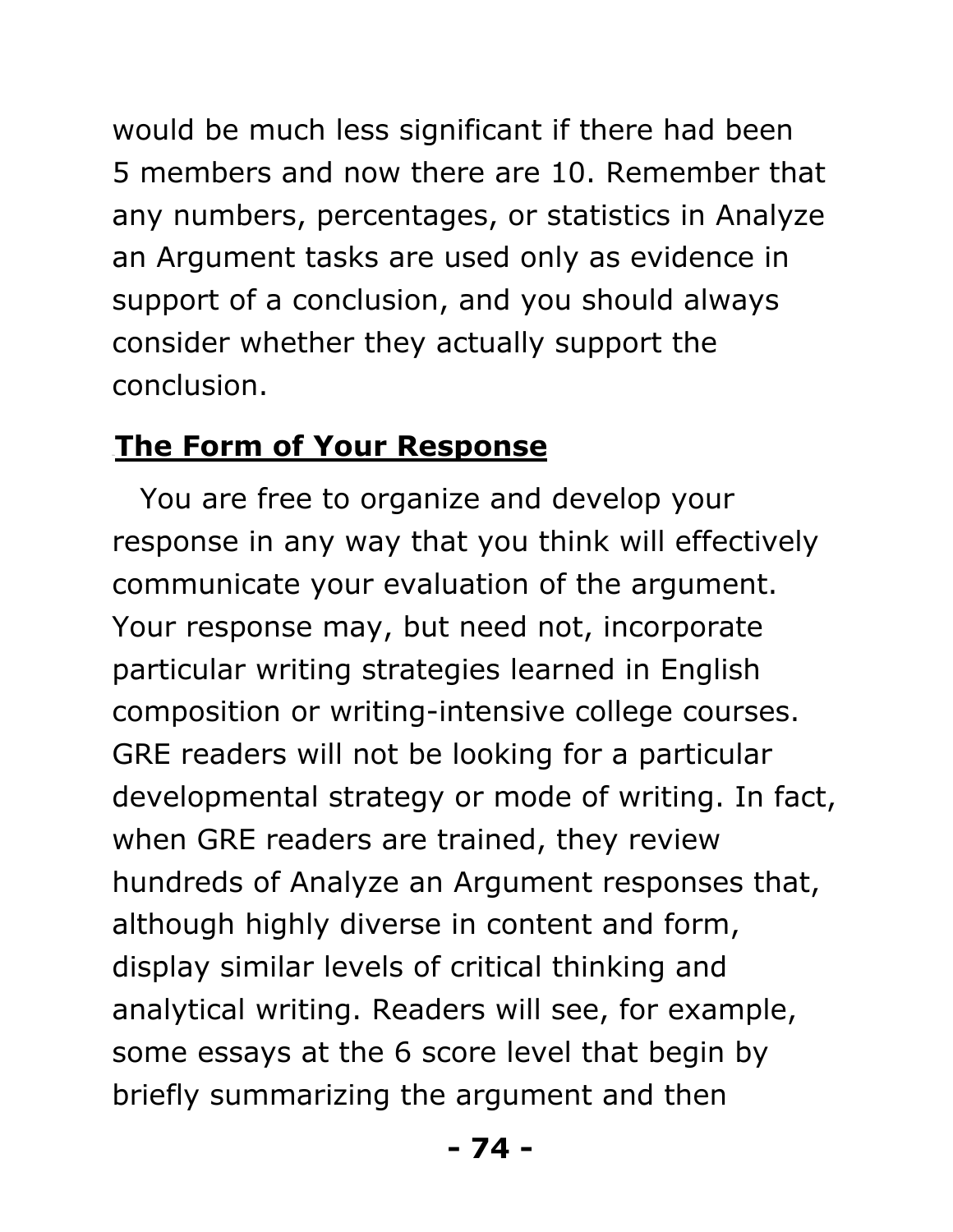would be much less significant if there had been 5 members and now there are 10. Remember that any numbers, percentages, or statistics in Analyze an Argument tasks are used only as evidence in support of a conclusion, and you should always consider whether they actually support the conclusion.

## The Form of Your Response

You are free to organize and develop your response in any way that you think will effectively communicate your evaluation of the argument. Your response may, but need not, incorporate particular writing strategies learned in English composition or writing-intensive college courses. GRE readers will not be looking for a particular developmental strategy or mode of writing. In fact, when GRE readers are trained, they review hundreds of Analyze an Argument responses that, although highly diverse in content and form, display similar levels of critical thinking and analytical writing. Readers will see, for example, some essays at the 6 score level that begin by briefly summarizing the argument and then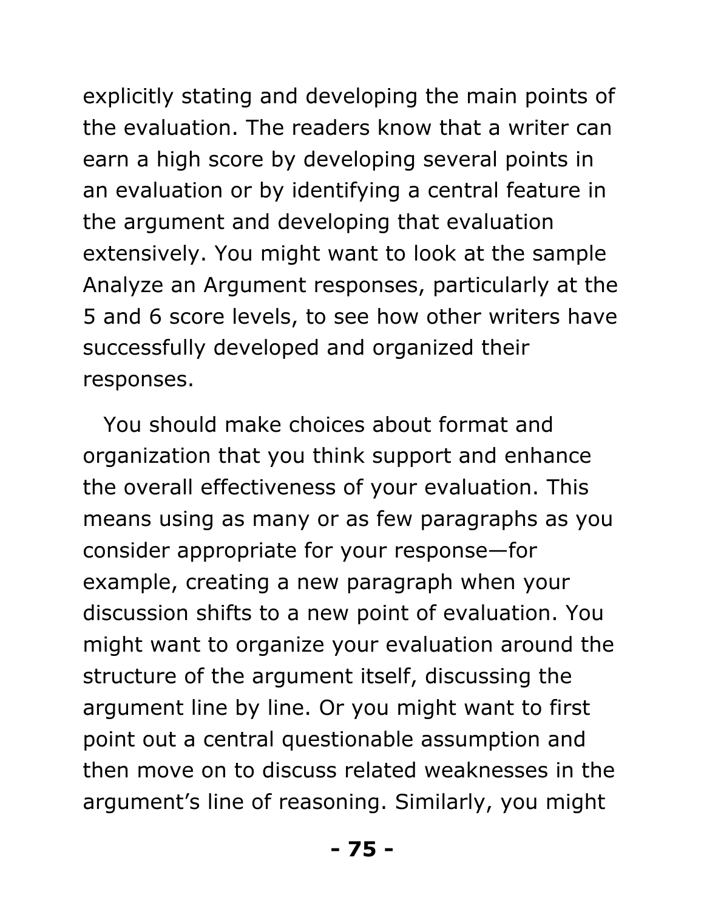explicitly stating and developing the main points of the evaluation. The readers know that a writer can earn a high score by developing several points in an evaluation or by identifying a central feature in the argument and developing that evaluation extensively. You might want to look at the sample Analyze an Argument responses, particularly at the 5 and 6 score levels, to see how other writers have successfully developed and organized their responses.

You should make choices about format and organization that you think support and enhance the overall effectiveness of your evaluation. This means using as many or as few paragraphs as you consider appropriate for your response—for example, creating a new paragraph when your discussion shifts to a new point of evaluation. You might want to organize your evaluation around the structure of the argument itself, discussing the argument line by line. Or you might want to first point out a central questionable assumption and then move on to discuss related weaknesses in the argument's line of reasoning. Similarly, you might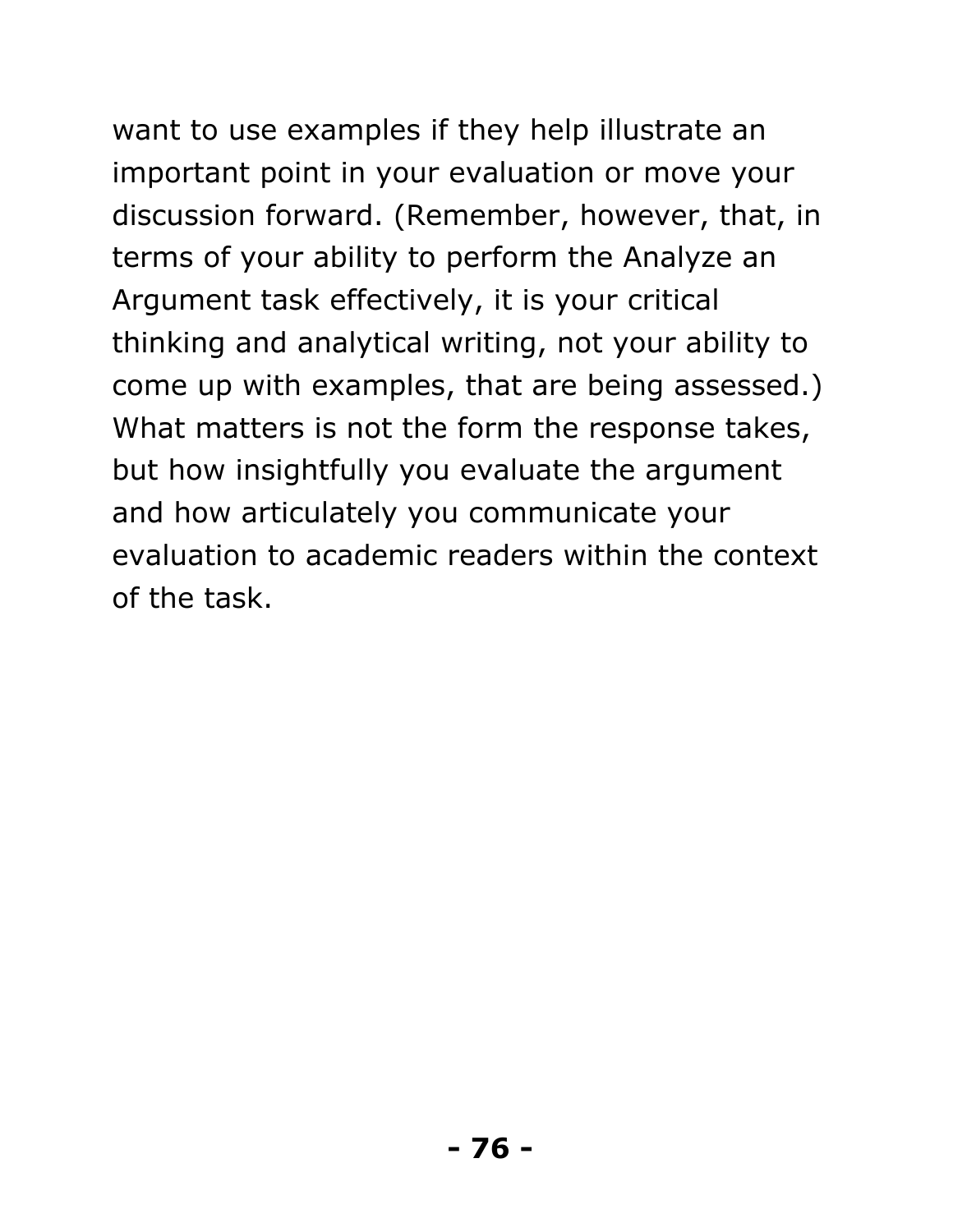want to use examples if they help illustrate an important point in your evaluation or move your discussion forward. (Remember, however, that, in terms of your ability to perform the Analyze an Argument task effectively, it is your critical thinking and analytical writing, not your ability to come up with examples, that are being assessed.) What matters is not the form the response takes, but how insightfully you evaluate the argument and how articulately you communicate your evaluation to academic readers within the context of the task.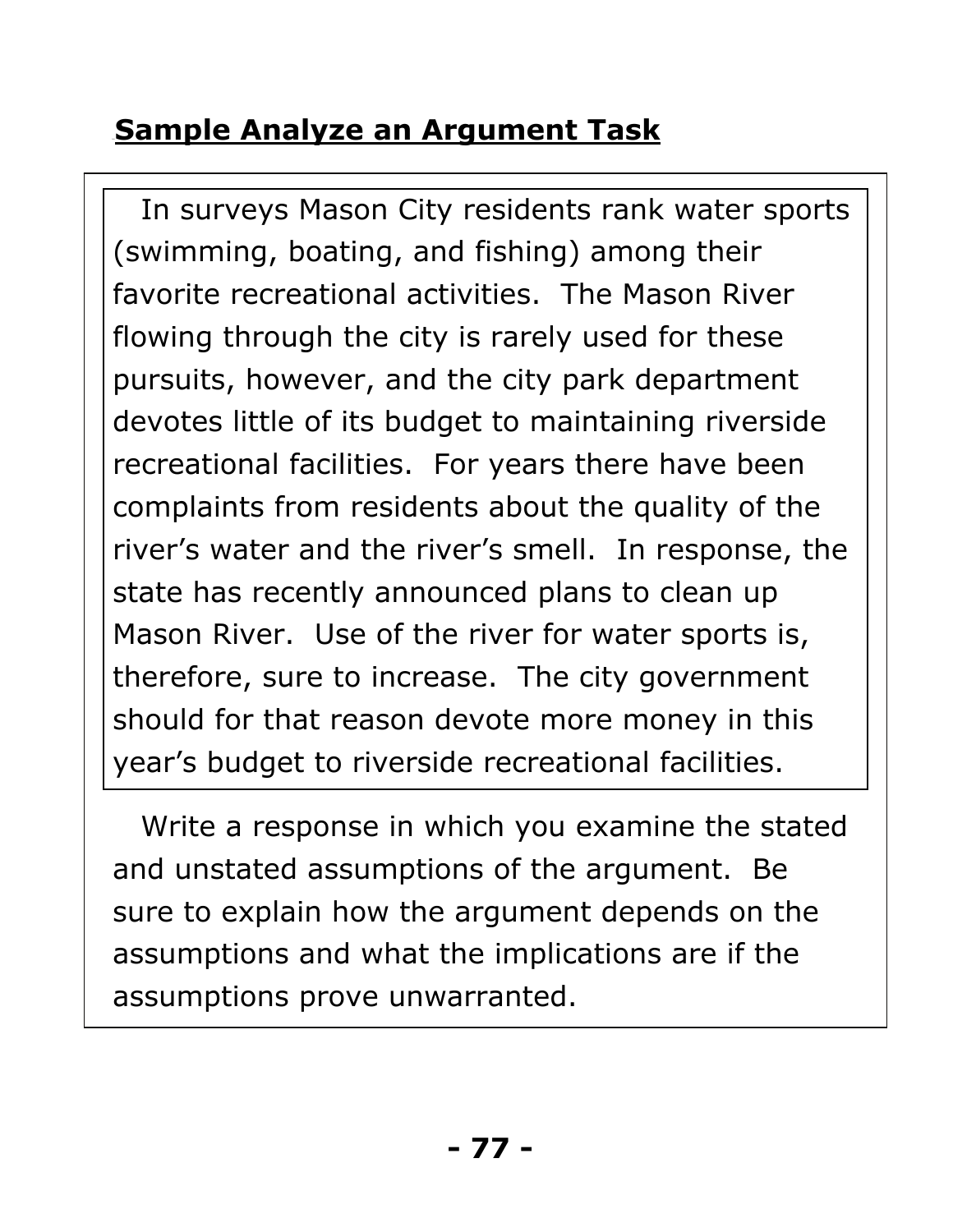## Sample Analyze an Argument Task

> In surveys Mason City residents rank water sports (swimming, boating, and fishing) among their favorite recreational activities. The Mason River flowing through the city is rarely used for these pursuits, however, and the city park department devotes little of its budget to maintaining riverside recreational facilities. For years there have been complaints from residents about the quality of the river's water and the river's smell. In response, the state has recently announced plans to clean up Mason River. Use of the river for water sports is, therefore, sure to increase. The city government should for that reason devote more money in this year's budget to riverside recreational facilities.

Write a response in which you examine the stated and unstated assumptions of the argument. Be sure to explain how the argument depends on the assumptions and what the implications are if the assumptions prove unwarranted.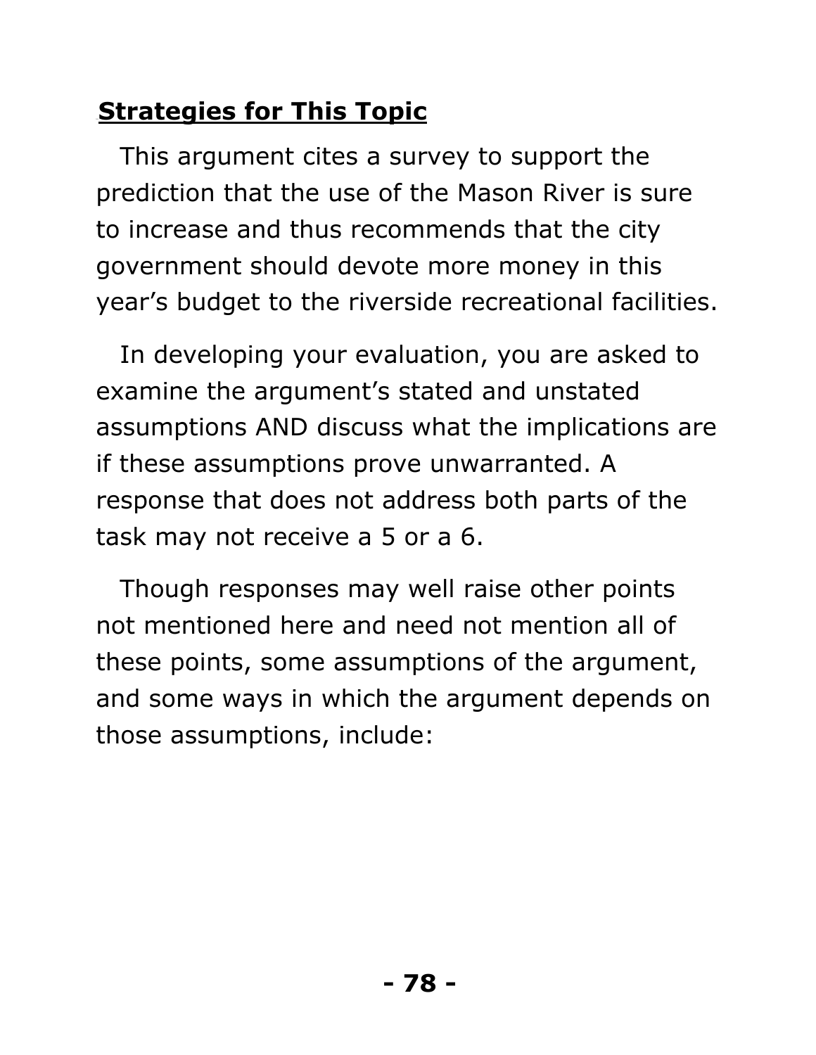## Strategies for This Topic

This argument cites a survey to support the prediction that the use of the Mason River is sure to increase and thus recommends that the city government should devote more money in this year's budget to the riverside recreational facilities.

In developing your evaluation, you are asked to examine the argument's stated and unstated assumptions AND discuss what the implications are if these assumptions prove unwarranted. A response that does not address both parts of the task may not receive a 5 or a 6.

Though responses may well raise other points not mentioned here and need not mention all of these points, some assumptions of the argument, and some ways in which the argument depends on those assumptions, include: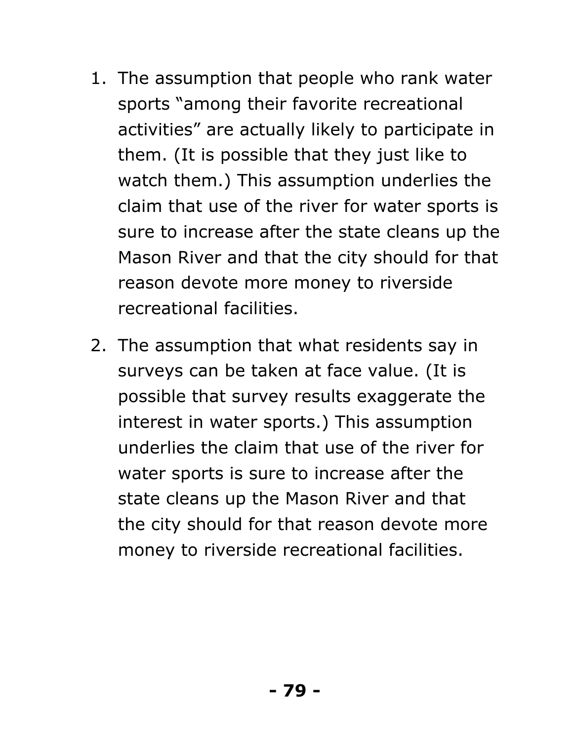1. The assumption that people who rank water sports “among their favorite recreational activities” are actually likely to participate in them. (It is possible that they just like to watch them.) This assumption underlies the claim that use of the river for water sports is sure to increase after the state cleans up the Mason River and that the city should for that reason devote more money to riverside recreational facilities.

2. The assumption that what residents say in surveys can be taken at face value. (It is possible that survey results exaggerate the interest in water sports.) This assumption underlies the claim that use of the river for water sports is sure to increase after the state cleans up the Mason River and that the city should for that reason devote more money to riverside recreational facilities.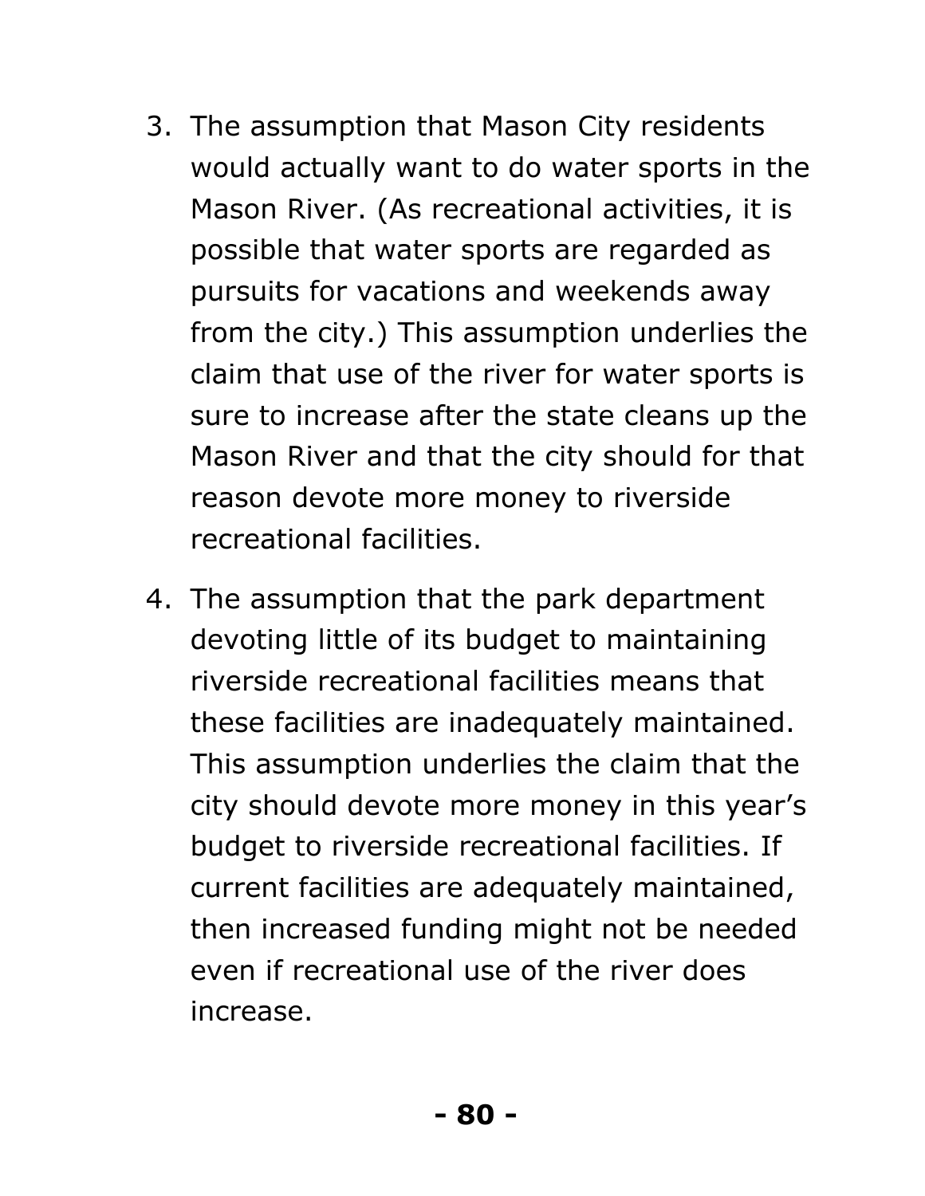3. The assumption that Mason City residents would actually want to do water sports in the Mason River. (As recreational activities, it is possible that water sports are regarded as pursuits for vacations and weekends away from the city.) This assumption underlies the claim that use of the river for water sports is sure to increase after the state cleans up the Mason River and that the city should for that reason devote more money to riverside recreational facilities.

4. The assumption that the park department devoting little of its budget to maintaining riverside recreational facilities means that these facilities are inadequately maintained. This assumption underlies the claim that the city should devote more money in this year's budget to riverside recreational facilities. If current facilities are adequately maintained, then increased funding might not be needed even if recreational use of the river does increase.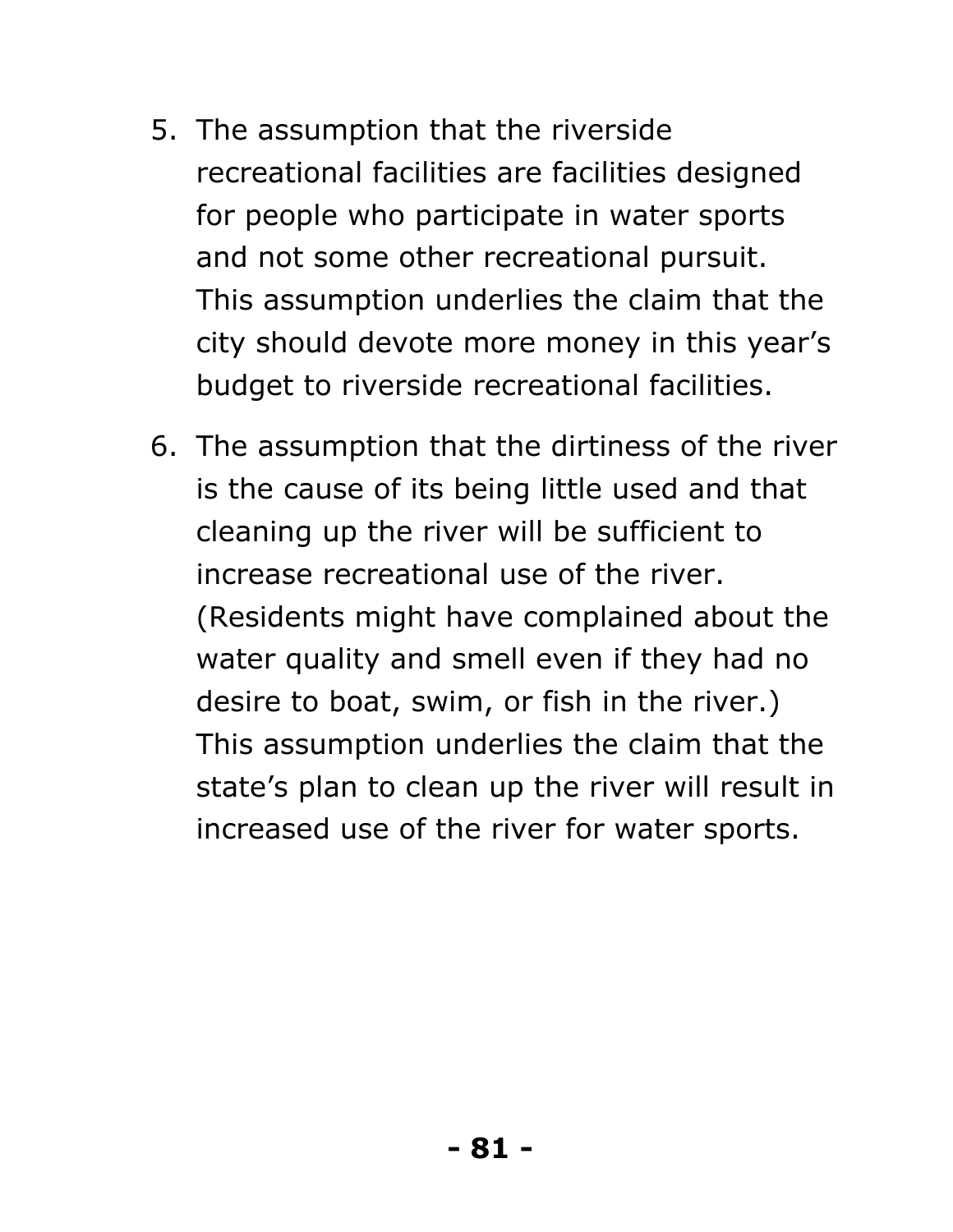5. The assumption that the riverside recreational facilities are facilities designed for people who participate in water sports and not some other recreational pursuit. This assumption underlies the claim that the city should devote more money in this year's budget to riverside recreational facilities.

6. The assumption that the dirtiness of the river is the cause of its being little used and that cleaning up the river will be sufficient to increase recreational use of the river. (Residents might have complained about the water quality and smell even if they had no desire to boat, swim, or fish in the river.) This assumption underlies the claim that the state's plan to clean up the river will result in increased use of the river for water sports.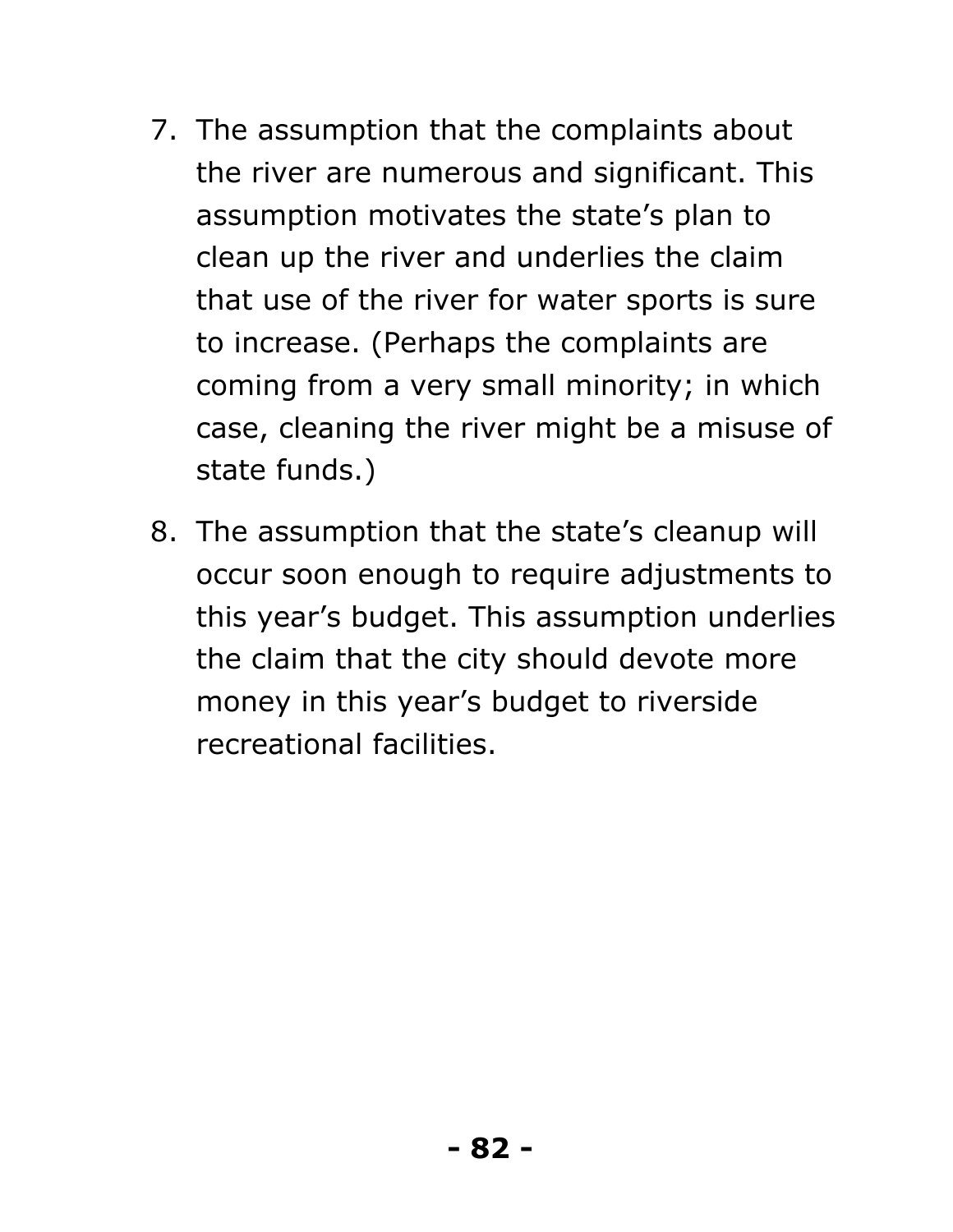7. The assumption that the complaints about the river are numerous and significant. This assumption motivates the state's plan to clean up the river and underlies the claim that use of the river for water sports is sure to increase. (Perhaps the complaints are coming from a very small minority; in which case, cleaning the river might be a misuse of state funds.)

8. The assumption that the state's cleanup will occur soon enough to require adjustments to this year's budget. This assumption underlies the claim that the city should devote more money in this year's budget to riverside recreational facilities.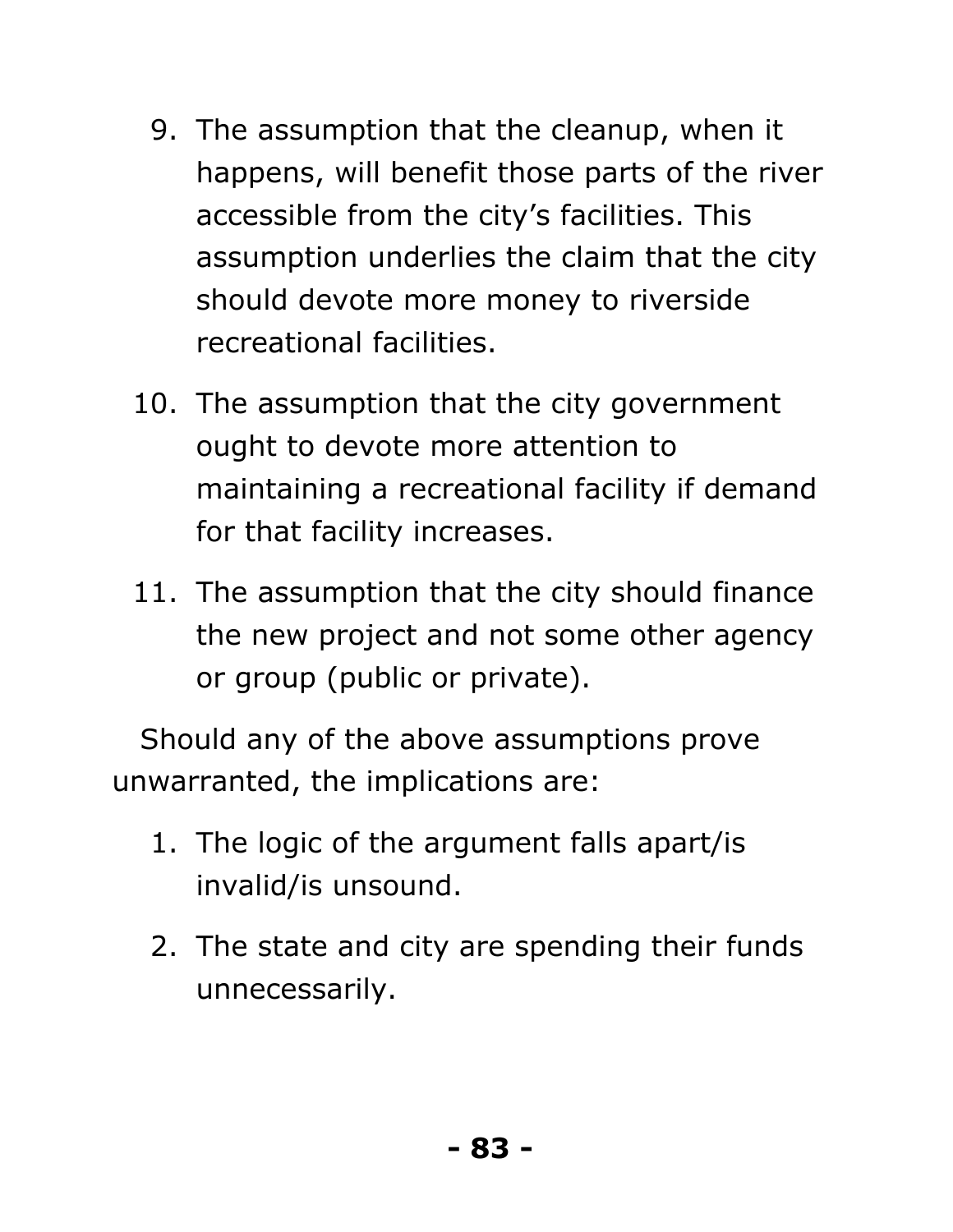9. The assumption that the cleanup, when it happens, will benefit those parts of the river accessible from the city's facilities. This assumption underlies the claim that the city should devote more money to riverside recreational facilities.
10. The assumption that the city government ought to devote more attention to maintaining a recreational facility if demand for that facility increases.
11. The assumption that the city should finance the new project and not some other agency or group (public or private).

Should any of the above assumptions prove unwarranted, the implications are:

1. The logic of the argument falls apart/is invalid/is unsound.
2. The state and city are spending their funds unnecessarily.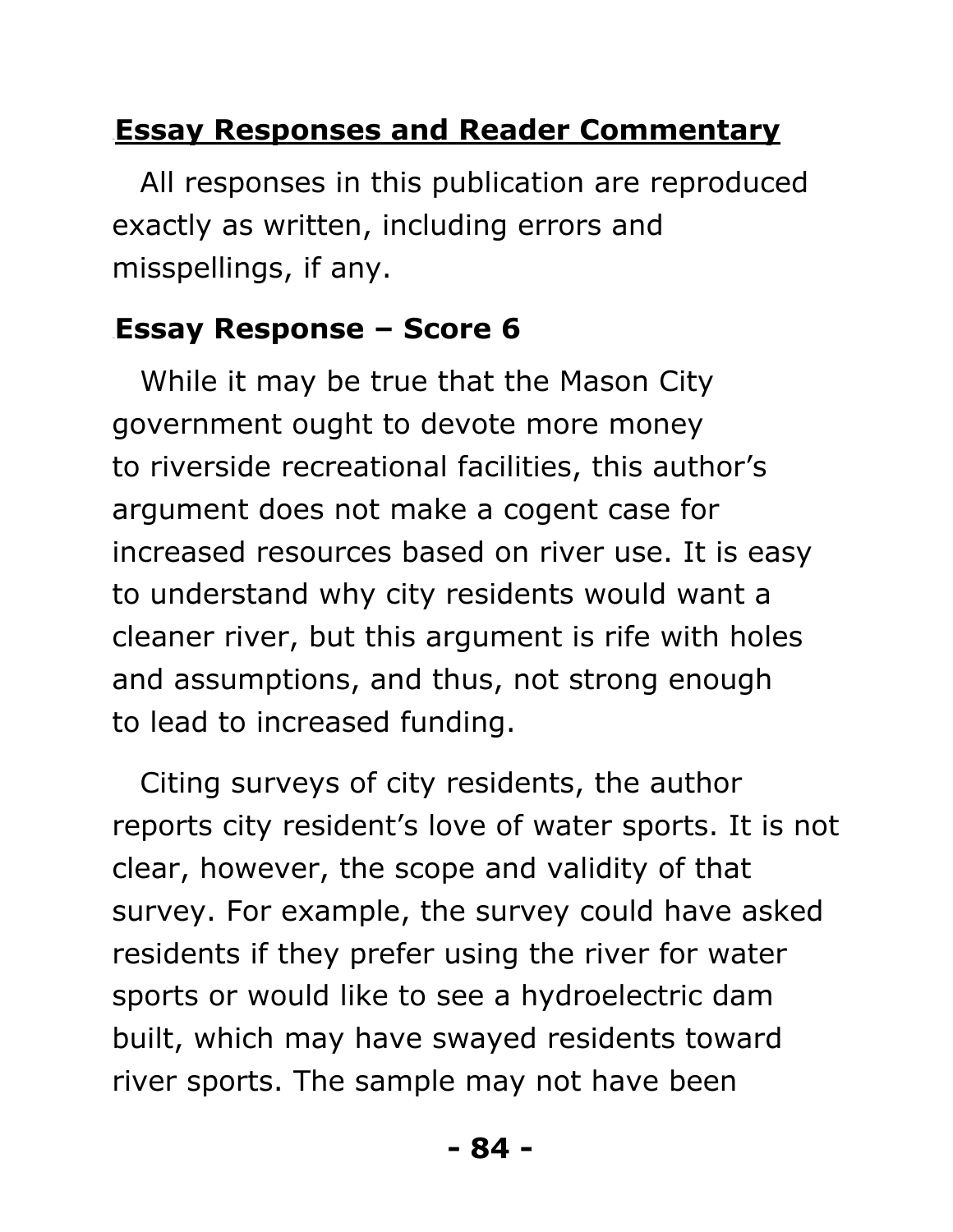## Essay Responses and Reader Commentary

All responses in this publication are reproduced exactly as written, including errors and misspellings, if any.

### Essay Response – Score 6

While it may be true that the Mason City government ought to devote more money to riverside recreational facilities, this author's argument does not make a cogent case for increased resources based on river use. It is easy to understand why city residents would want a cleaner river, but this argument is rife with holes and assumptions, and thus, not strong enough to lead to increased funding.

Citing surveys of city residents, the author reports city resident's love of water sports. It is not clear, however, the scope and validity of that survey. For example, the survey could have asked residents if they prefer using the river for water sports or would like to see a hydroelectric dam built, which may have swayed residents toward river sports. The sample may not have been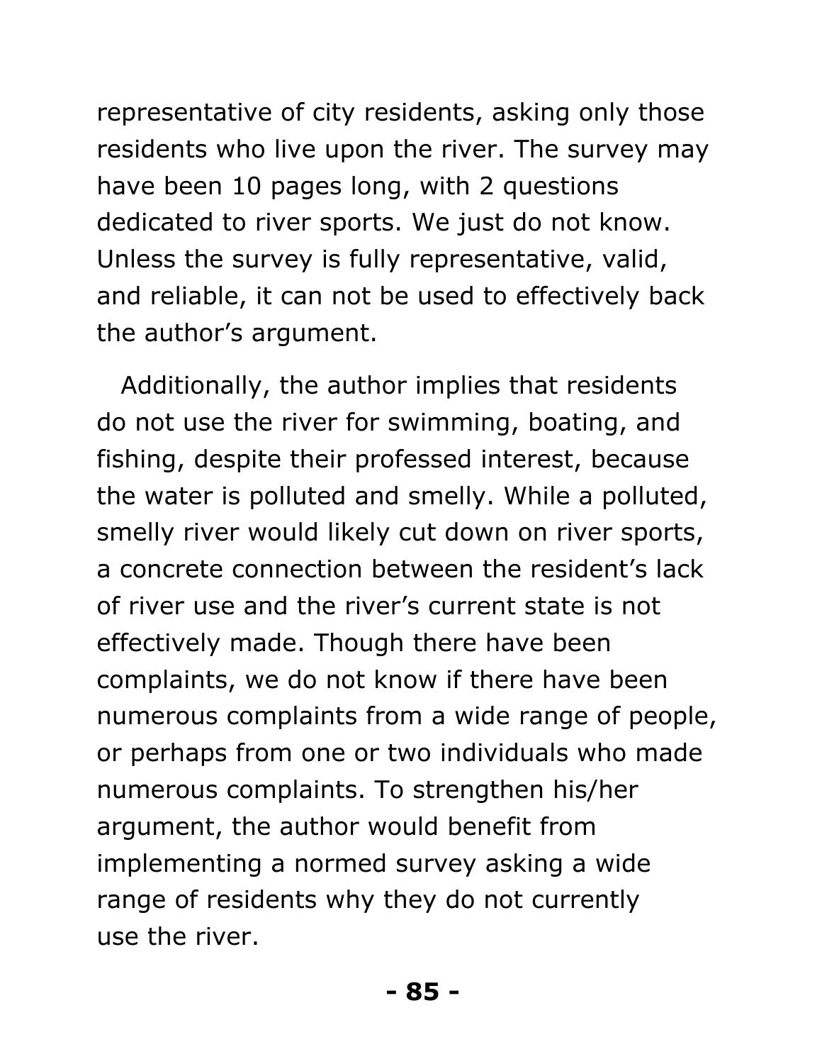representative of city residents, asking only those residents who live upon the river. The survey may have been 10 pages long, with 2 questions dedicated to river sports. We just do not know. Unless the survey is fully representative, valid, and reliable, it can not be used to effectively back the author's argument.

Additionally, the author implies that residents do not use the river for swimming, boating, and fishing, despite their professed interest, because the water is polluted and smelly. While a polluted, smelly river would likely cut down on river sports, a concrete connection between the resident's lack of river use and the river's current state is not effectively made. Though there have been complaints, we do not know if there have been numerous complaints from a wide range of people, or perhaps from one or two individuals who made numerous complaints. To strengthen his/her argument, the author would benefit from implementing a normed survey asking a wide range of residents why they do not currently use the river.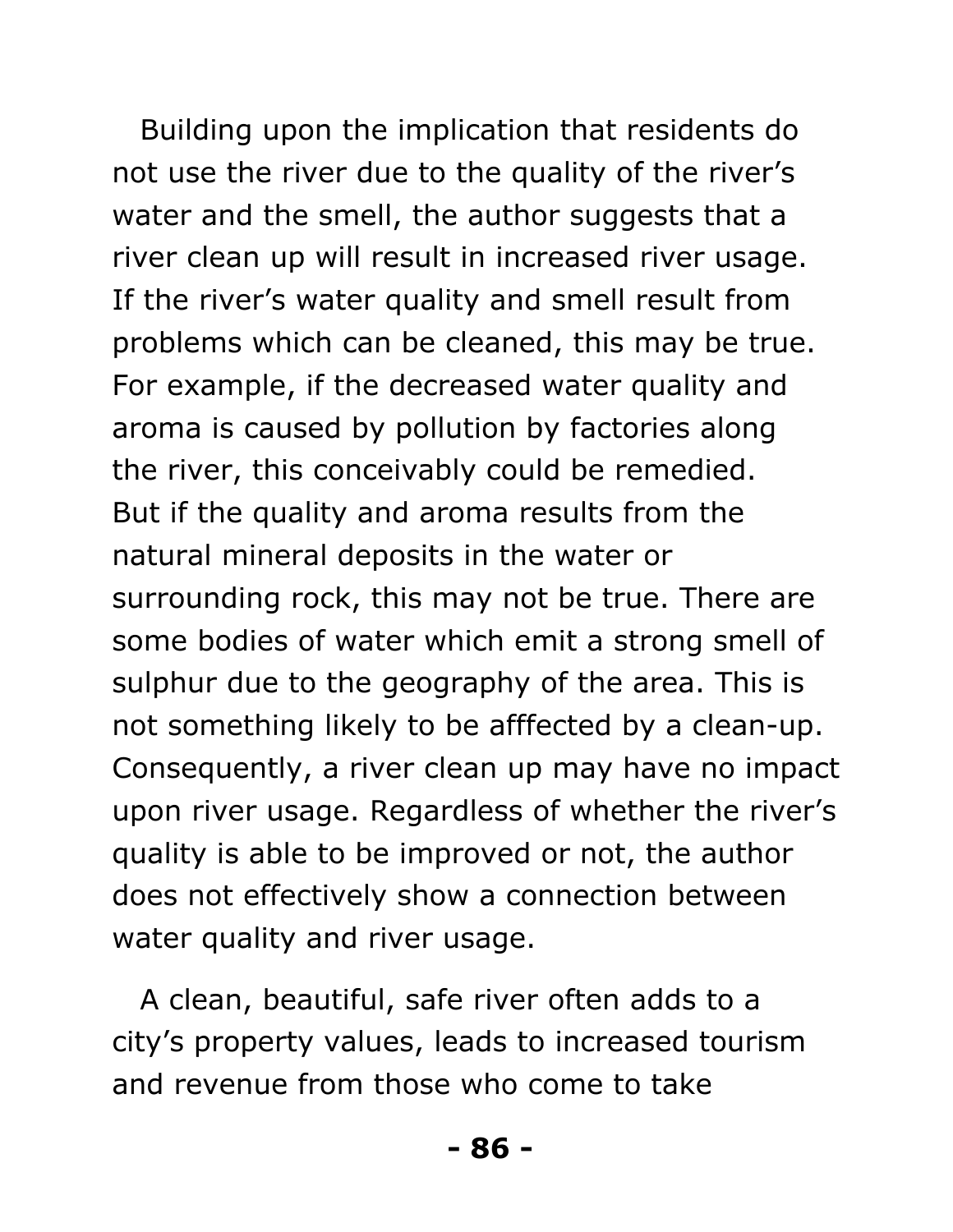Building upon the implication that residents do not use the river due to the quality of the river's water and the smell, the author suggests that a river clean up will result in increased river usage. If the river's water quality and smell result from problems which can be cleaned, this may be true. For example, if the decreased water quality and aroma is caused by pollution by factories along the river, this conceivably could be remedied. But if the quality and aroma results from the natural mineral deposits in the water or surrounding rock, this may not be true. There are some bodies of water which emit a strong smell of sulphur due to the geography of the area. This is not something likely to be afffected by a clean-up. Consequently, a river clean up may have no impact upon river usage. Regardless of whether the river's quality is able to be improved or not, the author does not effectively show a connection between water quality and river usage.

A clean, beautiful, safe river often adds to a city's property values, leads to increased tourism and revenue from those who come to take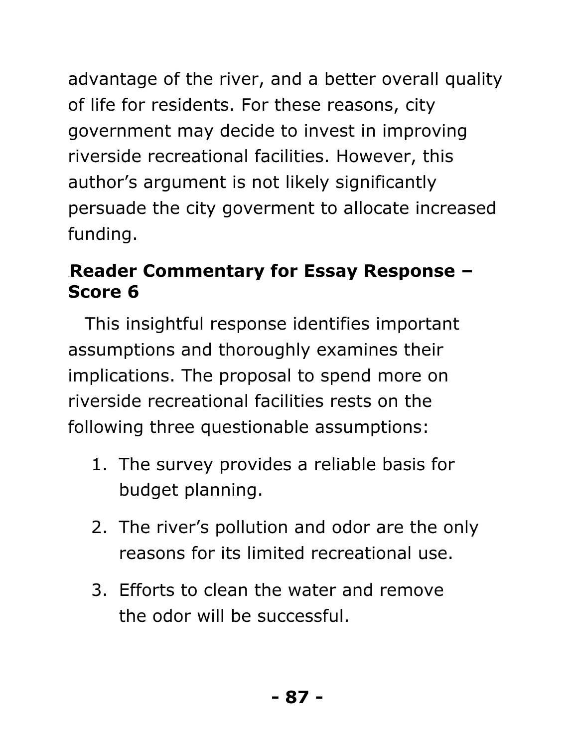advantage of the river, and a better overall quality of life for residents. For these reasons, city government may decide to invest in improving riverside recreational facilities. However, this author's argument is not likely significantly persuade the city goverment to allocate increased funding.

### Reader Commentary for Essay Response – Score 6

This insightful response identifies important assumptions and thoroughly examines their implications. The proposal to spend more on riverside recreational facilities rests on the following three questionable assumptions:

1. The survey provides a reliable basis for budget planning.
2. The river's pollution and odor are the only reasons for its limited recreational use.
3. Efforts to clean the water and remove the odor will be successful.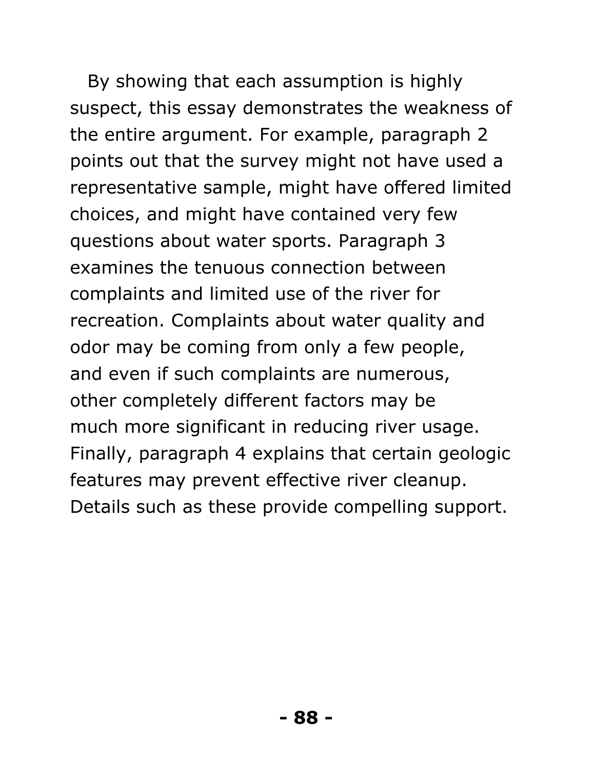By showing that each assumption is highly suspect, this essay demonstrates the weakness of the entire argument. For example, paragraph 2 points out that the survey might not have used a representative sample, might have offered limited choices, and might have contained very few questions about water sports. Paragraph 3 examines the tenuous connection between complaints and limited use of the river for recreation. Complaints about water quality and odor may be coming from only a few people, and even if such complaints are numerous, other completely different factors may be much more significant in reducing river usage. Finally, paragraph 4 explains that certain geologic features may prevent effective river cleanup. Details such as these provide compelling support.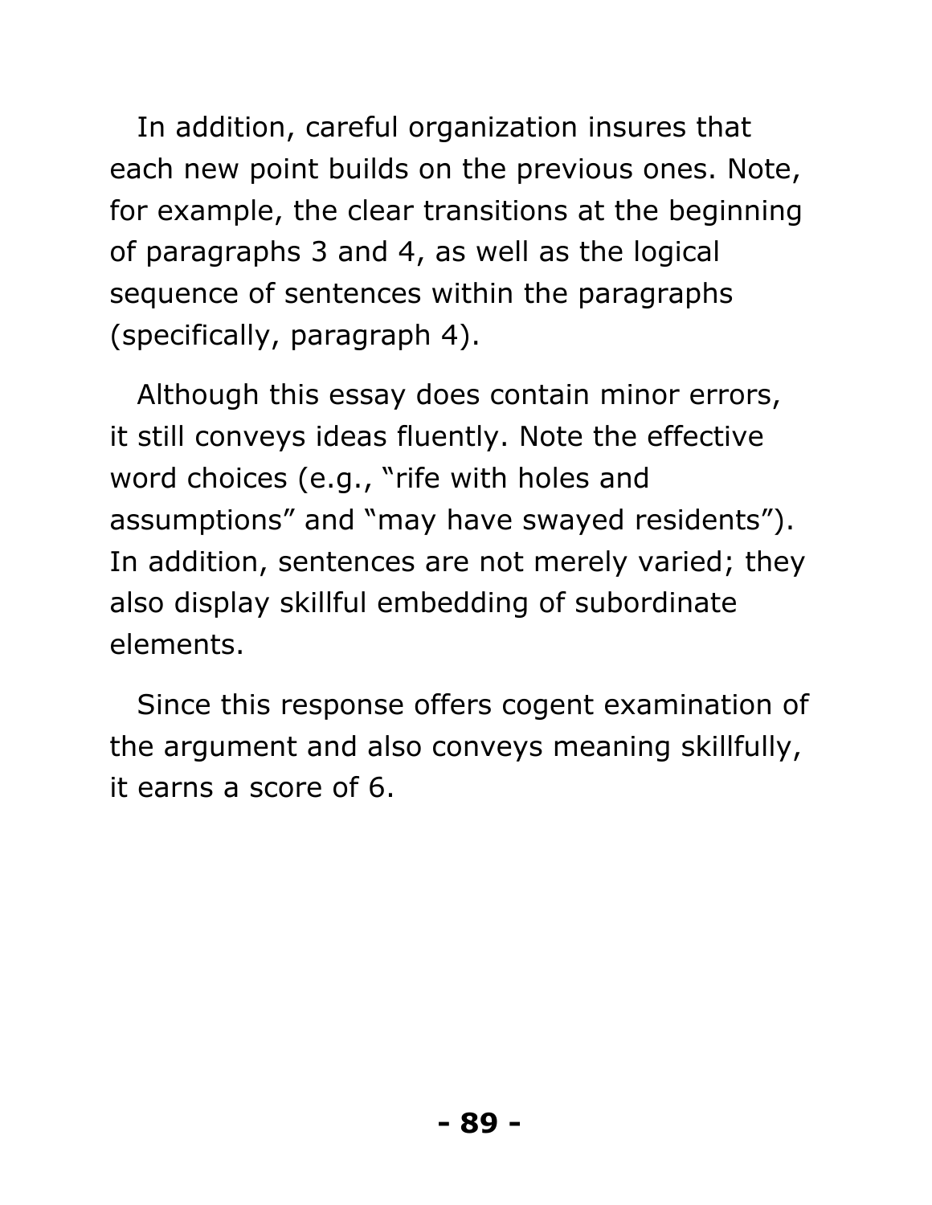In addition, careful organization insures that each new point builds on the previous ones. Note, for example, the clear transitions at the beginning of paragraphs 3 and 4, as well as the logical sequence of sentences within the paragraphs (specifically, paragraph 4).

Although this essay does contain minor errors, it still conveys ideas fluently. Note the effective word choices (e.g., "rife with holes and assumptions" and "may have swayed residents"). In addition, sentences are not merely varied; they also display skillful embedding of subordinate elements.

Since this response offers cogent examination of the argument and also conveys meaning skillfully, it earns a score of 6.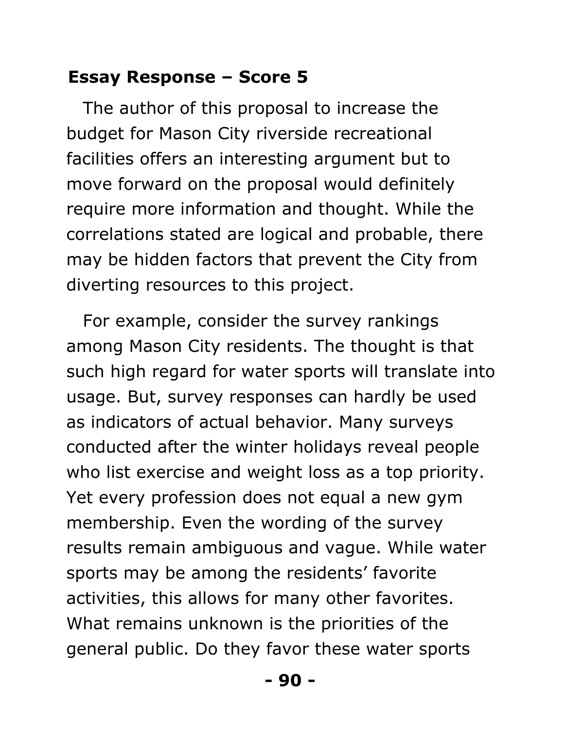## Essay Response – Score 5

The author of this proposal to increase the budget for Mason City riverside recreational facilities offers an interesting argument but to move forward on the proposal would definitely require more information and thought. While the correlations stated are logical and probable, there may be hidden factors that prevent the City from diverting resources to this project.

For example, consider the survey rankings among Mason City residents. The thought is that such high regard for water sports will translate into usage. But, survey responses can hardly be used as indicators of actual behavior. Many surveys conducted after the winter holidays reveal people who list exercise and weight loss as a top priority. Yet every profession does not equal a new gym membership. Even the wording of the survey results remain ambiguous and vague. While water sports may be among the residents' favorite activities, this allows for many other favorites. What remains unknown is the priorities of the general public. Do they favor these water sports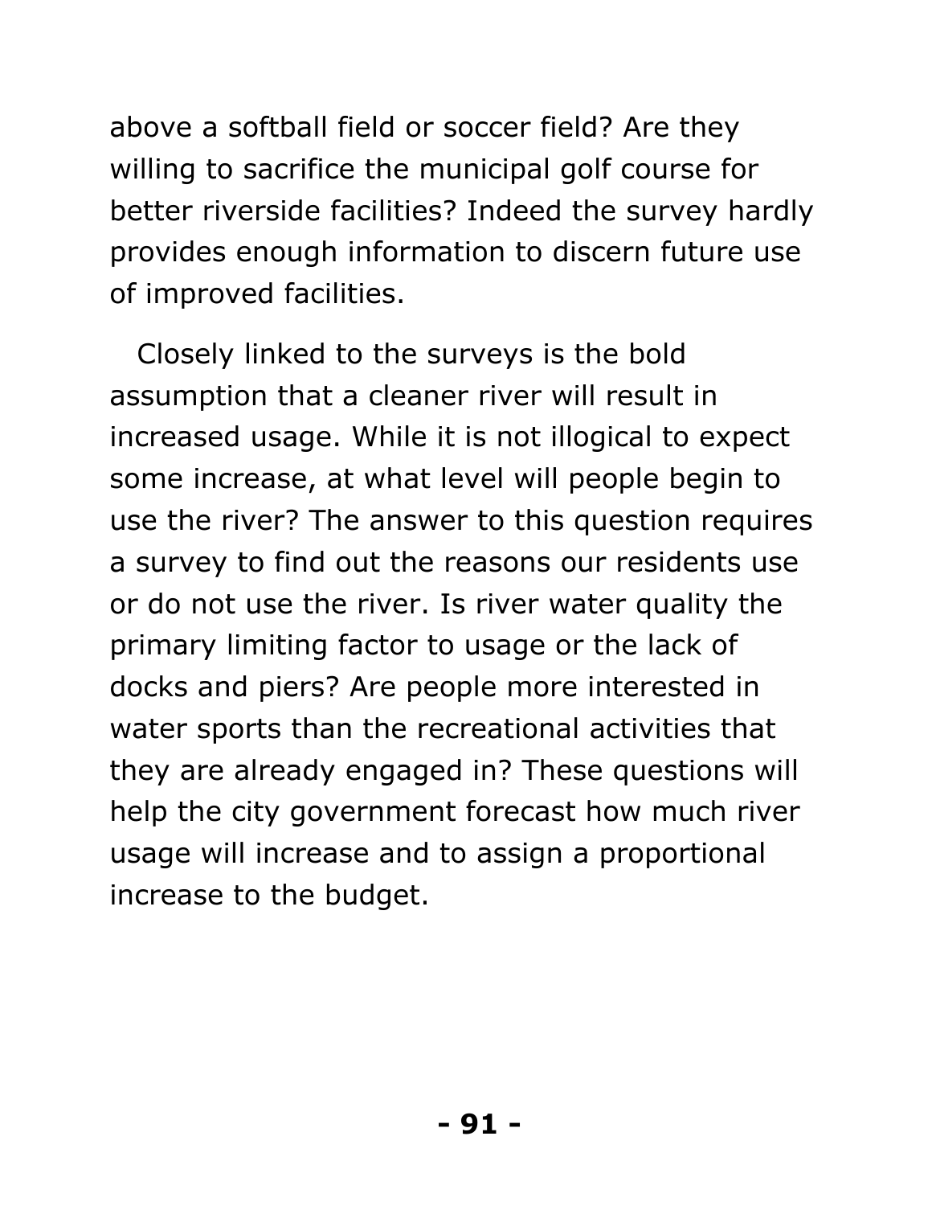above a softball field or soccer field? Are they willing to sacrifice the municipal golf course for better riverside facilities? Indeed the survey hardly provides enough information to discern future use of improved facilities.

Closely linked to the surveys is the bold assumption that a cleaner river will result in increased usage. While it is not illogical to expect some increase, at what level will people begin to use the river? The answer to this question requires a survey to find out the reasons our residents use or do not use the river. Is river water quality the primary limiting factor to usage or the lack of docks and piers? Are people more interested in water sports than the recreational activities that they are already engaged in? These questions will help the city government forecast how much river usage will increase and to assign a proportional increase to the budget.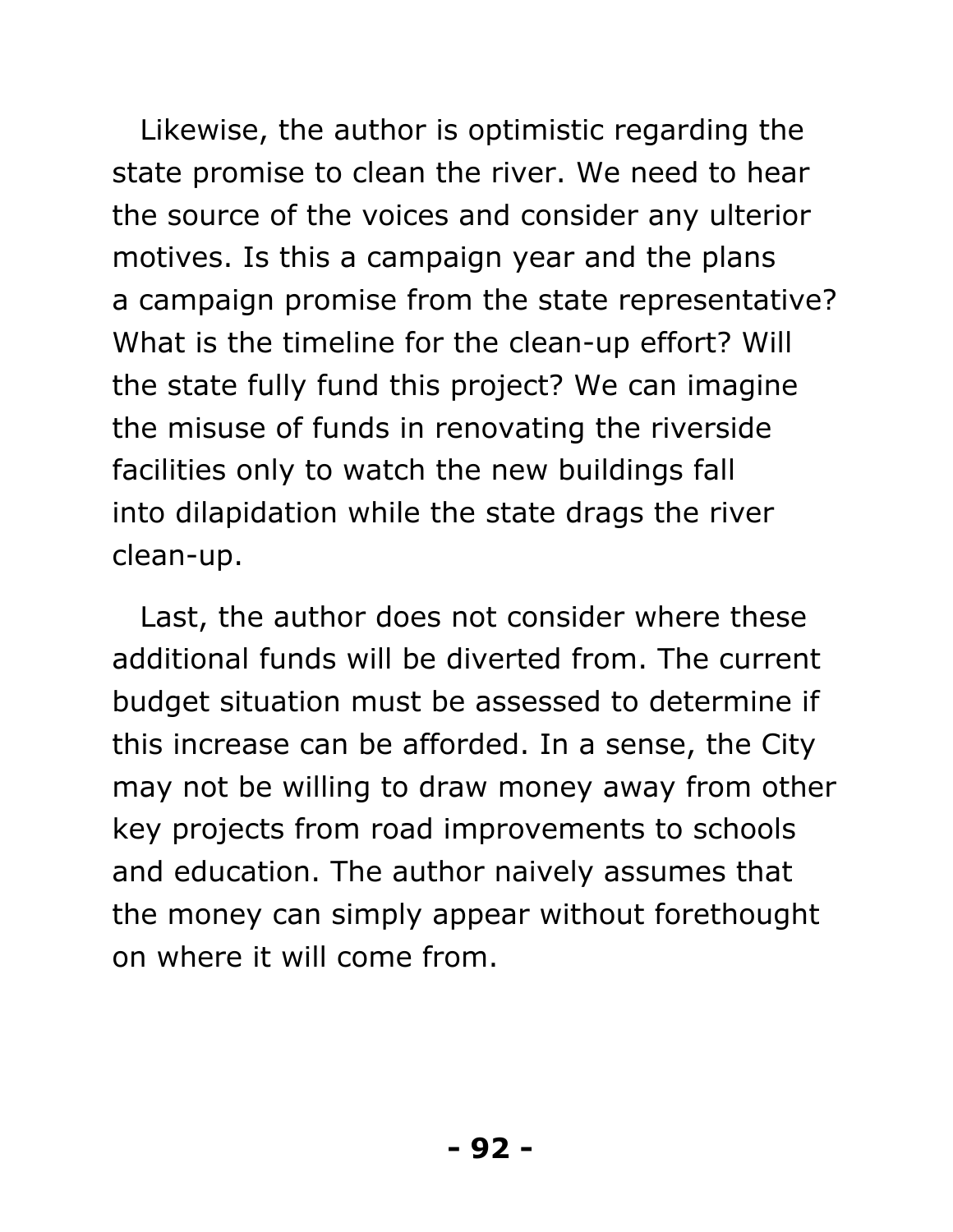Likewise, the author is optimistic regarding the state promise to clean the river. We need to hear the source of the voices and consider any ulterior motives. Is this a campaign year and the plans a campaign promise from the state representative? What is the timeline for the clean-up effort? Will the state fully fund this project? We can imagine the misuse of funds in renovating the riverside facilities only to watch the new buildings fall into dilapidation while the state drags the river clean-up.

Last, the author does not consider where these additional funds will be diverted from. The current budget situation must be assessed to determine if this increase can be afforded. In a sense, the City may not be willing to draw money away from other key projects from road improvements to schools and education. The author naively assumes that the money can simply appear without forethought on where it will come from.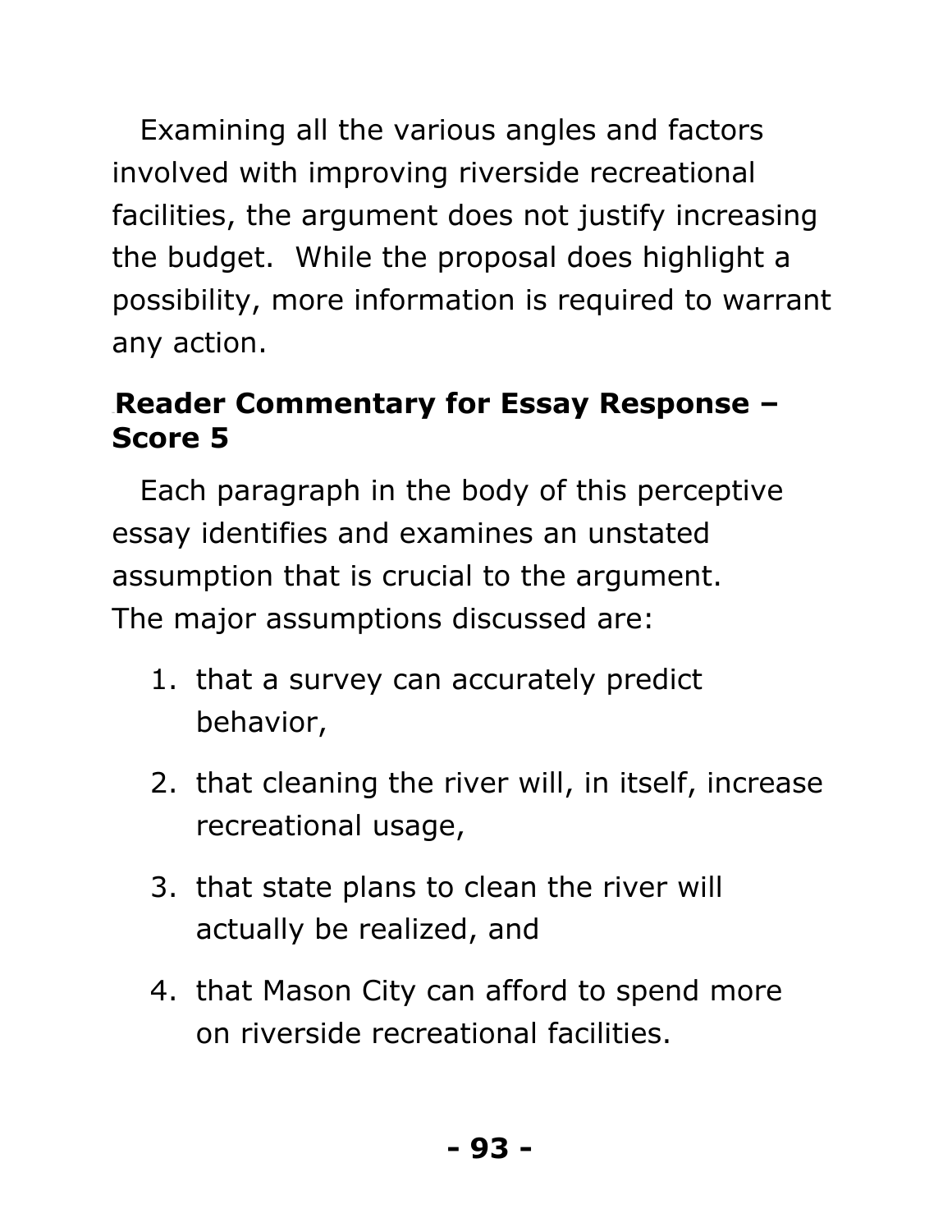Examining all the various angles and factors involved with improving riverside recreational facilities, the argument does not justify increasing the budget.  While the proposal does highlight a possibility, more information is required to warrant any action.

### Reader Commentary for Essay Response – Score 5

Each paragraph in the body of this perceptive essay identifies and examines an unstated assumption that is crucial to the argument. The major assumptions discussed are:

1. that a survey can accurately predict behavior,
2. that cleaning the river will, in itself, increase recreational usage,
3. that state plans to clean the river will actually be realized, and
4. that Mason City can afford to spend more on riverside recreational facilities.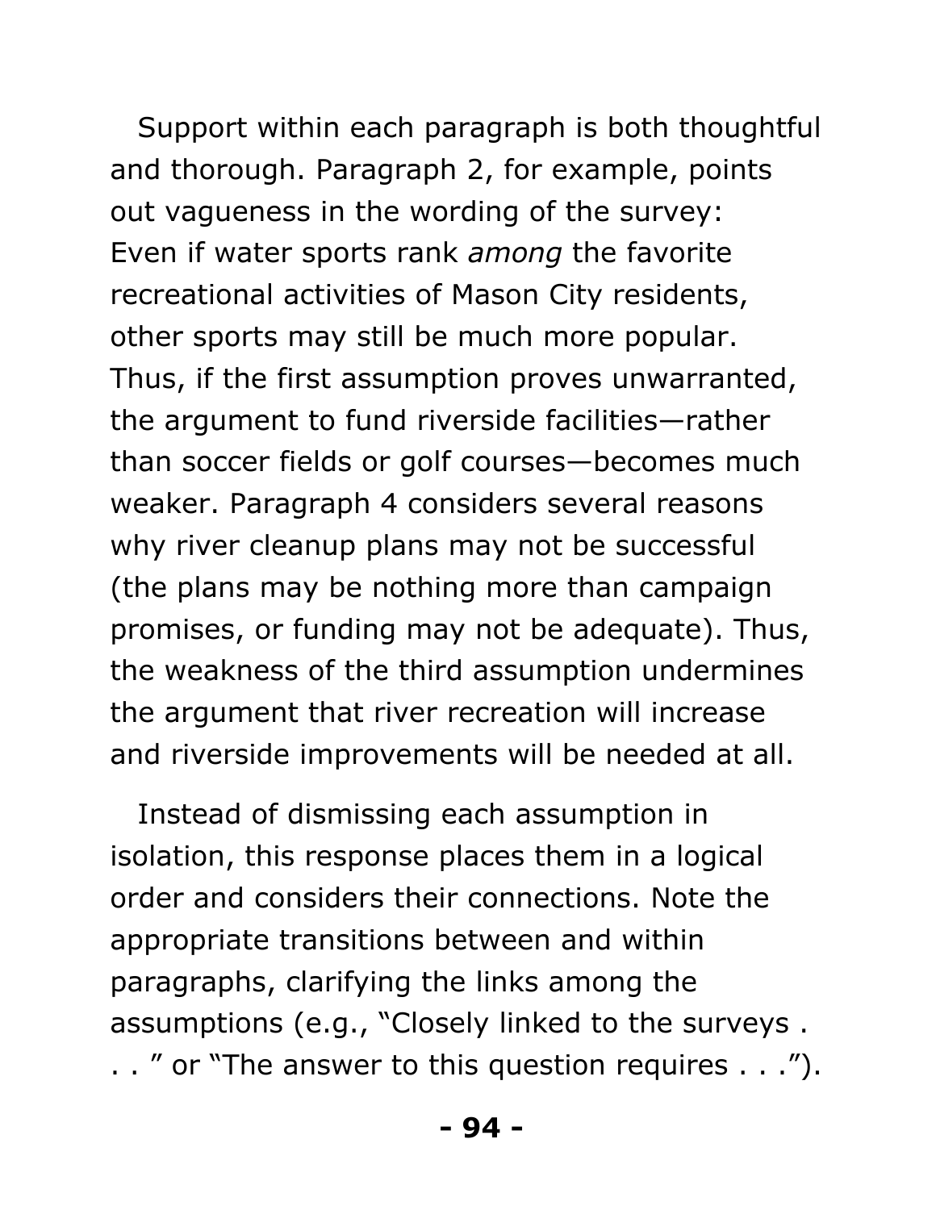Support within each paragraph is both thoughtful and thorough. Paragraph 2, for example, points out vagueness in the wording of the survey: Even if water sports rank *among* the favorite recreational activities of Mason City residents, other sports may still be much more popular. Thus, if the first assumption proves unwarranted, the argument to fund riverside facilities—rather than soccer fields or golf courses—becomes much weaker. Paragraph 4 considers several reasons why river cleanup plans may not be successful (the plans may be nothing more than campaign promises, or funding may not be adequate). Thus, the weakness of the third assumption undermines the argument that river recreation will increase and riverside improvements will be needed at all.

Instead of dismissing each assumption in isolation, this response places them in a logical order and considers their connections. Note the appropriate transitions between and within paragraphs, clarifying the links among the assumptions (e.g., "Closely linked to the surveys . . . " or "The answer to this question requires . . .").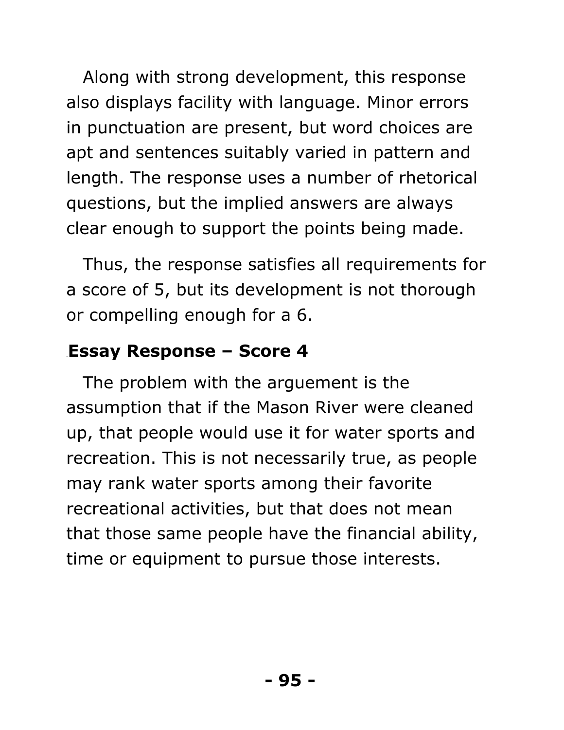Along with strong development, this response also displays facility with language. Minor errors in punctuation are present, but word choices are apt and sentences suitably varied in pattern and length. The response uses a number of rhetorical questions, but the implied answers are always clear enough to support the points being made.

Thus, the response satisfies all requirements for a score of 5, but its development is not thorough or compelling enough for a 6.

### Essay Response – Score 4

The problem with the arguement is the assumption that if the Mason River were cleaned up, that people would use it for water sports and recreation. This is not necessarily true, as people may rank water sports among their favorite recreational activities, but that does not mean that those same people have the financial ability, time or equipment to pursue those interests.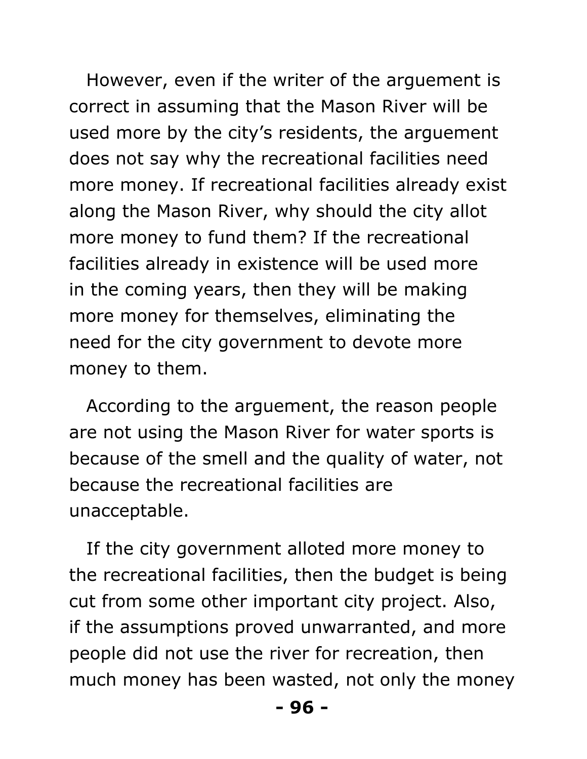However, even if the writer of the arguement is correct in assuming that the Mason River will be used more by the city's residents, the arguement does not say why the recreational facilities need more money. If recreational facilities already exist along the Mason River, why should the city allot more money to fund them? If the recreational facilities already in existence will be used more in the coming years, then they will be making more money for themselves, eliminating the need for the city government to devote more money to them.

According to the arguement, the reason people are not using the Mason River for water sports is because of the smell and the quality of water, not because the recreational facilities are unacceptable.

If the city government alloted more money to the recreational facilities, then the budget is being cut from some other important city project. Also, if the assumptions proved unwarranted, and more people did not use the river for recreation, then much money has been wasted, not only the money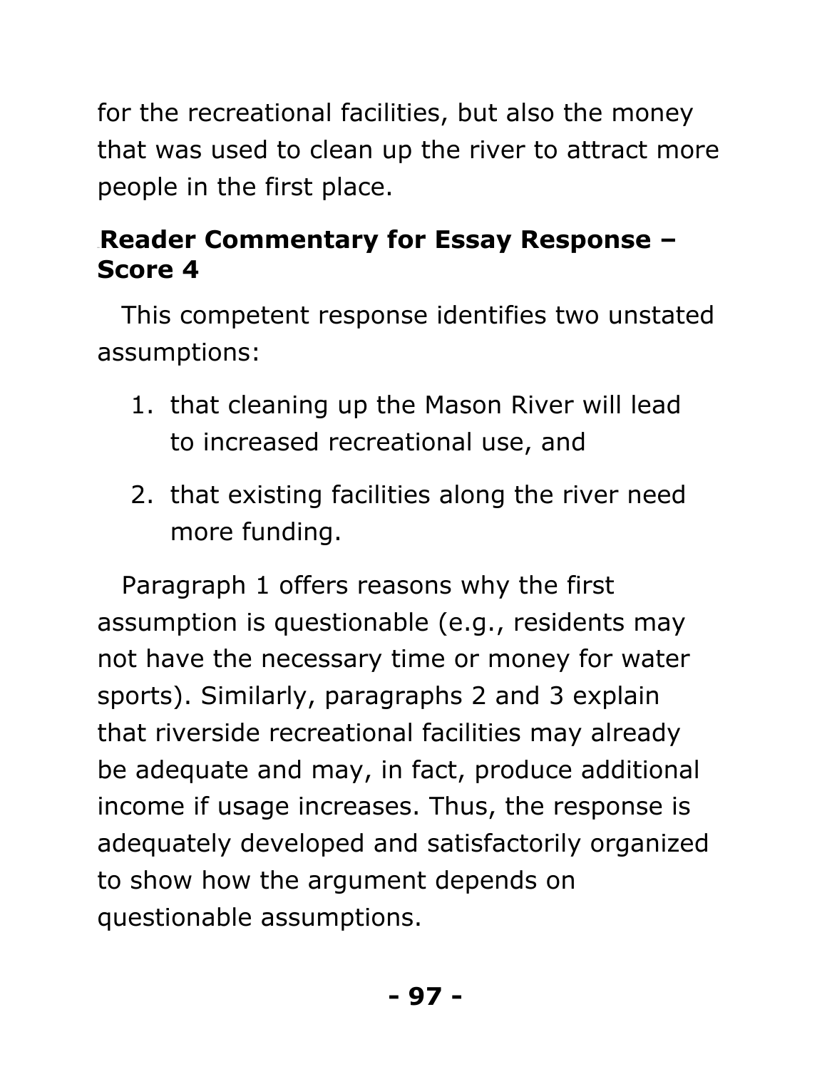for the recreational facilities, but also the money that was used to clean up the river to attract more people in the first place.

### Reader Commentary for Essay Response – Score 4

This competent response identifies two unstated assumptions:

1. that cleaning up the Mason River will lead to increased recreational use, and
2. that existing facilities along the river need more funding.

Paragraph 1 offers reasons why the first assumption is questionable (e.g., residents may not have the necessary time or money for water sports). Similarly, paragraphs 2 and 3 explain that riverside recreational facilities may already be adequate and may, in fact, produce additional income if usage increases. Thus, the response is adequately developed and satisfactorily organized to show how the argument depends on questionable assumptions.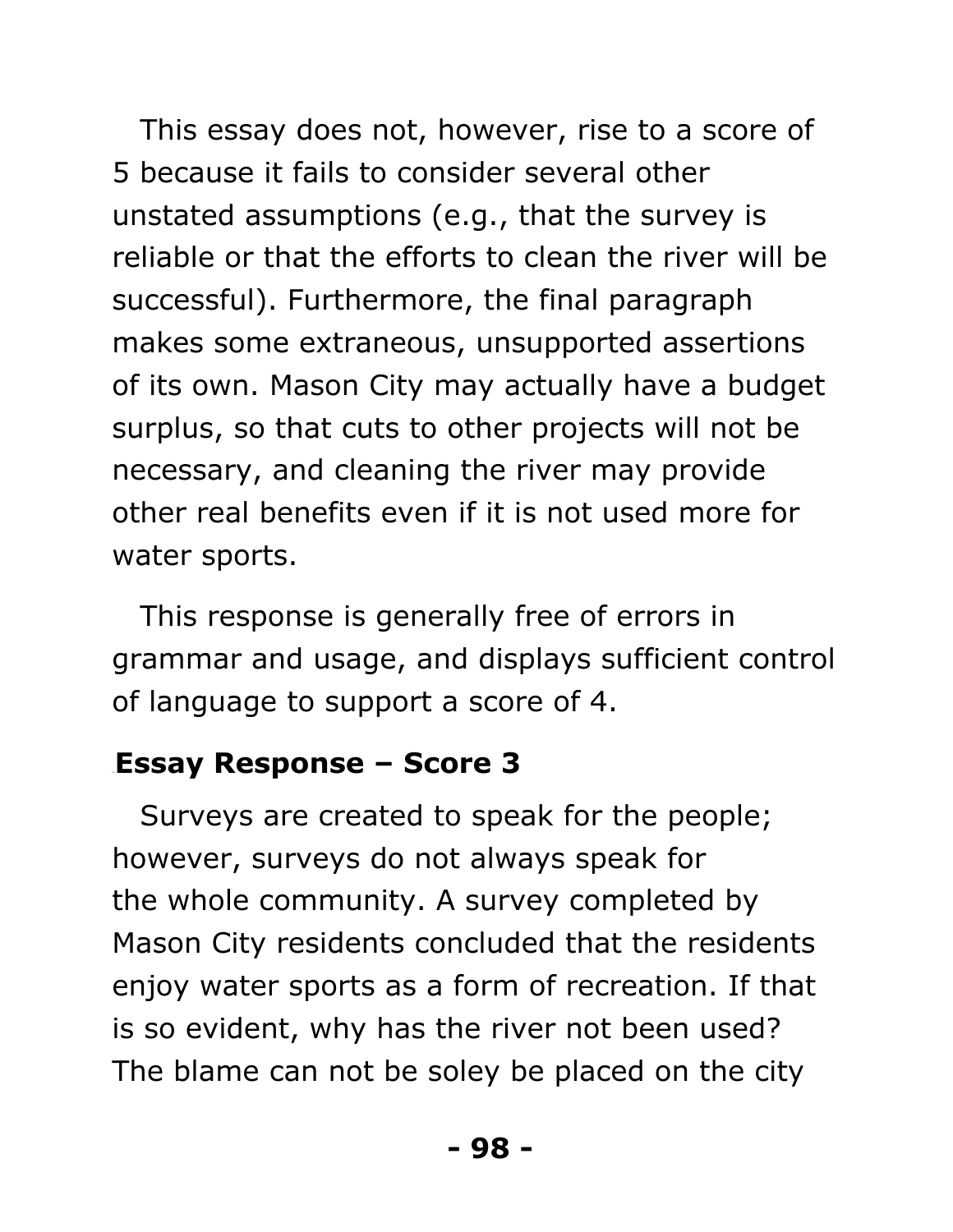This essay does not, however, rise to a score of 5 because it fails to consider several other unstated assumptions (e.g., that the survey is reliable or that the efforts to clean the river will be successful). Furthermore, the final paragraph makes some extraneous, unsupported assertions of its own. Mason City may actually have a budget surplus, so that cuts to other projects will not be necessary, and cleaning the river may provide other real benefits even if it is not used more for water sports.

This response is generally free of errors in grammar and usage, and displays sufficient control of language to support a score of 4.

### Essay Response – Score 3

Surveys are created to speak for the people; however, surveys do not always speak for the whole community. A survey completed by Mason City residents concluded that the residents enjoy water sports as a form of recreation. If that is so evident, why has the river not been used? The blame can not be soley be placed on the city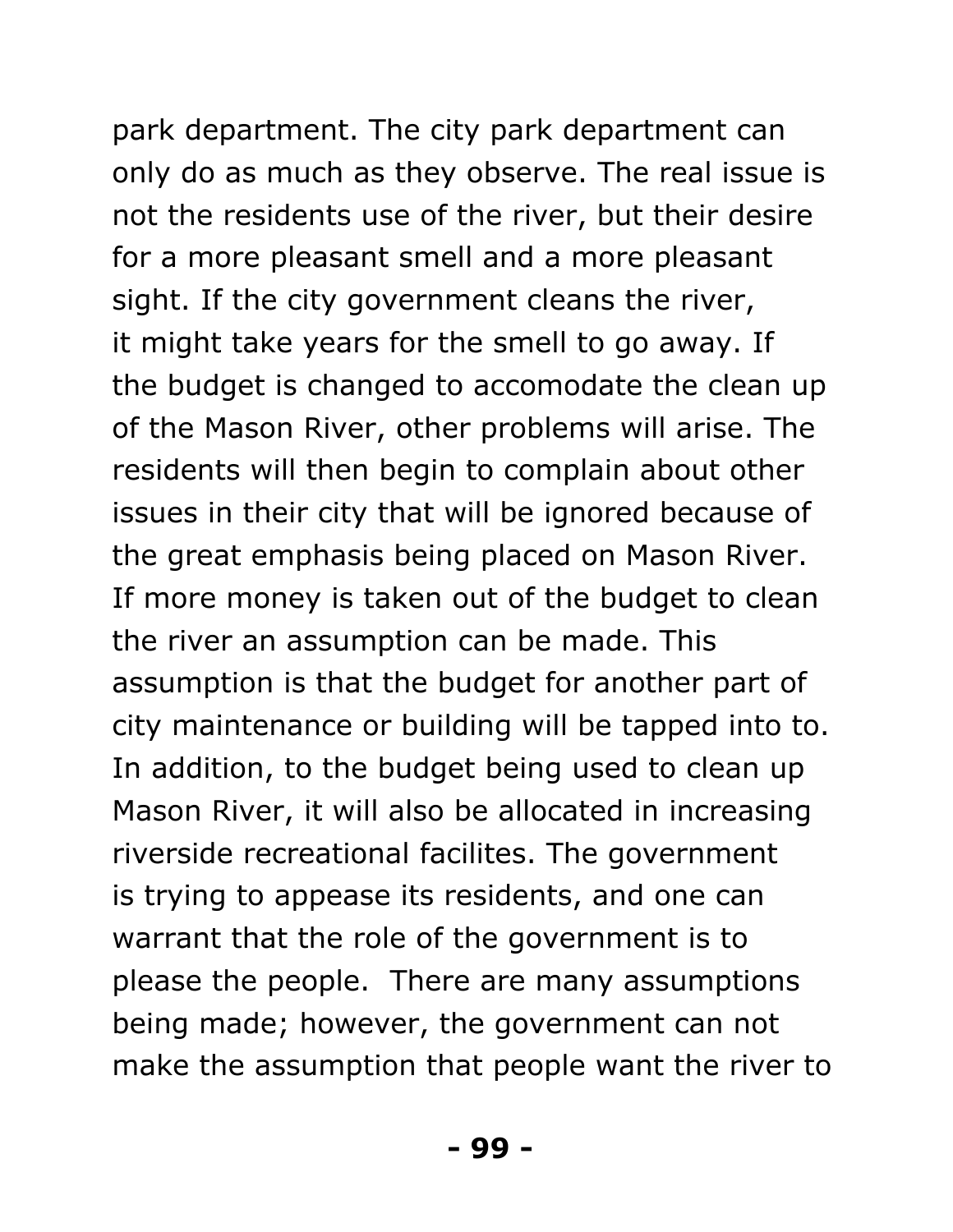park department. The city park department can only do as much as they observe. The real issue is not the residents use of the river, but their desire for a more pleasant smell and a more pleasant sight. If the city government cleans the river, it might take years for the smell to go away. If the budget is changed to accomodate the clean up of the Mason River, other problems will arise. The residents will then begin to complain about other issues in their city that will be ignored because of the great emphasis being placed on Mason River. If more money is taken out of the budget to clean the river an assumption can be made. This assumption is that the budget for another part of city maintenance or building will be tapped into to. In addition, to the budget being used to clean up Mason River, it will also be allocated in increasing riverside recreational facilites. The government is trying to appease its residents, and one can warrant that the role of the government is to please the people.  There are many assumptions being made; however, the government can not make the assumption that people want the river to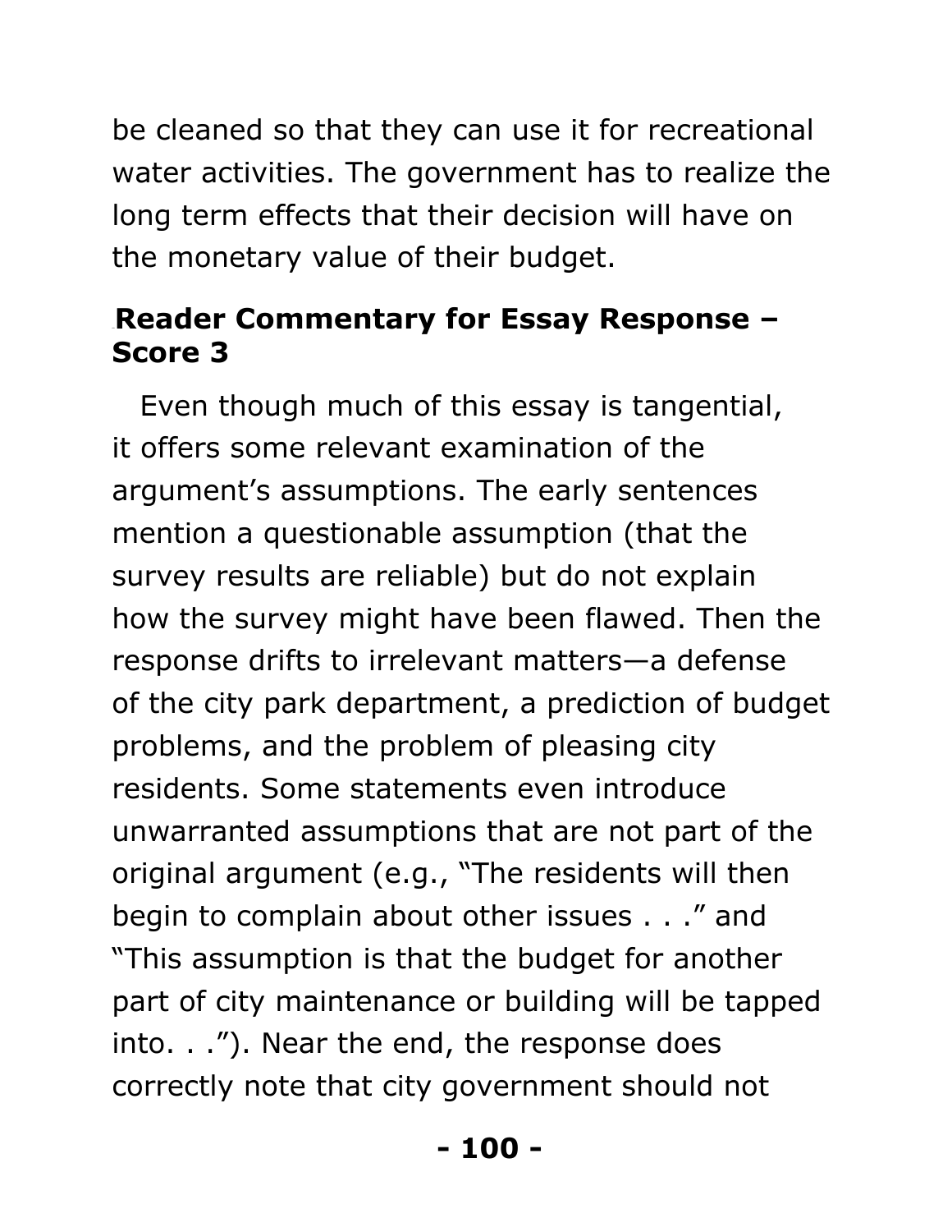be cleaned so that they can use it for recreational water activities. The government has to realize the long term effects that their decision will have on the monetary value of their budget.

### Reader Commentary for Essay Response – Score 3

Even though much of this essay is tangential, it offers some relevant examination of the argument's assumptions. The early sentences mention a questionable assumption (that the survey results are reliable) but do not explain how the survey might have been flawed. Then the response drifts to irrelevant matters—a defense of the city park department, a prediction of budget problems, and the problem of pleasing city residents. Some statements even introduce unwarranted assumptions that are not part of the original argument (e.g., "The residents will then begin to complain about other issues . . ." and "This assumption is that the budget for another part of city maintenance or building will be tapped into. . ."). Near the end, the response does correctly note that city government should not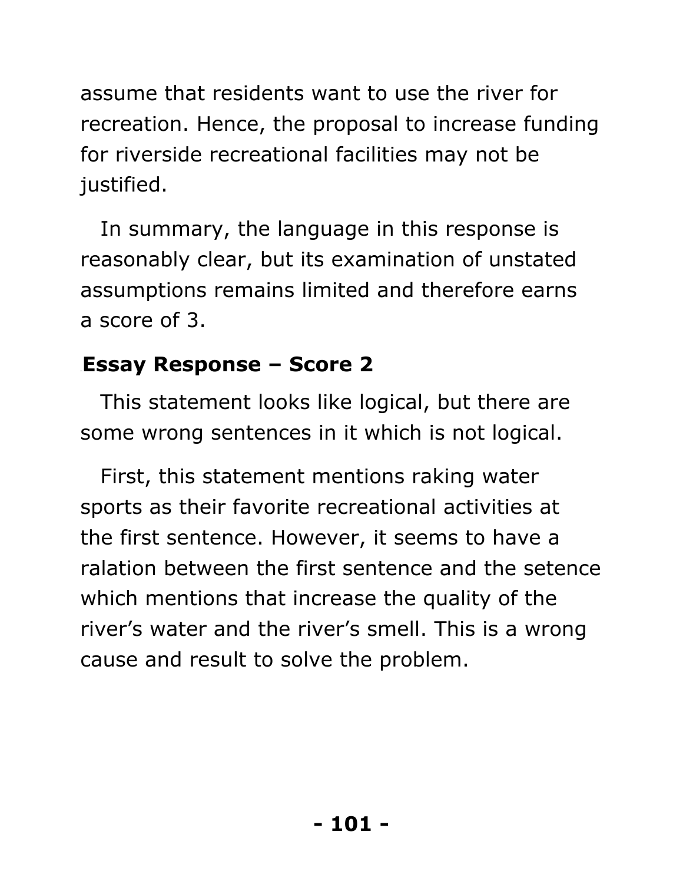assume that residents want to use the river for recreation. Hence, the proposal to increase funding for riverside recreational facilities may not be justified.

In summary, the language in this response is reasonably clear, but its examination of unstated assumptions remains limited and therefore earns a score of 3.

### Essay Response – Score 2

This statement looks like logical, but there are some wrong sentences in it which is not logical.

First, this statement mentions raking water sports as their favorite recreational activities at the first sentence. However, it seems to have a ralation between the first sentence and the setence which mentions that increase the quality of the river's water and the river's smell. This is a wrong cause and result to solve the problem.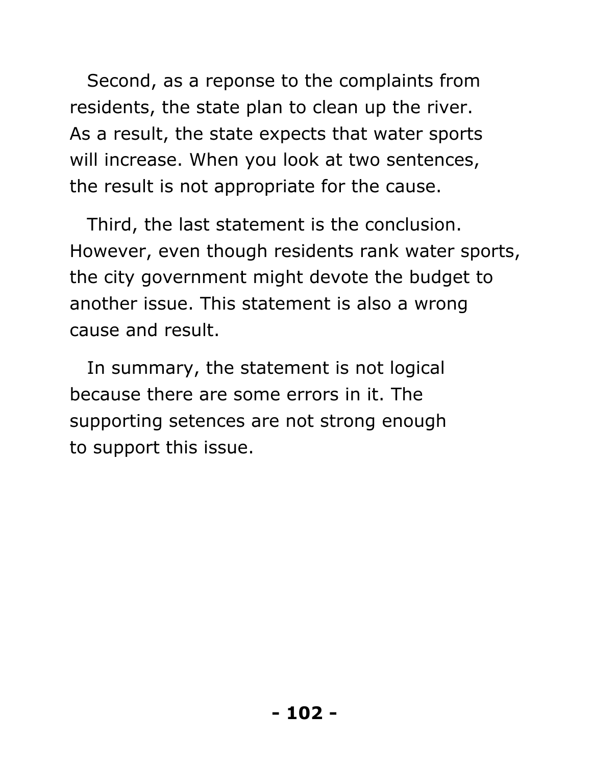Second, as a reponse to the complaints from residents, the state plan to clean up the river. As a result, the state expects that water sports will increase. When you look at two sentences, the result is not appropriate for the cause.

Third, the last statement is the conclusion. However, even though residents rank water sports, the city government might devote the budget to another issue. This statement is also a wrong cause and result.

In summary, the statement is not logical because there are some errors in it. The supporting setences are not strong enough to support this issue.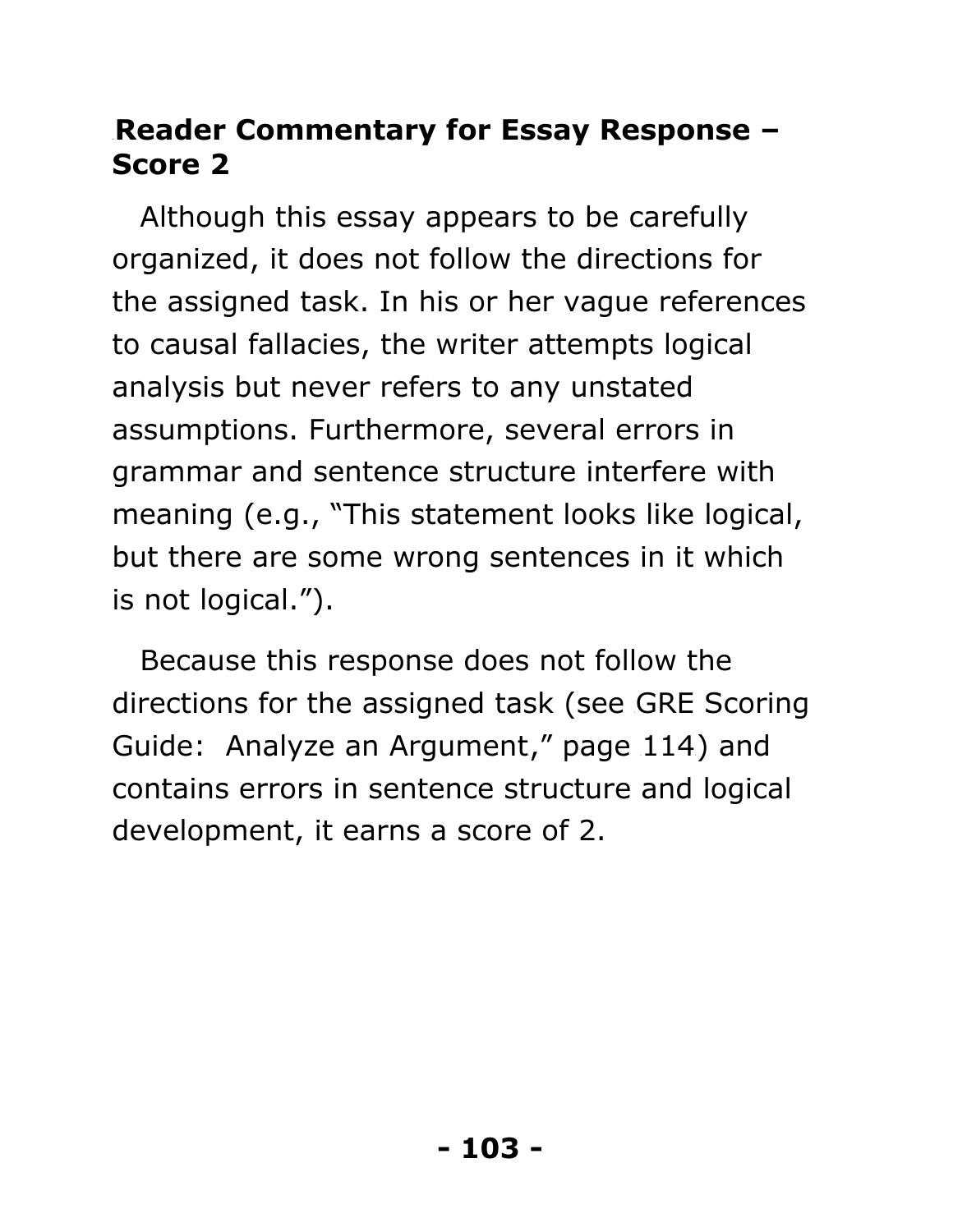## Reader Commentary for Essay Response – Score 2

Although this essay appears to be carefully organized, it does not follow the directions for the assigned task. In his or her vague references to causal fallacies, the writer attempts logical analysis but never refers to any unstated assumptions. Furthermore, several errors in grammar and sentence structure interfere with meaning (e.g., "This statement looks like logical, but there are some wrong sentences in it which is not logical.").

Because this response does not follow the directions for the assigned task (see GRE Scoring Guide: Analyze an Argument," page 114) and contains errors in sentence structure and logical development, it earns a score of 2.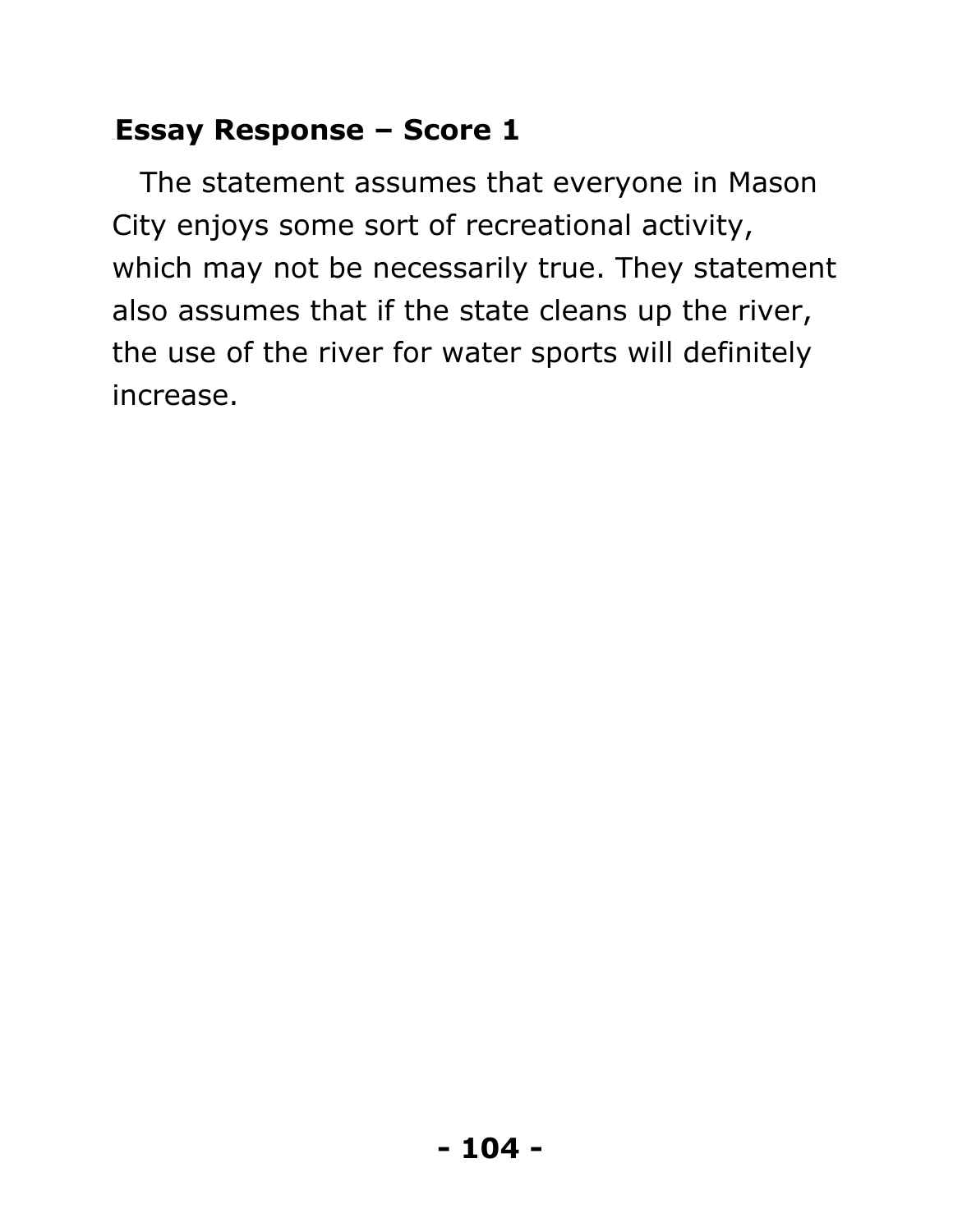## Essay Response – Score 1

The statement assumes that everyone in Mason City enjoys some sort of recreational activity, which may not be necessarily true. They statement also assumes that if the state cleans up the river, the use of the river for water sports will definitely increase.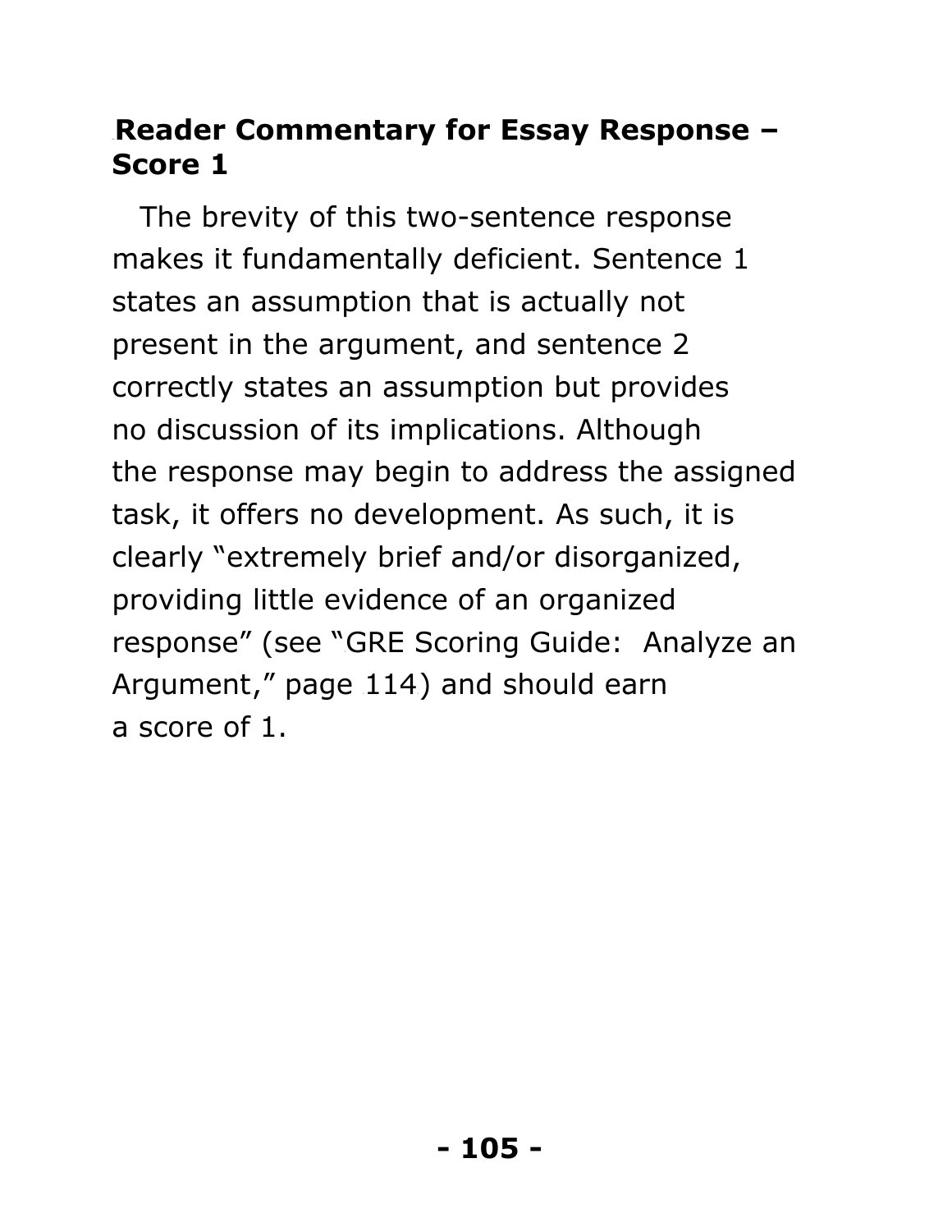## Reader Commentary for Essay Response – Score 1

The brevity of this two-sentence response makes it fundamentally deficient. Sentence 1 states an assumption that is actually not present in the argument, and sentence 2 correctly states an assumption but provides no discussion of its implications. Although the response may begin to address the assigned task, it offers no development. As such, it is clearly "extremely brief and/or disorganized, providing little evidence of an organized response" (see "GRE Scoring Guide: Analyze an Argument," page 114) and should earn a score of 1.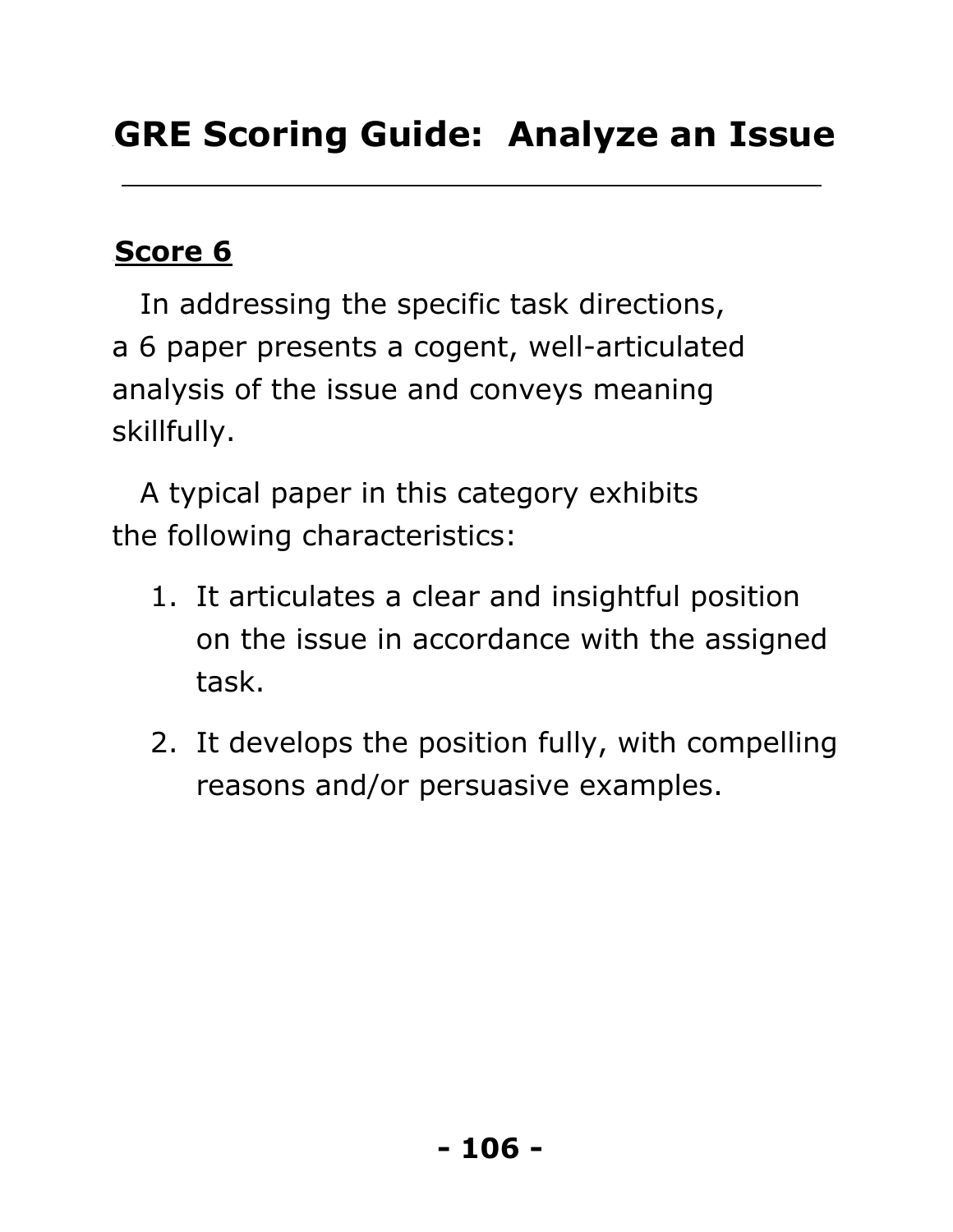# GRE Scoring Guide: Analyze an Issue

---

## Score 6

In addressing the specific task directions, a 6 paper presents a cogent, well-articulated analysis of the issue and conveys meaning skillfully.

A typical paper in this category exhibits the following characteristics:

1. It articulates a clear and insightful position on the issue in accordance with the assigned task.
2. It develops the position fully, with compelling reasons and/or persuasive examples.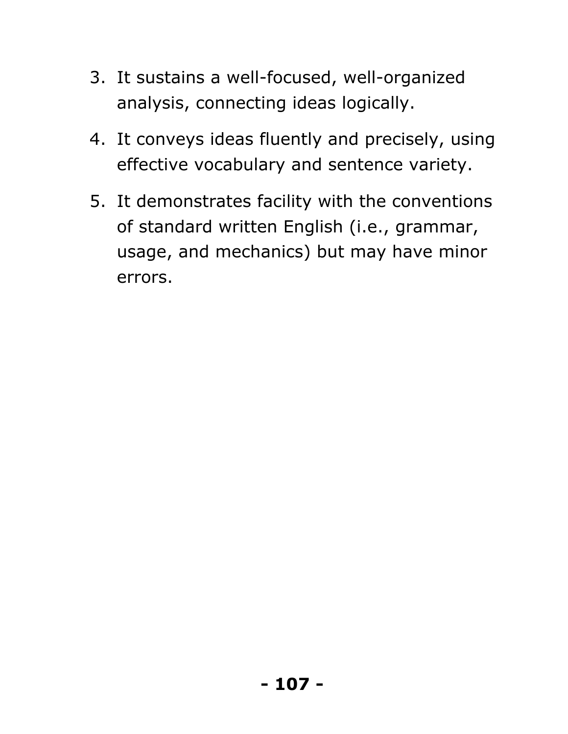3. It sustains a well-focused, well-organized analysis, connecting ideas logically.
4. It conveys ideas fluently and precisely, using effective vocabulary and sentence variety.
5. It demonstrates facility with the conventions of standard written English (i.e., grammar, usage, and mechanics) but may have minor errors.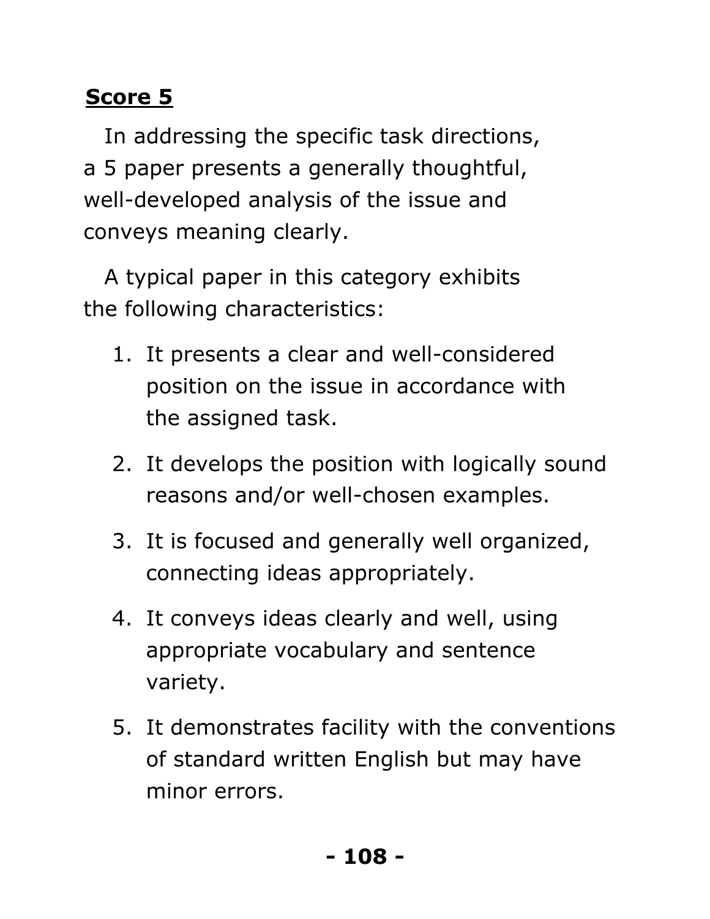## **Score 5**

In addressing the specific task directions, a 5 paper presents a generally thoughtful, well-developed analysis of the issue and conveys meaning clearly.

A typical paper in this category exhibits the following characteristics:

1. It presents a clear and well-considered position on the issue in accordance with the assigned task.
2. It develops the position with logically sound reasons and/or well-chosen examples.
3. It is focused and generally well organized, connecting ideas appropriately.
4. It conveys ideas clearly and well, using appropriate vocabulary and sentence variety.
5. It demonstrates facility with the conventions of standard written English but may have minor errors.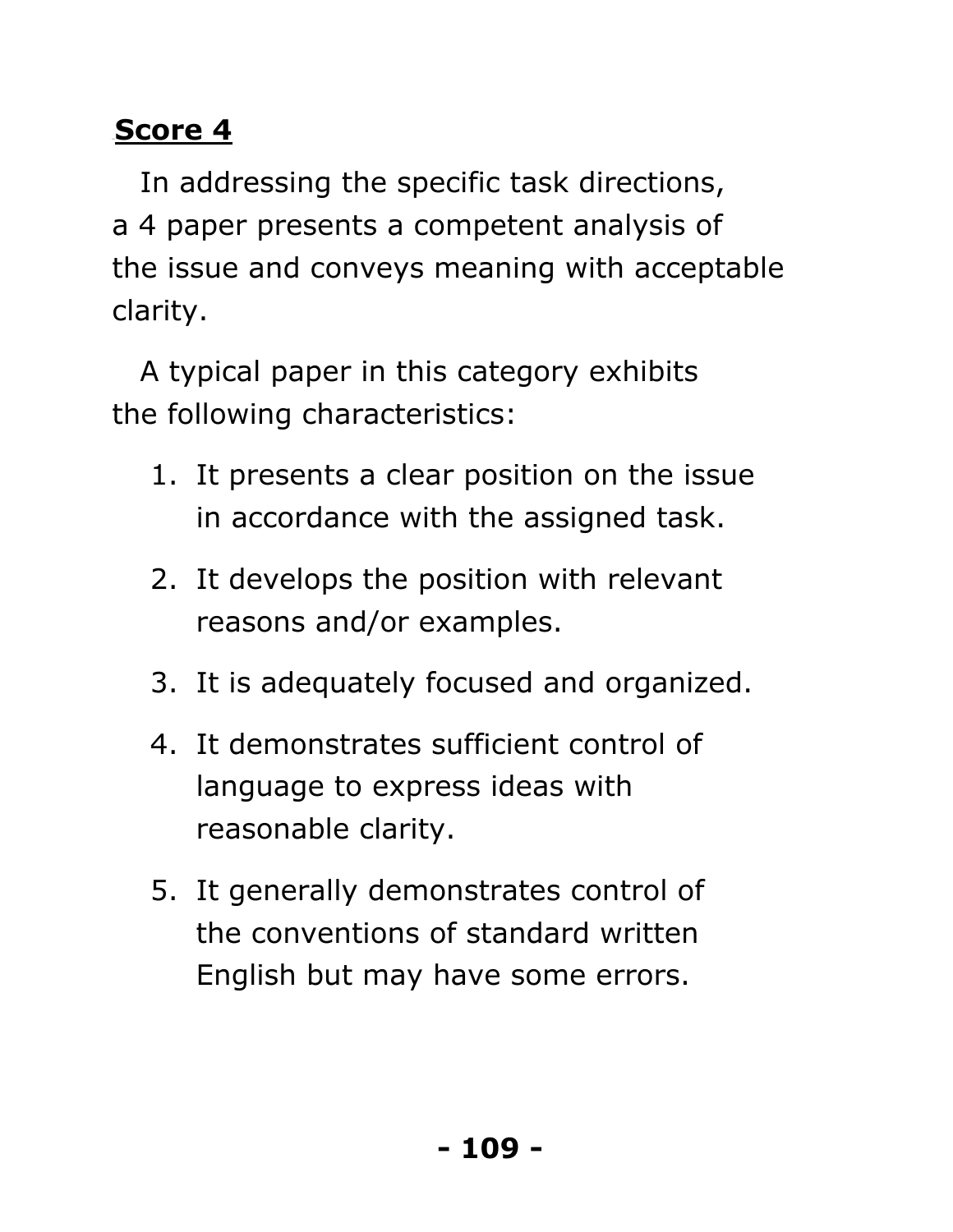## Score 4

In addressing the specific task directions, a 4 paper presents a competent analysis of the issue and conveys meaning with acceptable clarity.

A typical paper in this category exhibits the following characteristics:

1. It presents a clear position on the issue in accordance with the assigned task.
2. It develops the position with relevant reasons and/or examples.
3. It is adequately focused and organized.
4. It demonstrates sufficient control of language to express ideas with reasonable clarity.
5. It generally demonstrates control of the conventions of standard written English but may have some errors.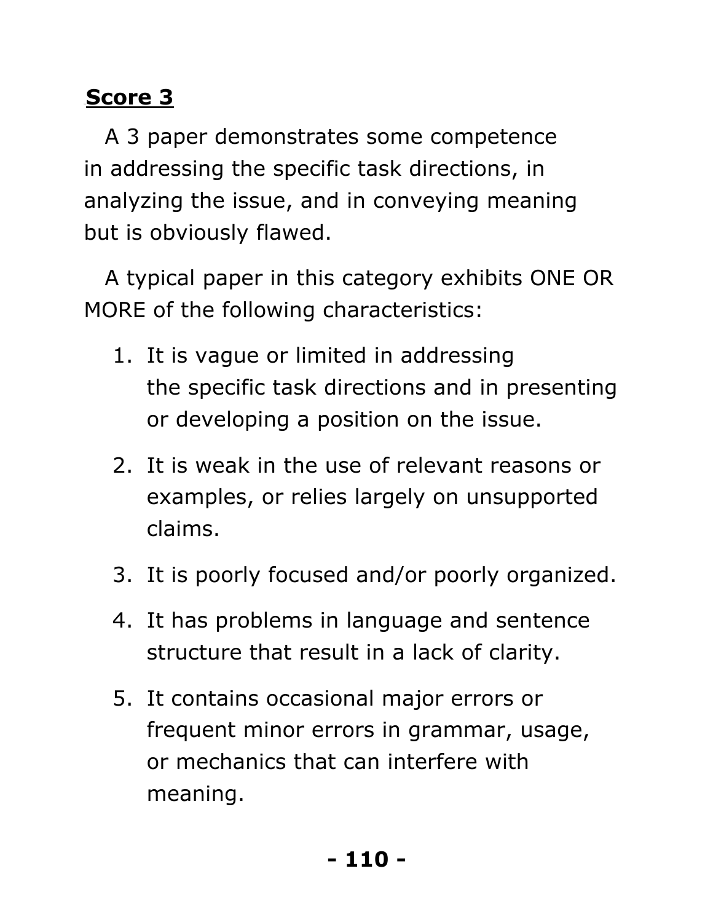**Score 3**

A 3 paper demonstrates some competence in addressing the specific task directions, in analyzing the issue, and in conveying meaning but is obviously flawed.

A typical paper in this category exhibits ONE OR MORE of the following characteristics:

1. It is vague or limited in addressing the specific task directions and in presenting or developing a position on the issue.
2. It is weak in the use of relevant reasons or examples, or relies largely on unsupported claims.
3. It is poorly focused and/or poorly organized.
4. It has problems in language and sentence structure that result in a lack of clarity.
5. It contains occasional major errors or frequent minor errors in grammar, usage, or mechanics that can interfere with meaning.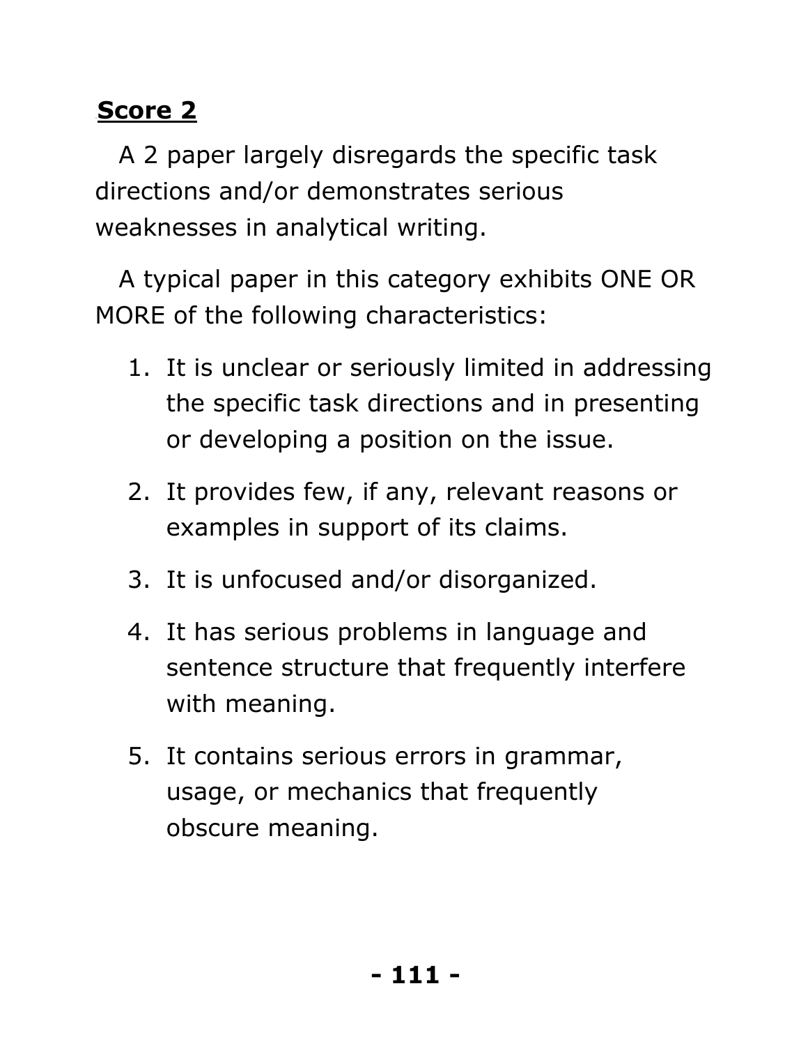**Score 2**

A 2 paper largely disregards the specific task directions and/or demonstrates serious weaknesses in analytical writing.

A typical paper in this category exhibits ONE OR MORE of the following characteristics:

1. It is unclear or seriously limited in addressing the specific task directions and in presenting or developing a position on the issue.
2. It provides few, if any, relevant reasons or examples in support of its claims.
3. It is unfocused and/or disorganized.
4. It has serious problems in language and sentence structure that frequently interfere with meaning.
5. It contains serious errors in grammar, usage, or mechanics that frequently obscure meaning.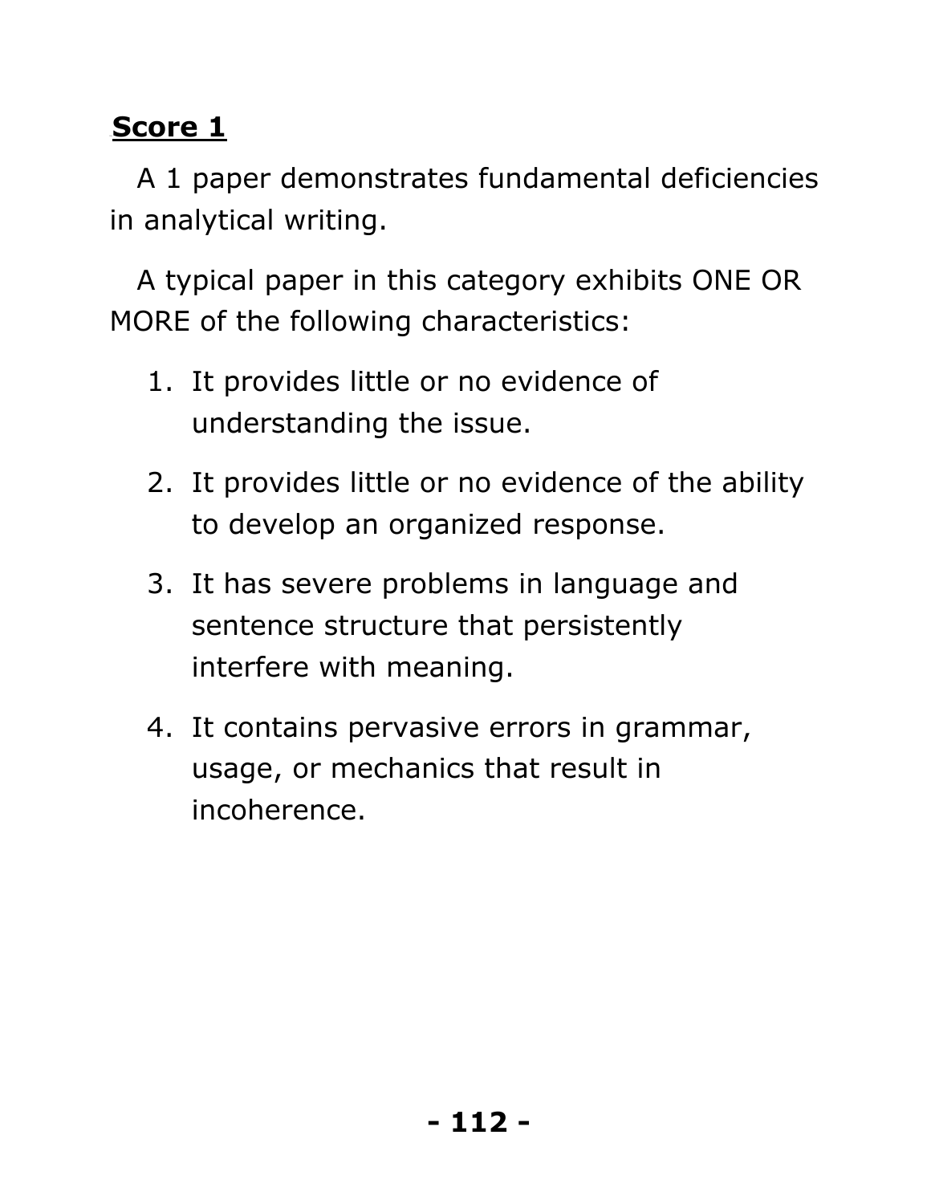**Score 1**

A 1 paper demonstrates fundamental deficiencies in analytical writing.

A typical paper in this category exhibits ONE OR MORE of the following characteristics:

1. It provides little or no evidence of understanding the issue.
2. It provides little or no evidence of the ability to develop an organized response.
3. It has severe problems in language and sentence structure that persistently interfere with meaning.
4. It contains pervasive errors in grammar, usage, or mechanics that result in incoherence.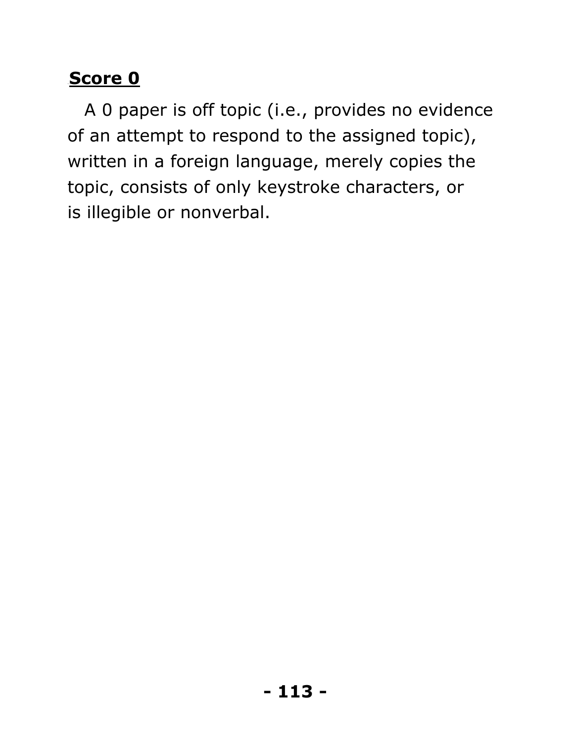**Score 0**

A 0 paper is off topic (i.e., provides no evidence of an attempt to respond to the assigned topic), written in a foreign language, merely copies the topic, consists of only keystroke characters, or is illegible or nonverbal.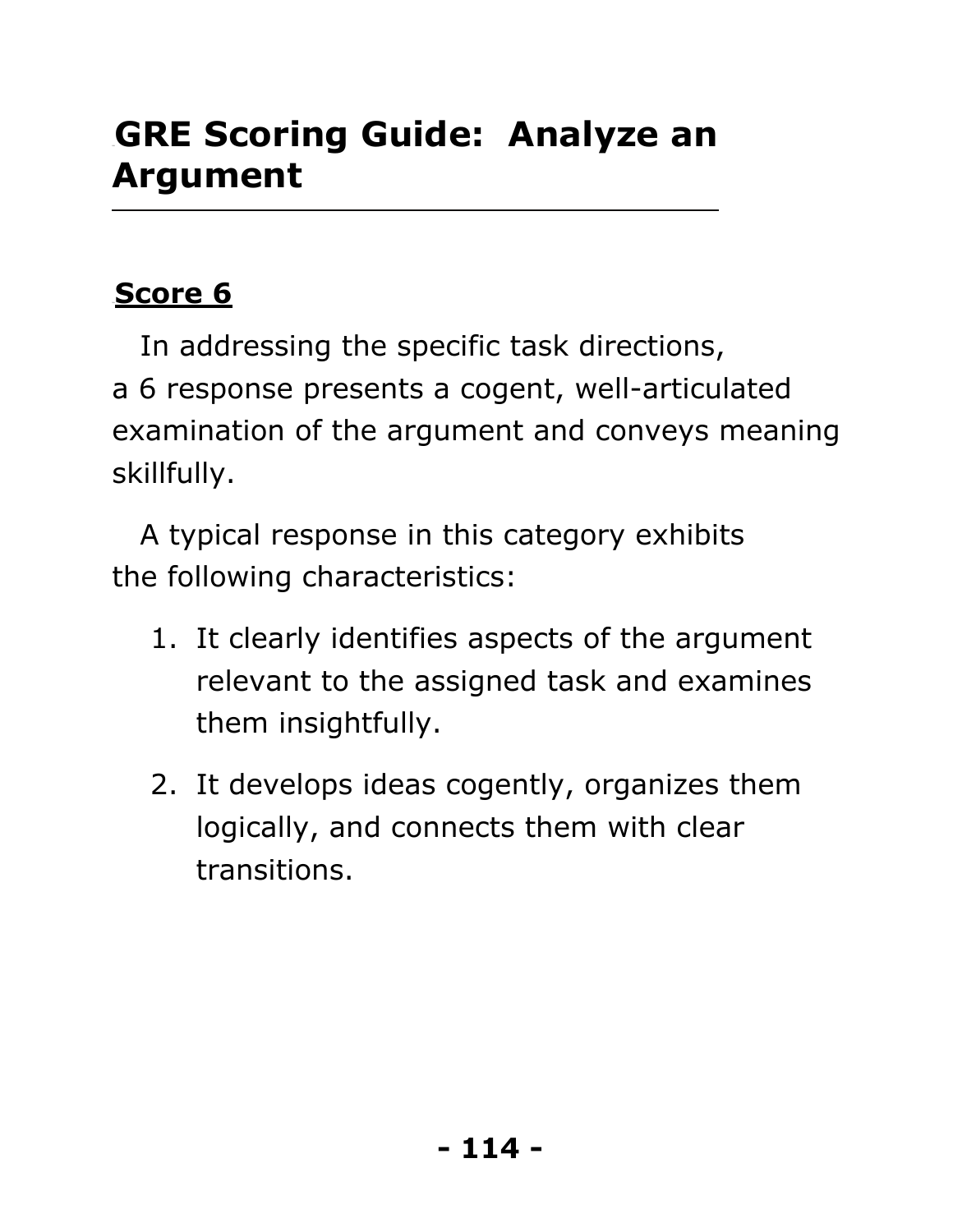# GRE Scoring Guide: Analyze an Argument

## Score 6

In addressing the specific task directions, a 6 response presents a cogent, well-articulated examination of the argument and conveys meaning skillfully.

A typical response in this category exhibits the following characteristics:

1. It clearly identifies aspects of the argument relevant to the assigned task and examines them insightfully.
2. It develops ideas cogently, organizes them logically, and connects them with clear transitions.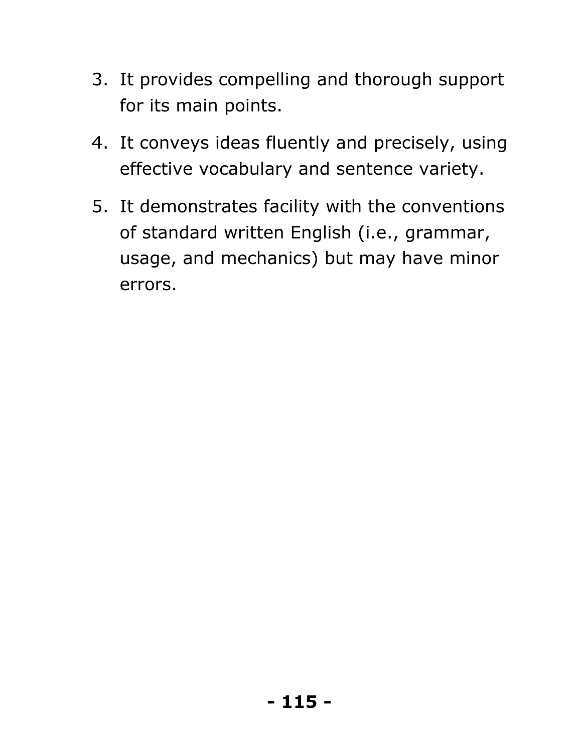3. It provides compelling and thorough support for its main points.
4. It conveys ideas fluently and precisely, using effective vocabulary and sentence variety.
5. It demonstrates facility with the conventions of standard written English (i.e., grammar, usage, and mechanics) but may have minor errors.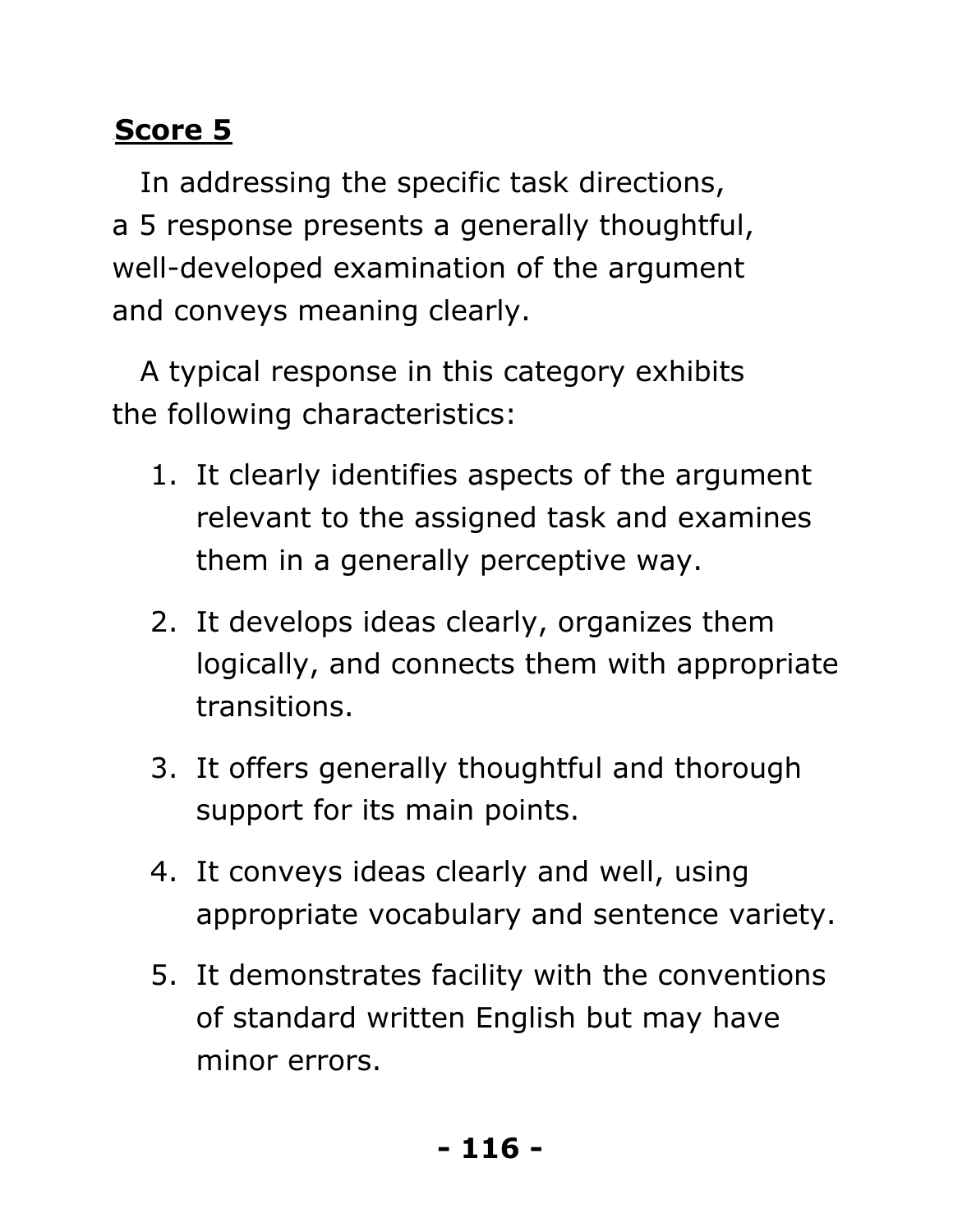**Score 5**

In addressing the specific task directions, a 5 response presents a generally thoughtful, well-developed examination of the argument and conveys meaning clearly.

A typical response in this category exhibits the following characteristics:

1. It clearly identifies aspects of the argument relevant to the assigned task and examines them in a generally perceptive way.
2. It develops ideas clearly, organizes them logically, and connects them with appropriate transitions.
3. It offers generally thoughtful and thorough support for its main points.
4. It conveys ideas clearly and well, using appropriate vocabulary and sentence variety.
5. It demonstrates facility with the conventions of standard written English but may have minor errors.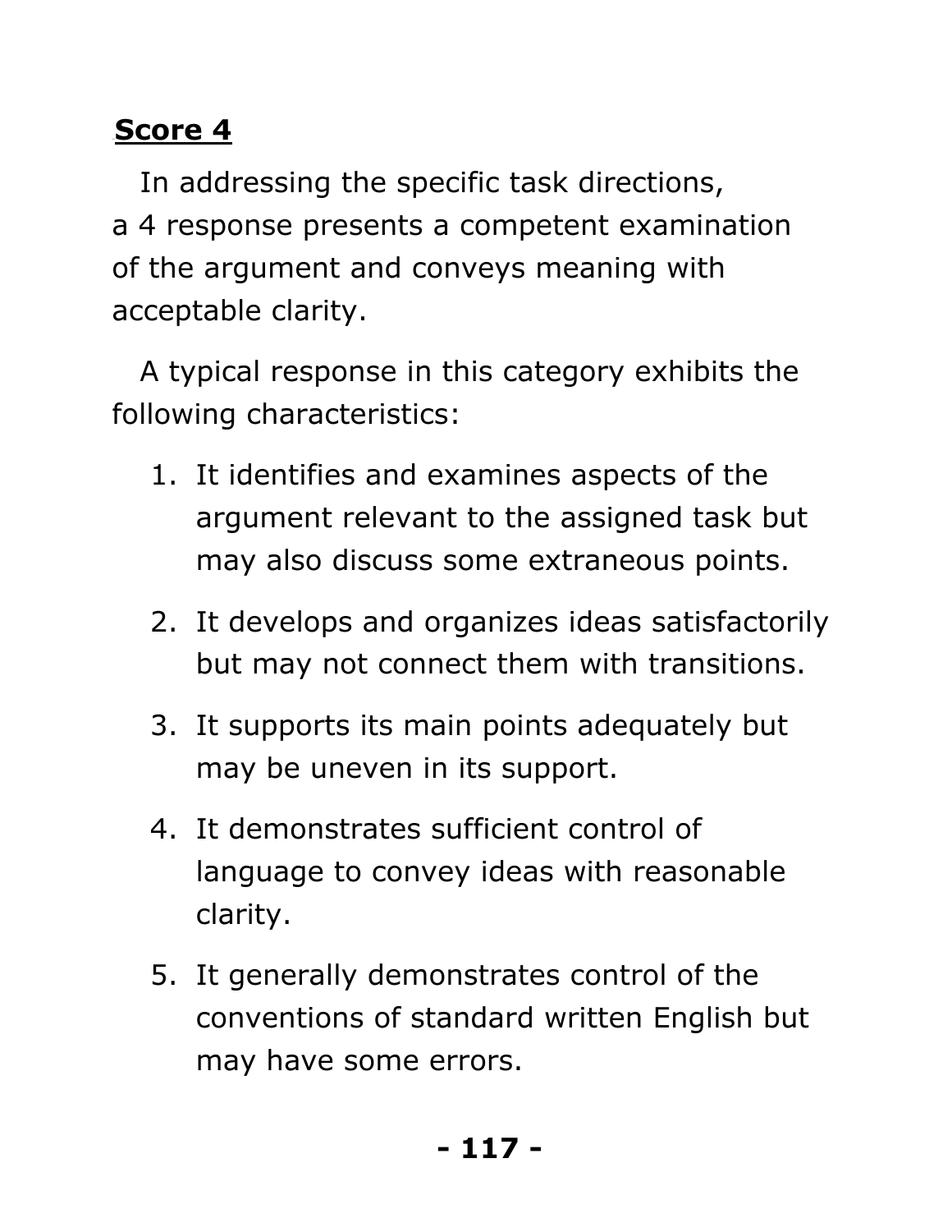**Score 4**

In addressing the specific task directions, a 4 response presents a competent examination of the argument and conveys meaning with acceptable clarity.

A typical response in this category exhibits the following characteristics:

1. It identifies and examines aspects of the argument relevant to the assigned task but may also discuss some extraneous points.
2. It develops and organizes ideas satisfactorily but may not connect them with transitions.
3. It supports its main points adequately but may be uneven in its support.
4. It demonstrates sufficient control of language to convey ideas with reasonable clarity.
5. It generally demonstrates control of the conventions of standard written English but may have some errors.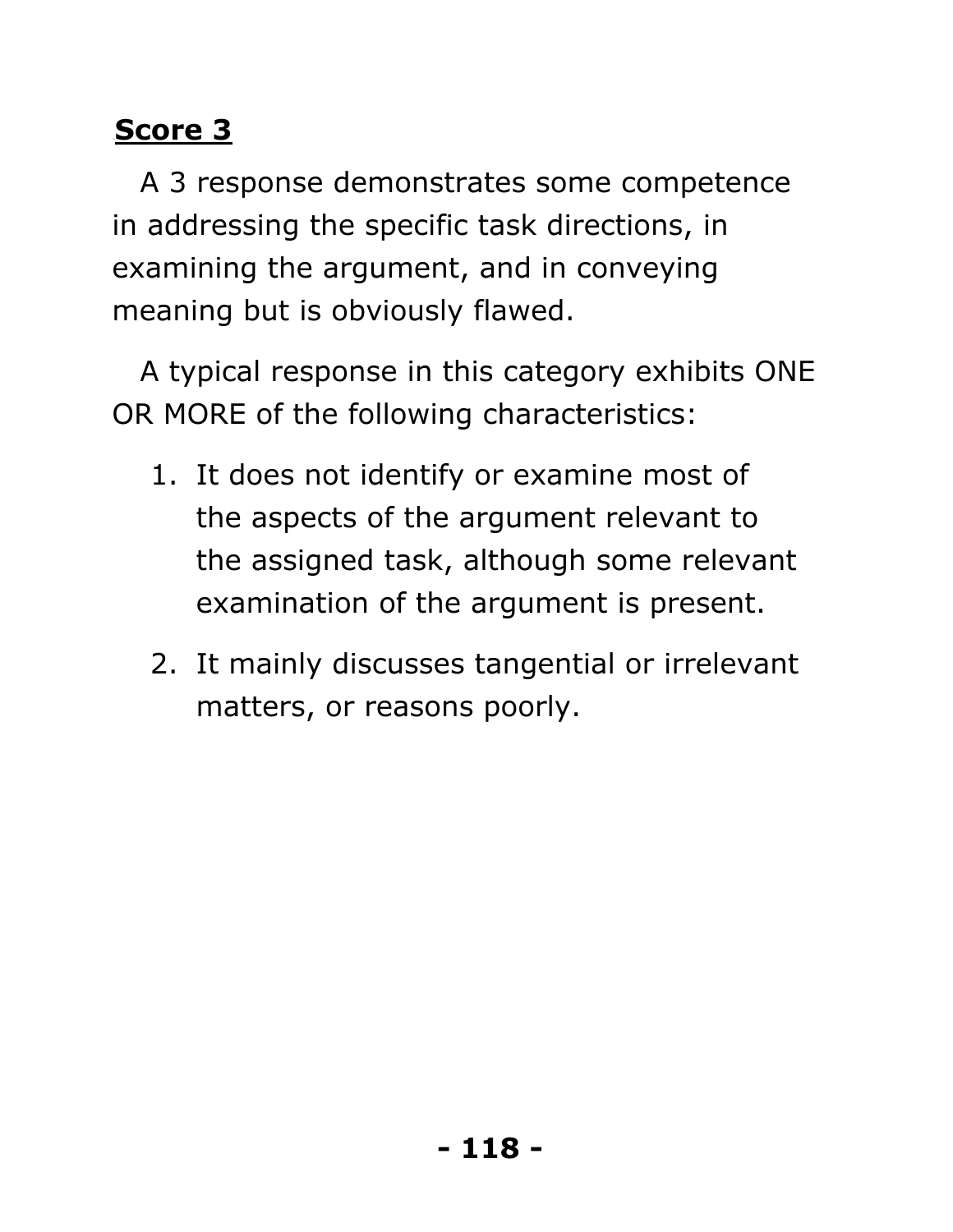**Score 3**

A 3 response demonstrates some competence in addressing the specific task directions, in examining the argument, and in conveying meaning but is obviously flawed.

A typical response in this category exhibits ONE OR MORE of the following characteristics:

1. It does not identify or examine most of the aspects of the argument relevant to the assigned task, although some relevant examination of the argument is present.
2. It mainly discusses tangential or irrelevant matters, or reasons poorly.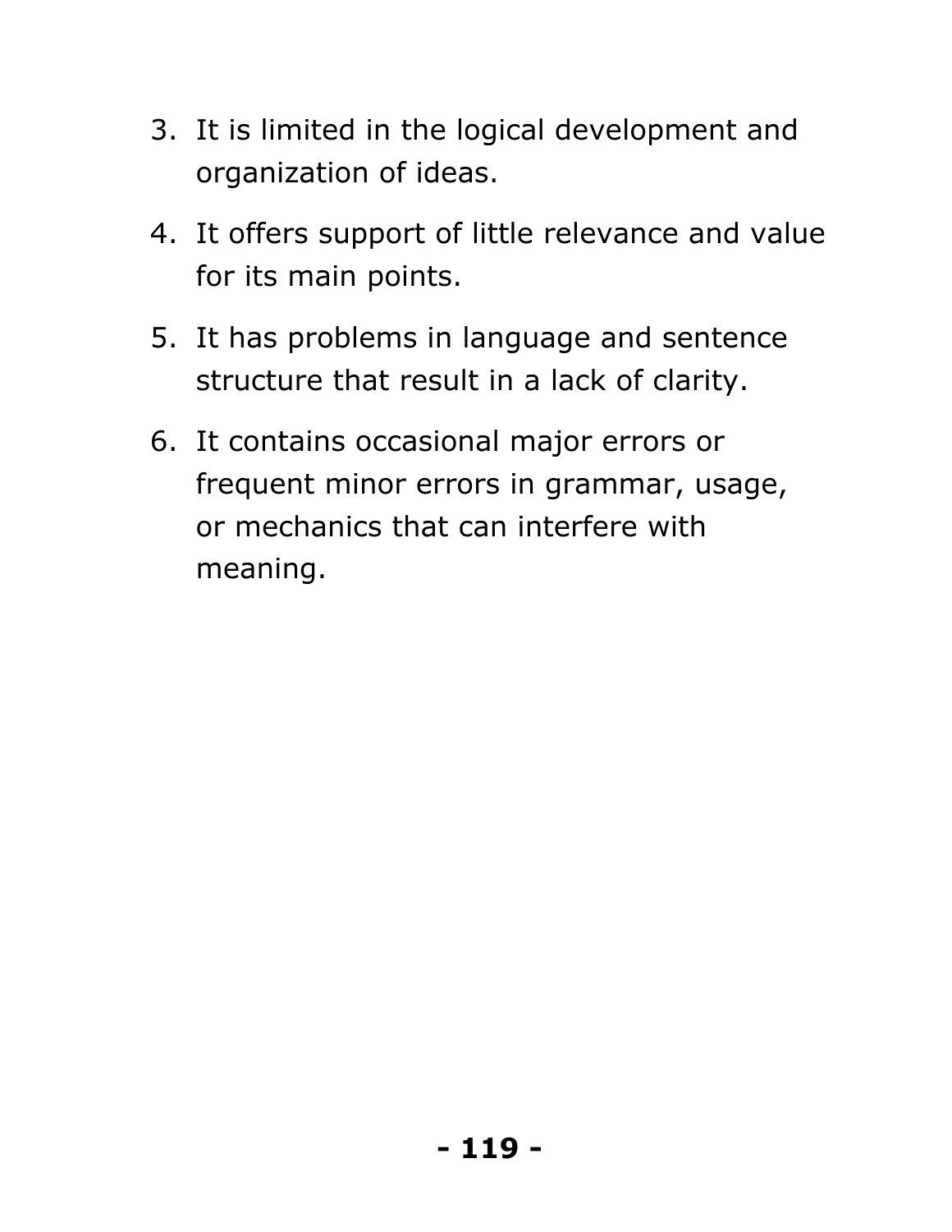3. It is limited in the logical development and organization of ideas.
4. It offers support of little relevance and value for its main points.
5. It has problems in language and sentence structure that result in a lack of clarity.
6. It contains occasional major errors or frequent minor errors in grammar, usage, or mechanics that can interfere with meaning.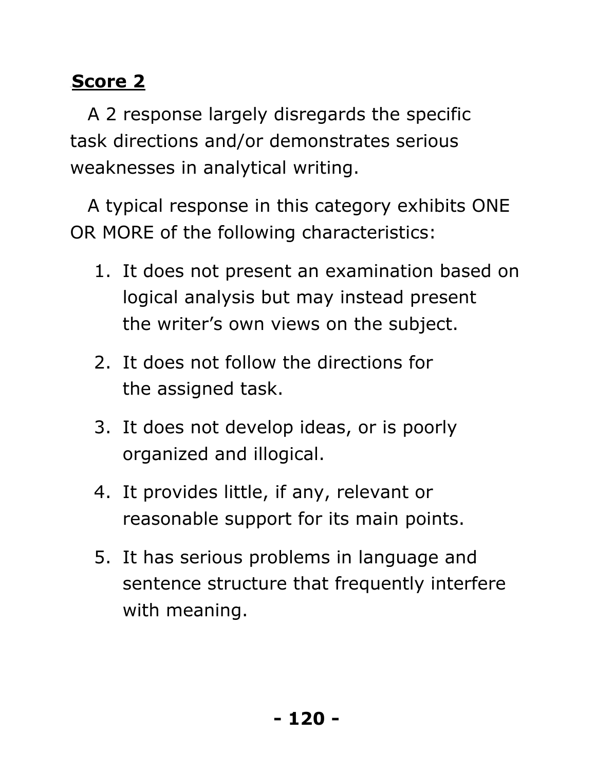**Score 2**

A 2 response largely disregards the specific task directions and/or demonstrates serious weaknesses in analytical writing.

A typical response in this category exhibits ONE OR MORE of the following characteristics:

1. It does not present an examination based on logical analysis but may instead present the writer’s own views on the subject.
2. It does not follow the directions for the assigned task.
3. It does not develop ideas, or is poorly organized and illogical.
4. It provides little, if any, relevant or reasonable support for its main points.
5. It has serious problems in language and sentence structure that frequently interfere with meaning.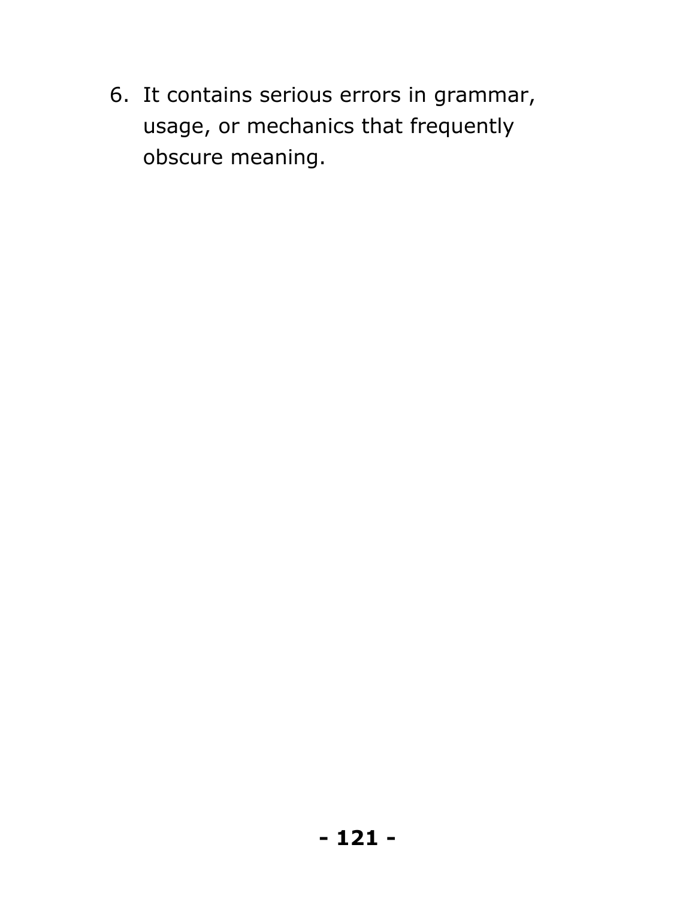6. It contains serious errors in grammar, usage, or mechanics that frequently obscure meaning.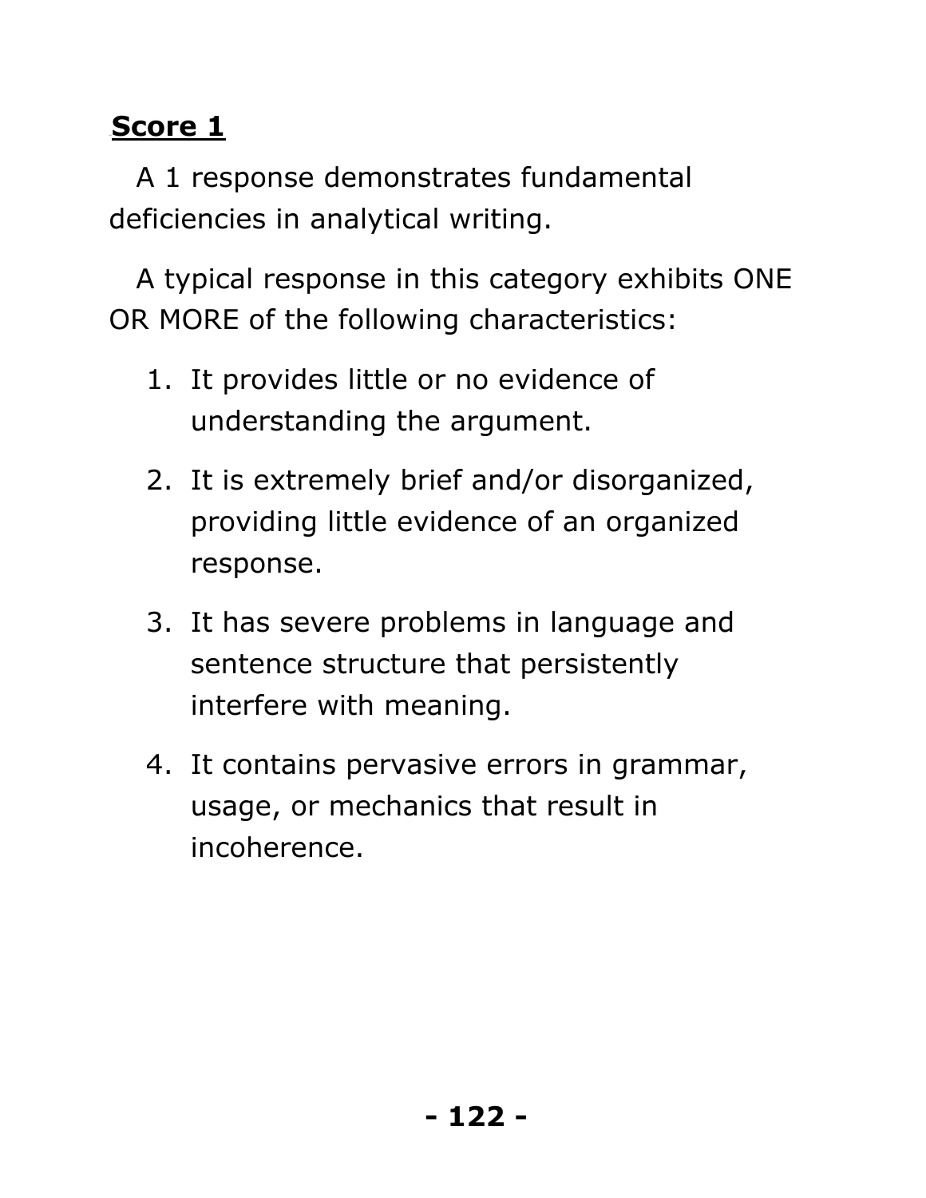**Score 1**

A 1 response demonstrates fundamental deficiencies in analytical writing.

A typical response in this category exhibits ONE OR MORE of the following characteristics:

1. It provides little or no evidence of understanding the argument.
2. It is extremely brief and/or disorganized, providing little evidence of an organized response.
3. It has severe problems in language and sentence structure that persistently interfere with meaning.
4. It contains pervasive errors in grammar, usage, or mechanics that result in incoherence.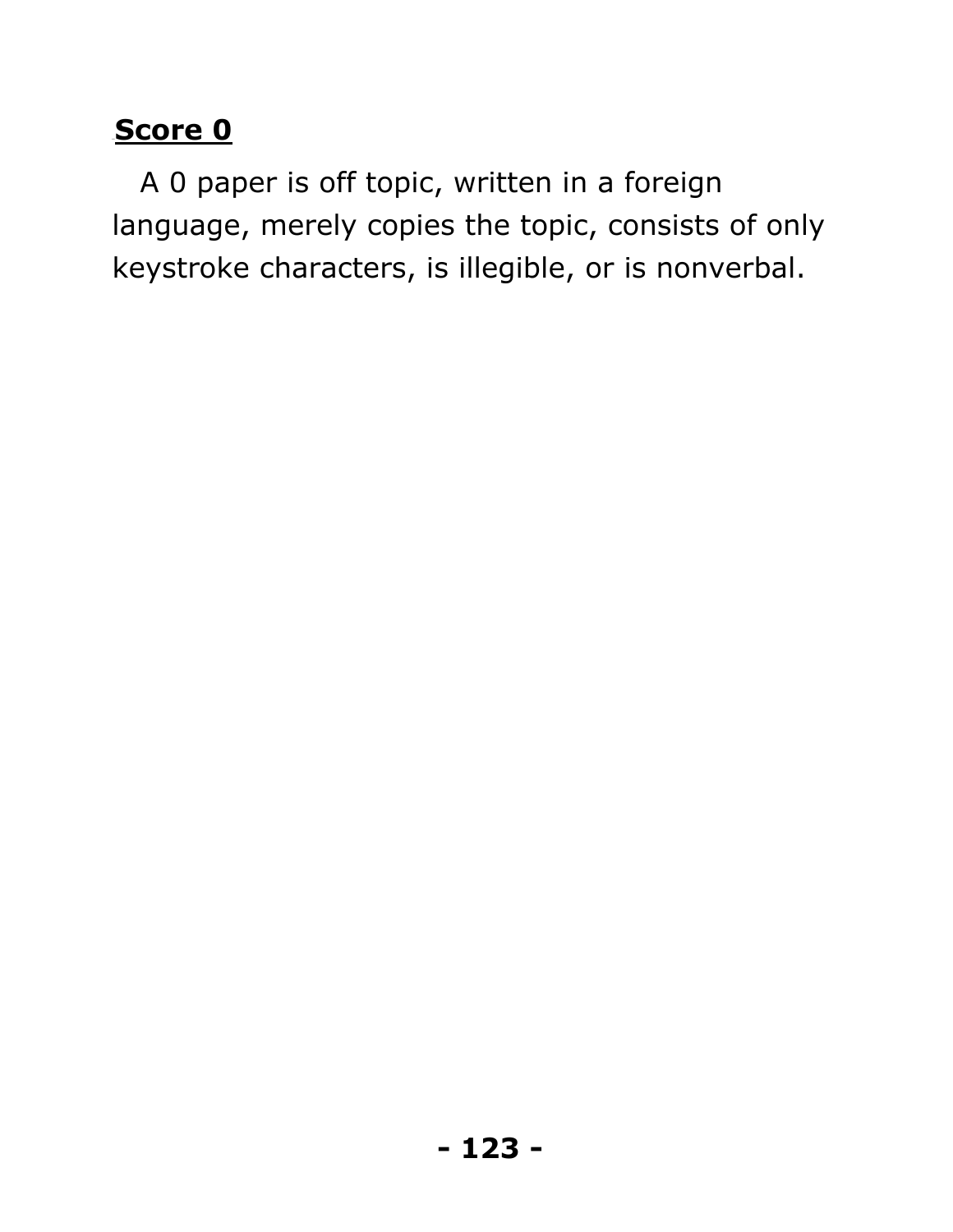**Score 0**

A 0 paper is off topic, written in a foreign language, merely copies the topic, consists of only keystroke characters, is illegible, or is nonverbal.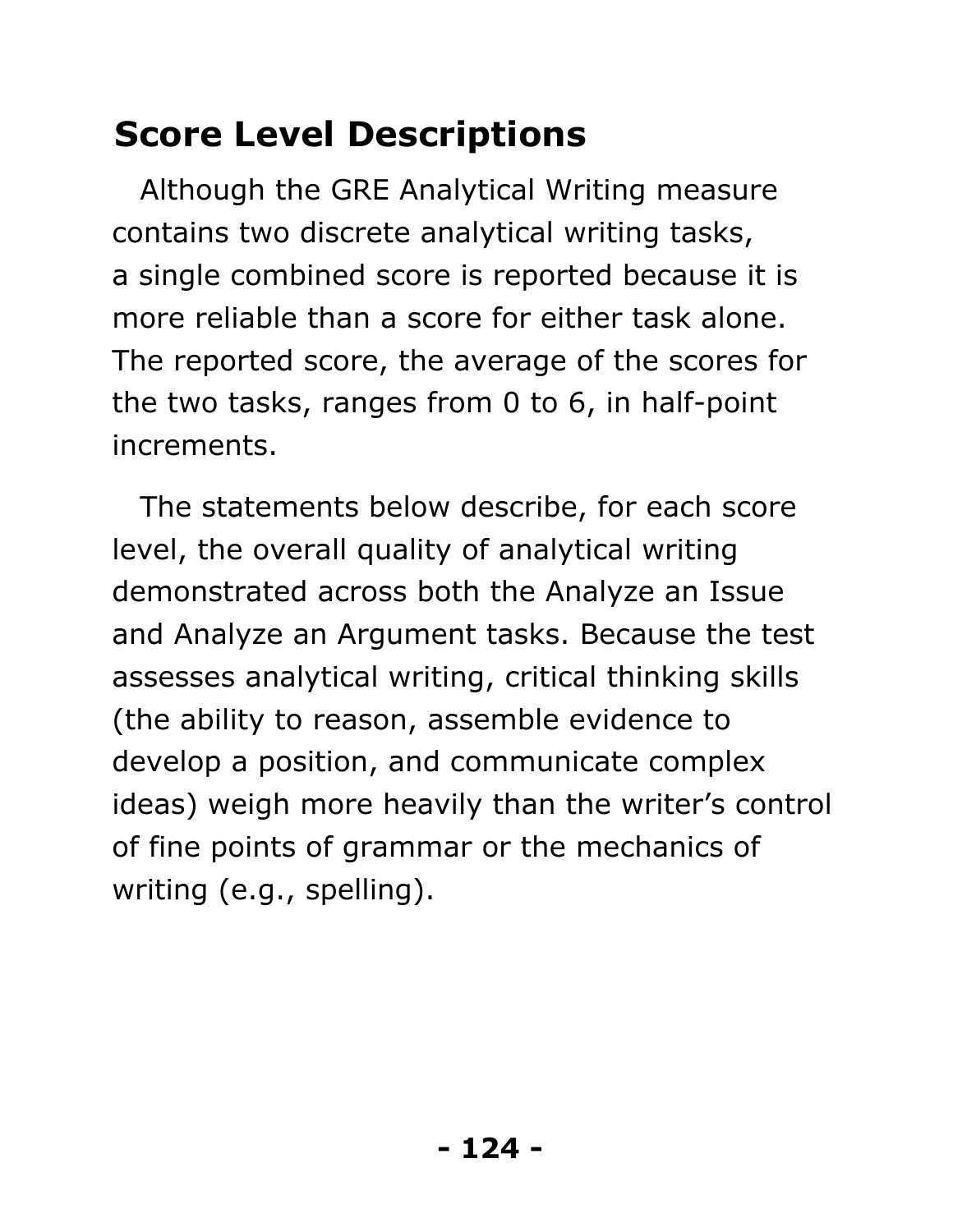## Score Level Descriptions

Although the GRE Analytical Writing measure contains two discrete analytical writing tasks, a single combined score is reported because it is more reliable than a score for either task alone. The reported score, the average of the scores for the two tasks, ranges from 0 to 6, in half-point increments.

The statements below describe, for each score level, the overall quality of analytical writing demonstrated across both the Analyze an Issue and Analyze an Argument tasks. Because the test assesses analytical writing, critical thinking skills (the ability to reason, assemble evidence to develop a position, and communicate complex ideas) weigh more heavily than the writer's control of fine points of grammar or the mechanics of writing (e.g., spelling).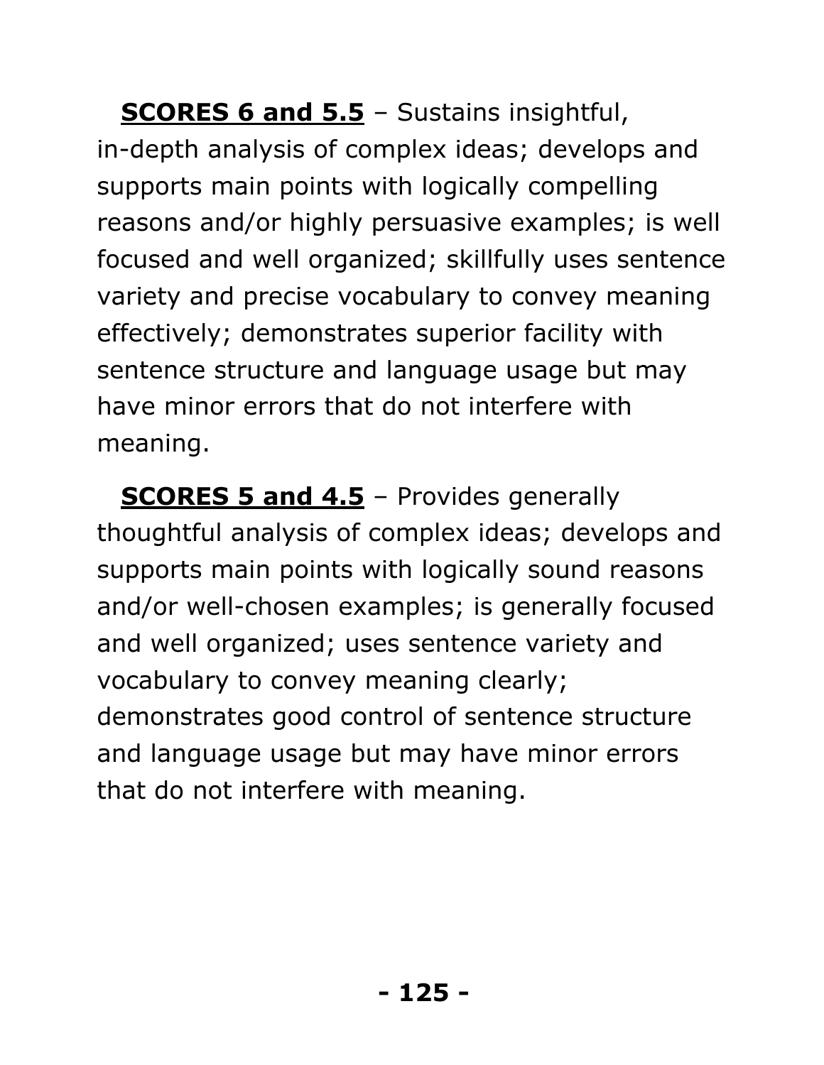**SCORES 6 and 5.5** – Sustains insightful, in-depth analysis of complex ideas; develops and supports main points with logically compelling reasons and/or highly persuasive examples; is well focused and well organized; skillfully uses sentence variety and precise vocabulary to convey meaning effectively; demonstrates superior facility with sentence structure and language usage but may have minor errors that do not interfere with meaning.

**SCORES 5 and 4.5** – Provides generally thoughtful analysis of complex ideas; develops and supports main points with logically sound reasons and/or well-chosen examples; is generally focused and well organized; uses sentence variety and vocabulary to convey meaning clearly; demonstrates good control of sentence structure and language usage but may have minor errors that do not interfere with meaning.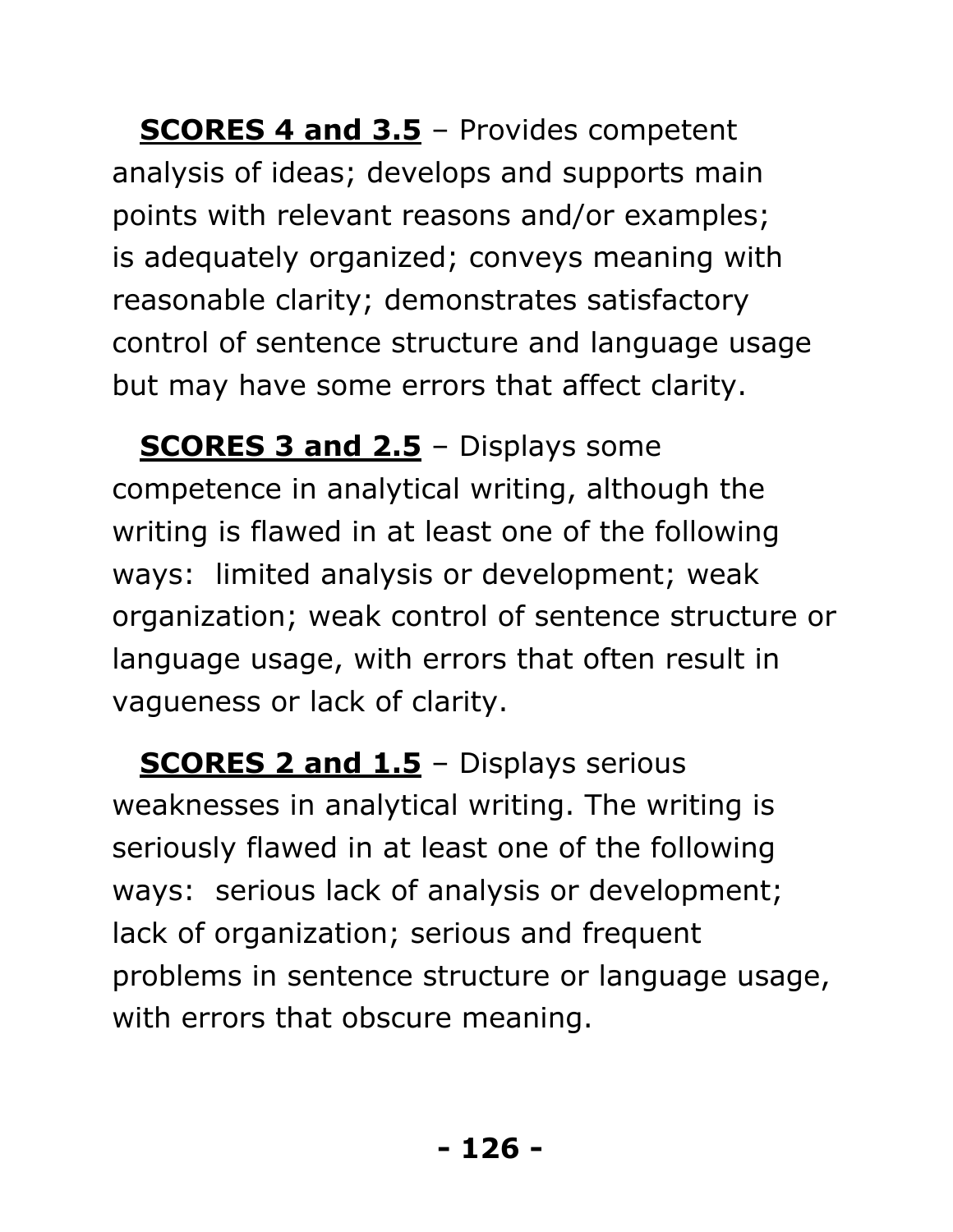**<u>SCORES 4 and 3.5</u>** – Provides competent analysis of ideas; develops and supports main points with relevant reasons and/or examples; is adequately organized; conveys meaning with reasonable clarity; demonstrates satisfactory control of sentence structure and language usage but may have some errors that affect clarity.

**<u>SCORES 3 and 2.5</u>** – Displays some competence in analytical writing, although the writing is flawed in at least one of the following ways: limited analysis or development; weak organization; weak control of sentence structure or language usage, with errors that often result in vagueness or lack of clarity.

**<u>SCORES 2 and 1.5</u>** – Displays serious weaknesses in analytical writing. The writing is seriously flawed in at least one of the following ways: serious lack of analysis or development; lack of organization; serious and frequent problems in sentence structure or language usage, with errors that obscure meaning.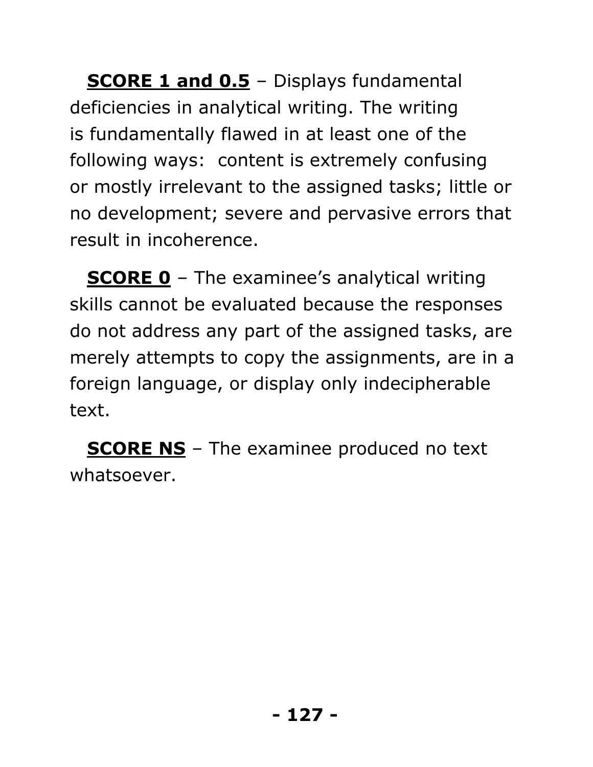**SCORE 1 and 0.5** – Displays fundamental deficiencies in analytical writing. The writing is fundamentally flawed in at least one of the following ways: content is extremely confusing or mostly irrelevant to the assigned tasks; little or no development; severe and pervasive errors that result in incoherence.

**SCORE 0** – The examinee's analytical writing skills cannot be evaluated because the responses do not address any part of the assigned tasks, are merely attempts to copy the assignments, are in a foreign language, or display only indecipherable text.

**SCORE NS** – The examinee produced no text whatsoever.